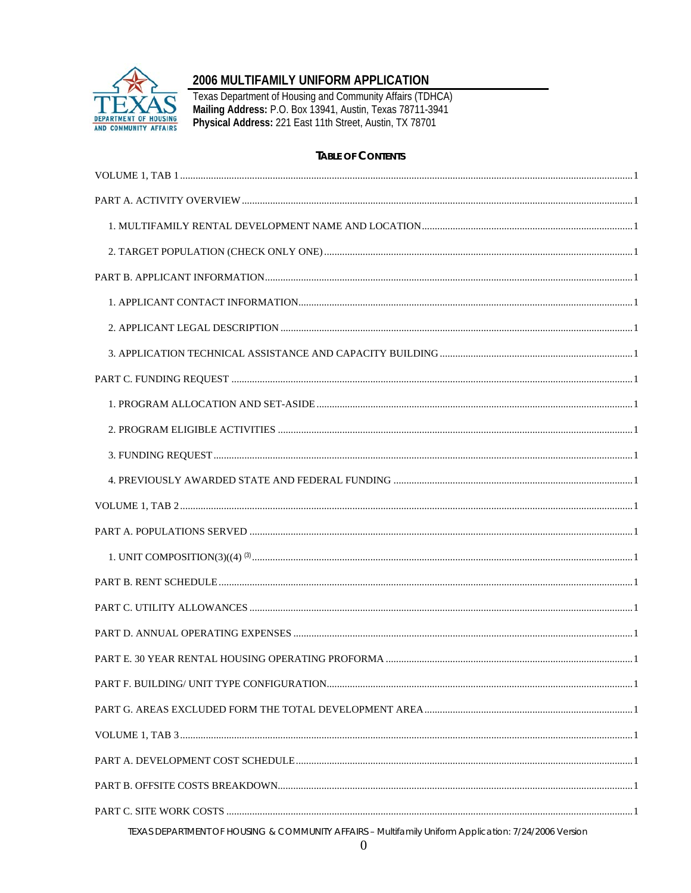# 2006 MULTIFAMILY UNIFORM APPLICATION

Texas Department of Housing and Community Affairs (TDHCA)
**Mailing Address:** P.O. Box 13941, Austin, Texas 78711-3941
**Physical Address:** 221 East 11th Street, Austin, TX 78701

## TABLE OF CONTENTS

VOLUME 1, TAB 1 ..... 1

PART A. ACTIVITY OVERVIEW ..... 1

- 1. MULTIFAMILY RENTAL DEVELOPMENT NAME AND LOCATION ..... 1
- 2. TARGET POPULATION (CHECK ONLY ONE) ..... 1

PART B. APPLICANT INFORMATION ..... 1

- 1. APPLICANT CONTACT INFORMATION ..... 1
- 2. APPLICANT LEGAL DESCRIPTION ..... 1
- 3. APPLICATION TECHNICAL ASSISTANCE AND CAPACITY BUILDING ..... 1

PART C. FUNDING REQUEST ..... 1

- 1. PROGRAM ALLOCATION AND SET-ASIDE ..... 1
- 2. PROGRAM ELIGIBLE ACTIVITIES ..... 1
- 3. FUNDING REQUEST ..... 1
- 4. PREVIOUSLY AWARDED STATE AND FEDERAL FUNDING ..... 1

VOLUME 1, TAB 2 ..... 1

PART A. POPULATIONS SERVED ..... 1

- 1. UNIT COMPOSITION(3)((4) (3) ..... 1

PART B. RENT SCHEDULE ..... 1

PART C. UTILITY ALLOWANCES ..... 1

PART D. ANNUAL OPERATING EXPENSES ..... 1

PART E. 30 YEAR RENTAL HOUSING OPERATING PROFORMA ..... 1

PART F. BUILDING/ UNIT TYPE CONFIGURATION ..... 1

PART G. AREAS EXCLUDED FORM THE TOTAL DEVELOPMENT AREA ..... 1

VOLUME 1, TAB 3 ..... 1

PART A. DEVELOPMENT COST SCHEDULE ..... 1

PART B. OFFSITE COSTS BREAKDOWN ..... 1

PART C. SITE WORK COSTS ..... 1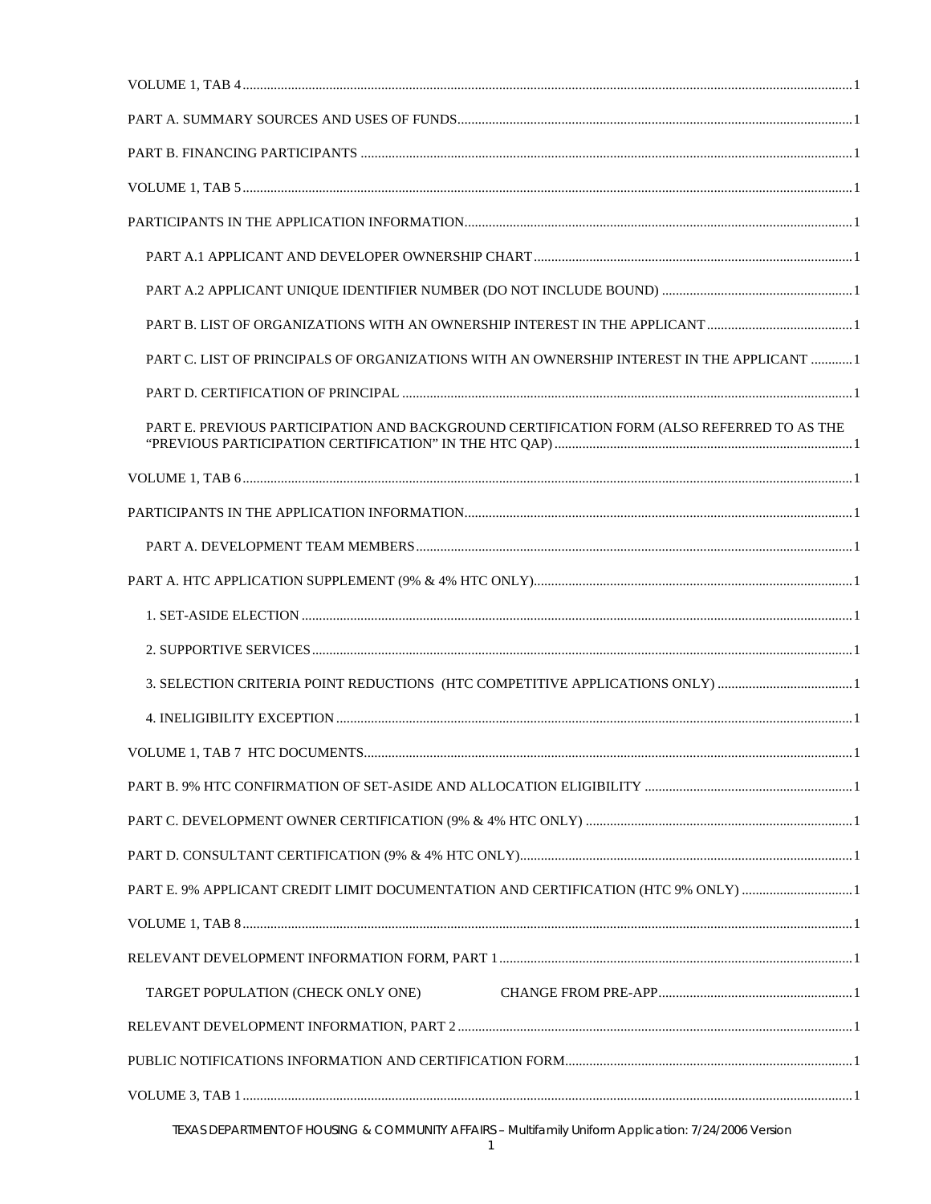VOLUME 1, TAB 4 .......... 1

PART A. SUMMARY SOURCES AND USES OF FUNDS .......... 1

PART B. FINANCING PARTICIPANTS .......... 1

VOLUME 1, TAB 5 .......... 1

PARTICIPANTS IN THE APPLICATION INFORMATION .......... 1

- PART A.1 APPLICANT AND DEVELOPER OWNERSHIP CHART .......... 1
- PART A.2 APPLICANT UNIQUE IDENTIFIER NUMBER (DO NOT INCLUDE BOUND) .......... 1
- PART B. LIST OF ORGANIZATIONS WITH AN OWNERSHIP INTEREST IN THE APPLICANT .......... 1
- PART C. LIST OF PRINCIPALS OF ORGANIZATIONS WITH AN OWNERSHIP INTEREST IN THE APPLICANT .......... 1
- PART D. CERTIFICATION OF PRINCIPAL .......... 1
- PART E. PREVIOUS PARTICIPATION AND BACKGROUND CERTIFICATION FORM (ALSO REFERRED TO AS THE "PREVIOUS PARTICIPATION CERTIFICATION" IN THE HTC QAP) .......... 1

VOLUME 1, TAB 6 .......... 1

PARTICIPANTS IN THE APPLICATION INFORMATION .......... 1

- PART A. DEVELOPMENT TEAM MEMBERS .......... 1

PART A. HTC APPLICATION SUPPLEMENT (9% & 4% HTC ONLY) .......... 1

- 1. SET-ASIDE ELECTION .......... 1
- 2. SUPPORTIVE SERVICES .......... 1
- 3. SELECTION CRITERIA POINT REDUCTIONS (HTC COMPETITIVE APPLICATIONS ONLY) .......... 1
- 4. INELIGIBILITY EXCEPTION .......... 1

VOLUME 1, TAB 7 HTC DOCUMENTS .......... 1

PART B. 9% HTC CONFIRMATION OF SET-ASIDE AND ALLOCATION ELIGIBILITY .......... 1

PART C. DEVELOPMENT OWNER CERTIFICATION (9% & 4% HTC ONLY) .......... 1

PART D. CONSULTANT CERTIFICATION (9% & 4% HTC ONLY) .......... 1

PART E. 9% APPLICANT CREDIT LIMIT DOCUMENTATION AND CERTIFICATION (HTC 9% ONLY) .......... 1

VOLUME 1, TAB 8 .......... 1

RELEVANT DEVELOPMENT INFORMATION FORM, PART 1 .......... 1

- TARGET POPULATION (CHECK ONLY ONE) CHANGE FROM PRE-APP .......... 1

RELEVANT DEVELOPMENT INFORMATION, PART 2 .......... 1

PUBLIC NOTIFICATIONS INFORMATION AND CERTIFICATION FORM .......... 1

VOLUME 3, TAB 1 .......... 1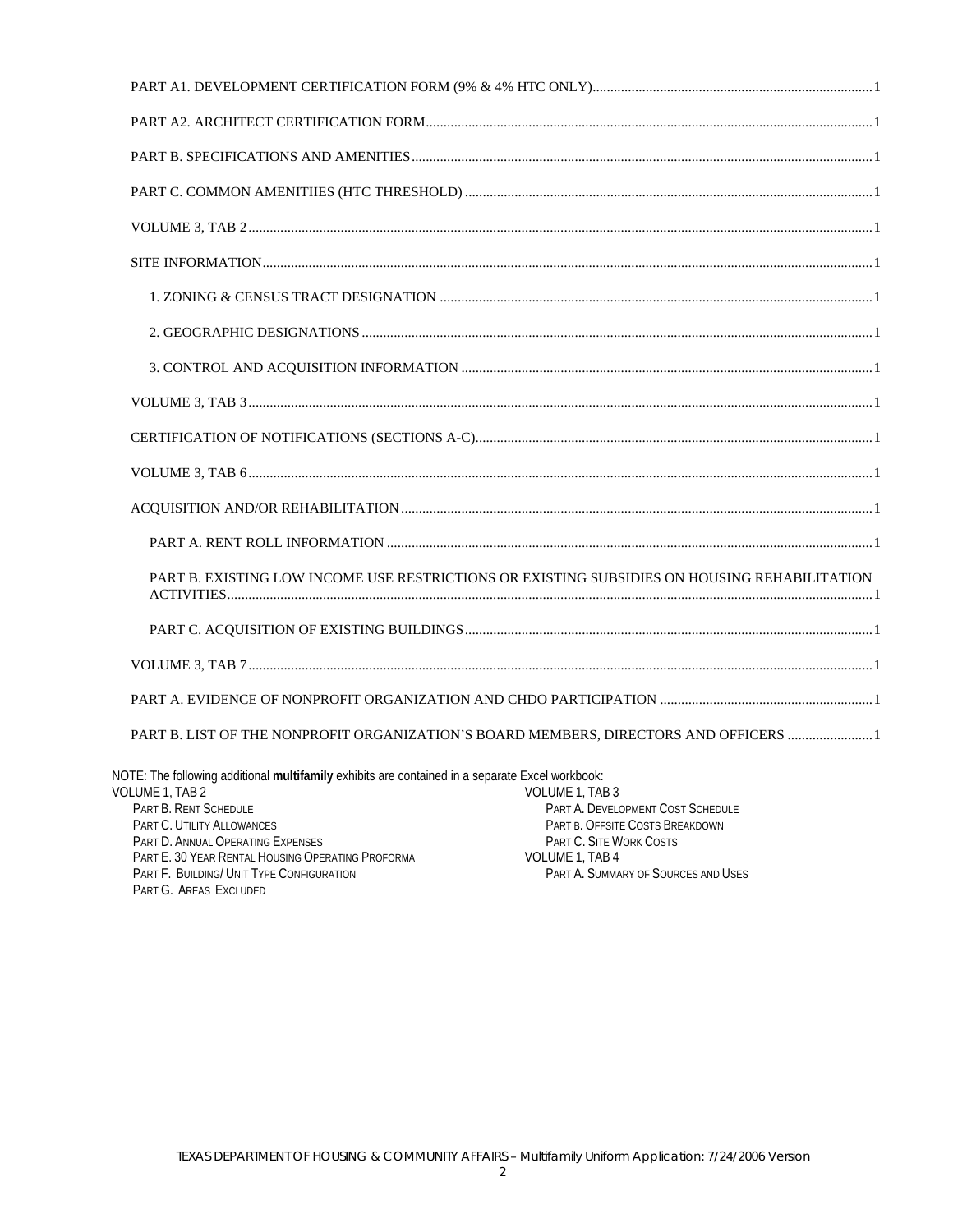PART A1. DEVELOPMENT CERTIFICATION FORM (9% & 4% HTC ONLY)....1

PART A2. ARCHITECT CERTIFICATION FORM....1

PART B. SPECIFICATIONS AND AMENITIES....1

PART C. COMMON AMENITIIES (HTC THRESHOLD)....1

VOLUME 3, TAB 2....1

SITE INFORMATION....1

- 1. ZONING & CENSUS TRACT DESIGNATION....1
- 2. GEOGRAPHIC DESIGNATIONS....1
- 3. CONTROL AND ACQUISITION INFORMATION....1

VOLUME 3, TAB 3....1

CERTIFICATION OF NOTIFICATIONS (SECTIONS A-C)....1

VOLUME 3, TAB 6....1

ACQUISITION AND/OR REHABILITATION....1

- PART A. RENT ROLL INFORMATION....1
- PART B. EXISTING LOW INCOME USE RESTRICTIONS OR EXISTING SUBSIDIES ON HOUSING REHABILITATION ACTIVITIES....1
- PART C. ACQUISITION OF EXISTING BUILDINGS....1

VOLUME 3, TAB 7....1

PART A. EVIDENCE OF NONPROFIT ORGANIZATION AND CHDO PARTICIPATION....1

PART B. LIST OF THE NONPROFIT ORGANIZATION'S BOARD MEMBERS, DIRECTORS AND OFFICERS....1

NOTE: The following additional **multifamily** exhibits are contained in a separate Excel workbook:

VOLUME 1, TAB 2
- PART B. RENT SCHEDULE
- PART C. UTILITY ALLOWANCES
- PART D. ANNUAL OPERATING EXPENSES
- PART E. 30 YEAR RENTAL HOUSING OPERATING PROFORMA
- PART F. BUILDING/ UNIT TYPE CONFIGURATION
- PART G. AREAS EXCLUDED

VOLUME 1, TAB 3
- PART A. DEVELOPMENT COST SCHEDULE
- PART B. OFFSITE COSTS BREAKDOWN
- PART C. SITE WORK COSTS

VOLUME 1, TAB 4
- PART A. SUMMARY OF SOURCES AND USES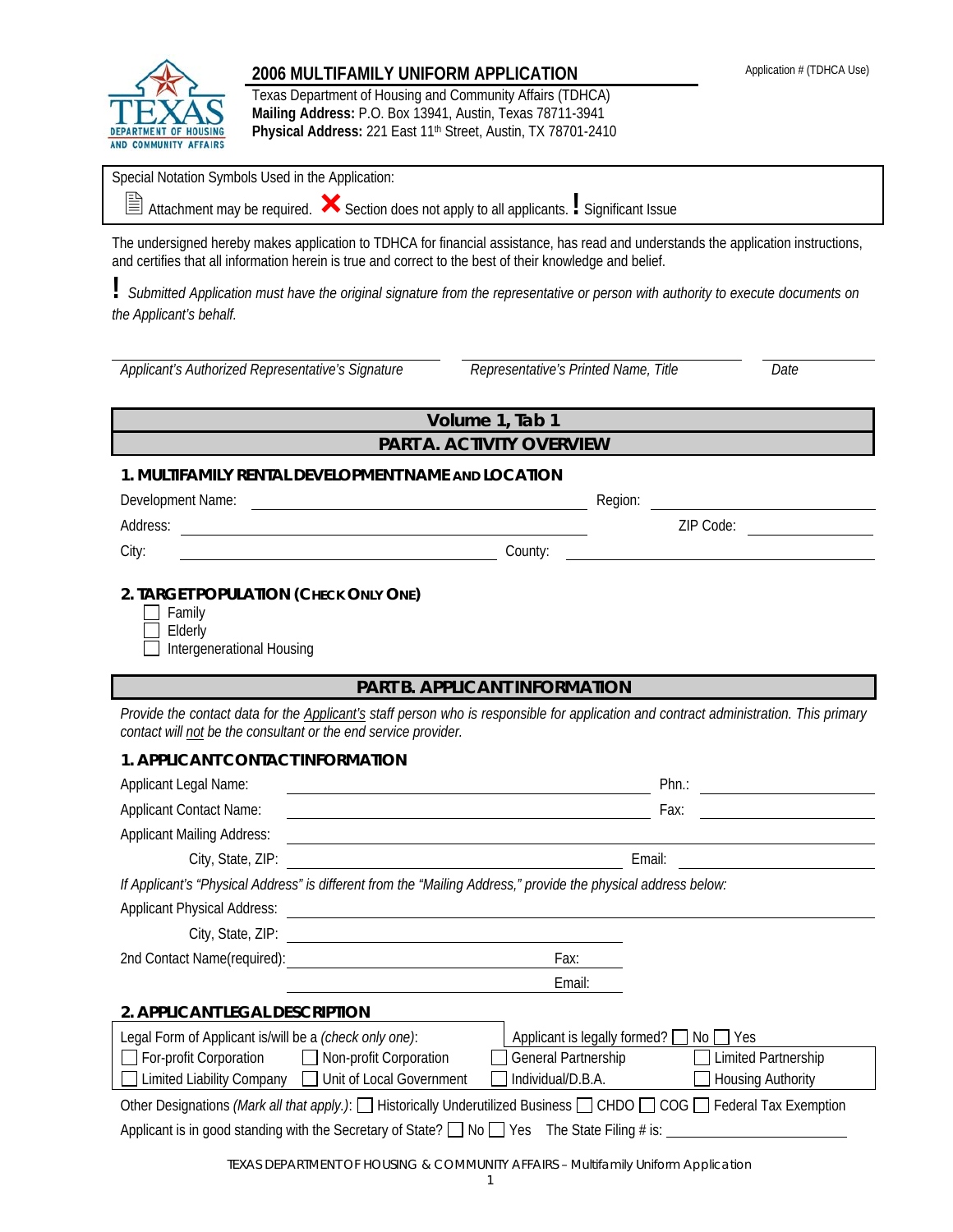# 2006 MULTIFAMILY UNIFORM APPLICATION

Application # (TDHCA Use)

Texas Department of Housing and Community Affairs (TDHCA)
**Mailing Address:** P.O. Box 13941, Austin, Texas 78711-3941
**Physical Address:** 221 East 11th Street, Austin, TX 78701-2410

Special Notation Symbols Used in the Application:

Attachment may be required. ✗ Section does not apply to all applicants. ! Significant Issue

The undersigned hereby makes application to TDHCA for financial assistance, has read and understands the application instructions, and certifies that all information herein is true and correct to the best of their knowledge and belief.

! *Submitted Application must have the original signature from the representative or person with authority to execute documents on the Applicant's behalf.*

*Applicant's Authorized Representative's Signature* ______ *Representative's Printed Name, Title* ______ *Date* ______

## Volume 1, Tab 1

## PART A. ACTIVITY OVERVIEW

### 1. MULTIFAMILY RENTAL DEVELOPMENT NAME AND LOCATION

Development Name: ______ Region: ______

Address: ______ ZIP Code: ______

City: ______ County: ______

### 2. TARGET POPULATION (CHECK ONLY ONE)

- ☐ Family
- ☐ Elderly
- ☐ Intergenerational Housing

## PART B. APPLICANT INFORMATION

*Provide the contact data for the Applicant's staff person who is responsible for application and contract administration. This primary contact will not be the consultant or the end service provider.*

### 1. APPLICANT CONTACT INFORMATION

Applicant Legal Name: ______ Phn.: ______

Applicant Contact Name: ______ Fax: ______

Applicant Mailing Address: ______

City, State, ZIP: ______ Email: ______

*If Applicant's "Physical Address" is different from the "Mailing Address," provide the physical address below:*

Applicant Physical Address: ______

City, State, ZIP: ______

2nd Contact Name(required): ______ Fax: ______

Email: ______

### 2. APPLICANT LEGAL DESCRIPTION

Legal Form of Applicant is/will be a *(check only one)*: Applicant is legally formed? ☐ No ☐ Yes

| | | | |
|---|---|---|---|
| ☐ For-profit Corporation | ☐ Non-profit Corporation | ☐ General Partnership | ☐ Limited Partnership |
| ☐ Limited Liability Company | ☐ Unit of Local Government | ☐ Individual/D.B.A. | ☐ Housing Authority |

Other Designations *(Mark all that apply.)*: ☐ Historically Underutilized Business ☐ CHDO ☐ COG ☐ Federal Tax Exemption

Applicant is in good standing with the Secretary of State? ☐ No ☐ Yes The State Filing # is: ______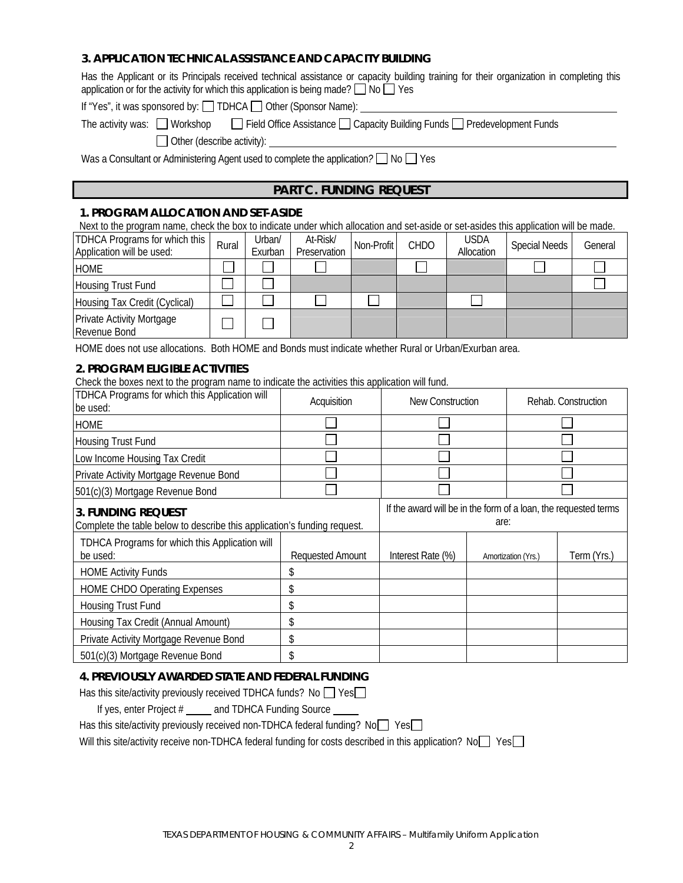### 3. APPLICATION TECHNICAL ASSISTANCE AND CAPACITY BUILDING

Has the Applicant or its Principals received technical assistance or capacity building training for their organization in completing this application or for the activity for which this application is being made? ☐ No ☐ Yes

If "Yes", it was sponsored by: ☐ TDHCA ☐ Other (Sponsor Name): ______________________

The activity was: ☐ Workshop ☐ Field Office Assistance ☐ Capacity Building Funds ☐ Predevelopment Funds

☐ Other (describe activity): ______________________

Was a Consultant or Administering Agent used to complete the application? ☐ No ☐ Yes

## PART C. FUNDING REQUEST

### 1. PROGRAM ALLOCATION AND SET-ASIDE

Next to the program name, check the box to indicate under which allocation and set-aside or set-asides this application will be made.

| TDHCA Programs for which this Application will be used: | Rural | Urban/ Exurban | At-Risk/ Preservation | Non-Profit | CHDO | USDA Allocation | Special Needs | General |
|---|---|---|---|---|---|---|---|---|
| HOME | ☐ | ☐ | ☐ | | ☐ | | ☐ | ☐ |
| Housing Trust Fund | ☐ | ☐ | | | | | | ☐ |
| Housing Tax Credit (Cyclical) | ☐ | ☐ | ☐ | ☐ | | ☐ | | |
| Private Activity Mortgage Revenue Bond | ☐ | ☐ | | | | | | |

HOME does not use allocations. Both HOME and Bonds must indicate whether Rural or Urban/Exurban area.

### 2. PROGRAM ELIGIBLE ACTIVITIES

Check the boxes next to the program name to indicate the activities this application will fund.

| TDHCA Programs for which this Application will be used: | Acquisition | New Construction | Rehab. Construction |
|---|---|---|---|
| HOME | ☐ | ☐ | ☐ |
| Housing Trust Fund | ☐ | ☐ | ☐ |
| Low Income Housing Tax Credit | ☐ | ☐ | ☐ |
| Private Activity Mortgage Revenue Bond | ☐ | ☐ | ☐ |
| 501(c)(3) Mortgage Revenue Bond | ☐ | ☐ | ☐ |

### 3. FUNDING REQUEST

Complete the table below to describe this application's funding request.

| TDHCA Programs for which this Application will be used: | Requested Amount | If the award will be in the form of a loan, the requested terms are: | | |
|---|---|---|---|---|
| | | Interest Rate (%) | Amortization (Yrs.) | Term (Yrs.) |
| HOME Activity Funds | $ | | | |
| HOME CHDO Operating Expenses | $ | | | |
| Housing Trust Fund | $ | | | |
| Housing Tax Credit (Annual Amount) | $ | | | |
| Private Activity Mortgage Revenue Bond | $ | | | |
| 501(c)(3) Mortgage Revenue Bond | $ | | | |

### 4. PREVIOUSLY AWARDED STATE AND FEDERAL FUNDING

Has this site/activity previously received TDHCA funds? No ☐ Yes ☐

If yes, enter Project # _____ and TDHCA Funding Source _____

Has this site/activity previously received non-TDHCA federal funding? No ☐ Yes ☐

Will this site/activity receive non-TDHCA federal funding for costs described in this application? No ☐ Yes ☐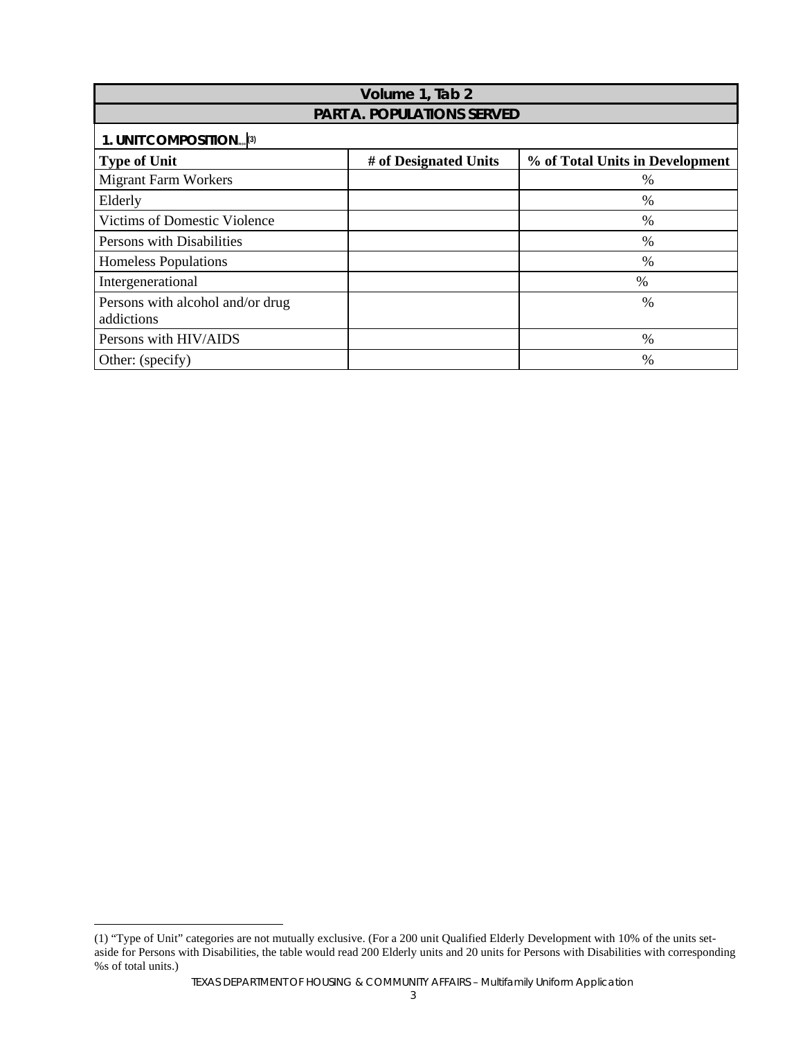## Volume 1, Tab 2

## PART A. POPULATIONS SERVED

### 1. UNIT COMPOSITION (3)

| Type of Unit | # of Designated Units | % of Total Units in Development |
|---|---|---|
| Migrant Farm Workers | | % |
| Elderly | | % |
| Victims of Domestic Violence | | % |
| Persons with Disabilities | | % |
| Homeless Populations | | % |
| Intergenerational | | % |
| Persons with alcohol and/or drug addictions | | % |
| Persons with HIV/AIDS | | % |
| Other: (specify) | | % |

(1) "Type of Unit" categories are not mutually exclusive. (For a 200 unit Qualified Elderly Development with 10% of the units set-aside for Persons with Disabilities, the table would read 200 Elderly units and 20 units for Persons with Disabilities with corresponding %s of total units.)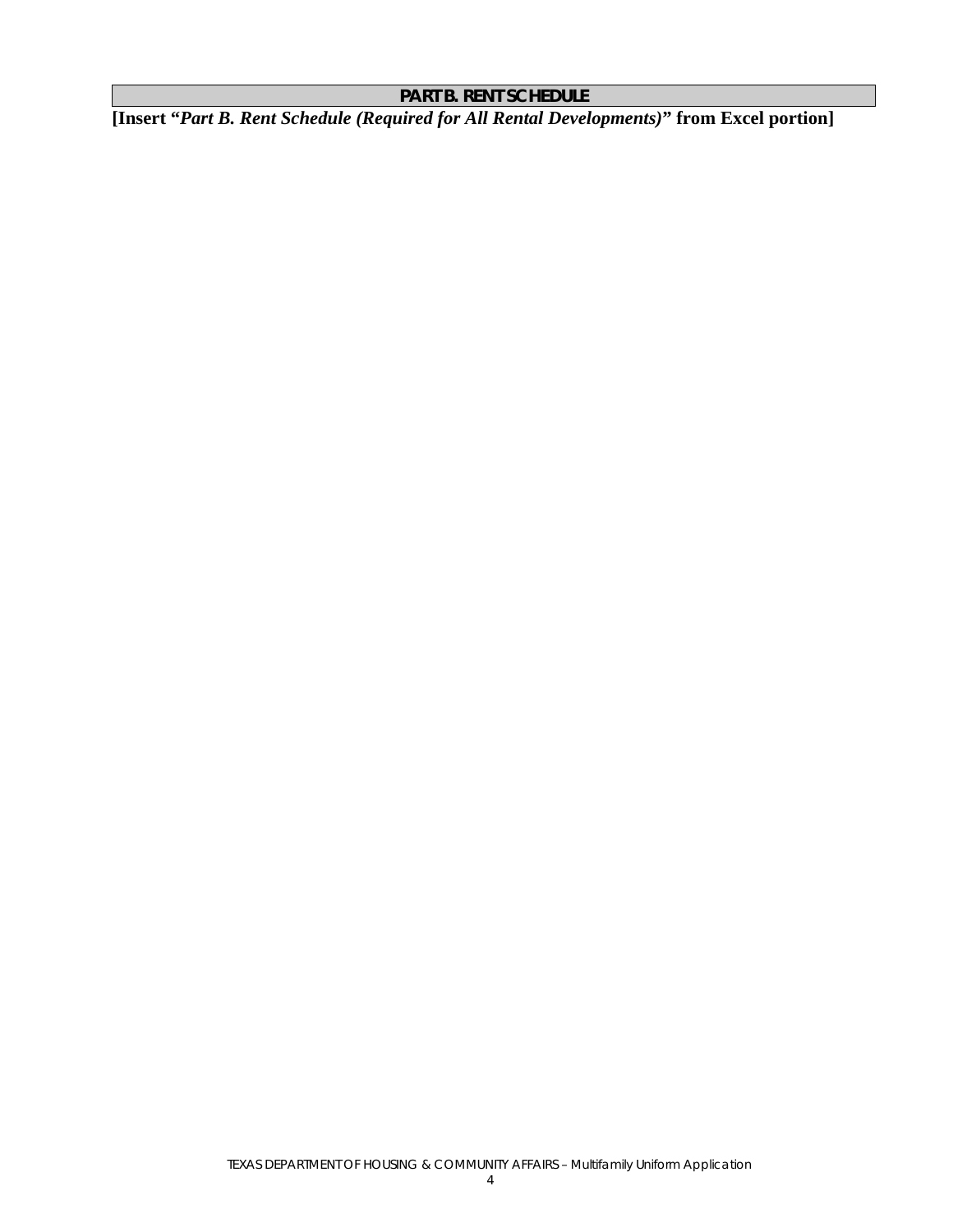## PART B. RENT SCHEDULE

**[Insert "*Part B. Rent Schedule (Required for All Rental Developments)*" from Excel portion]**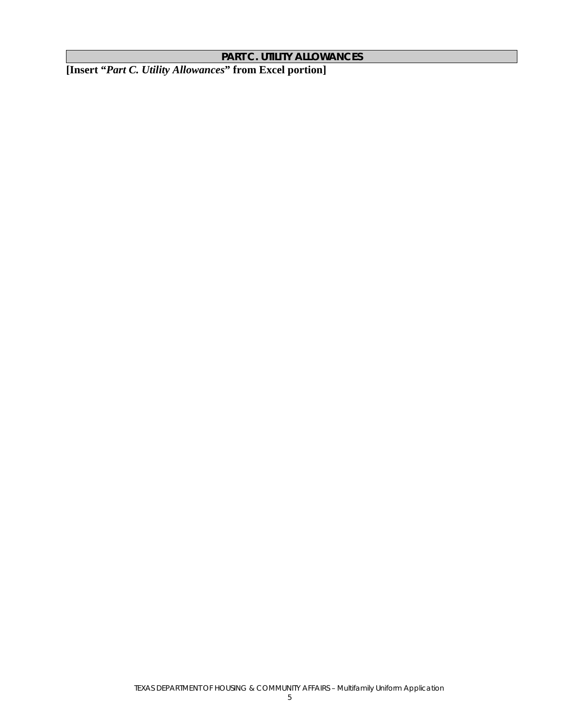## PART C. UTILITY ALLOWANCES

**[Insert "*Part C. Utility Allowances*" from Excel portion]**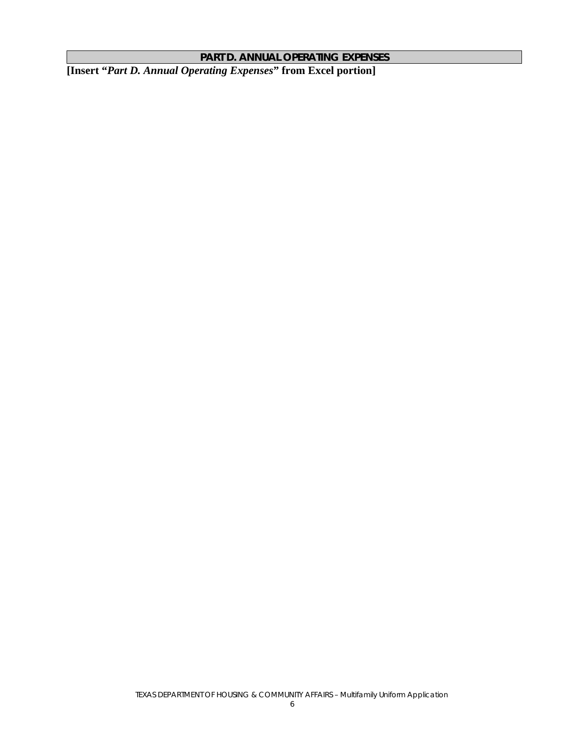## PART D. ANNUAL OPERATING EXPENSES

**[Insert "*Part D. Annual Operating Expenses*" from Excel portion]**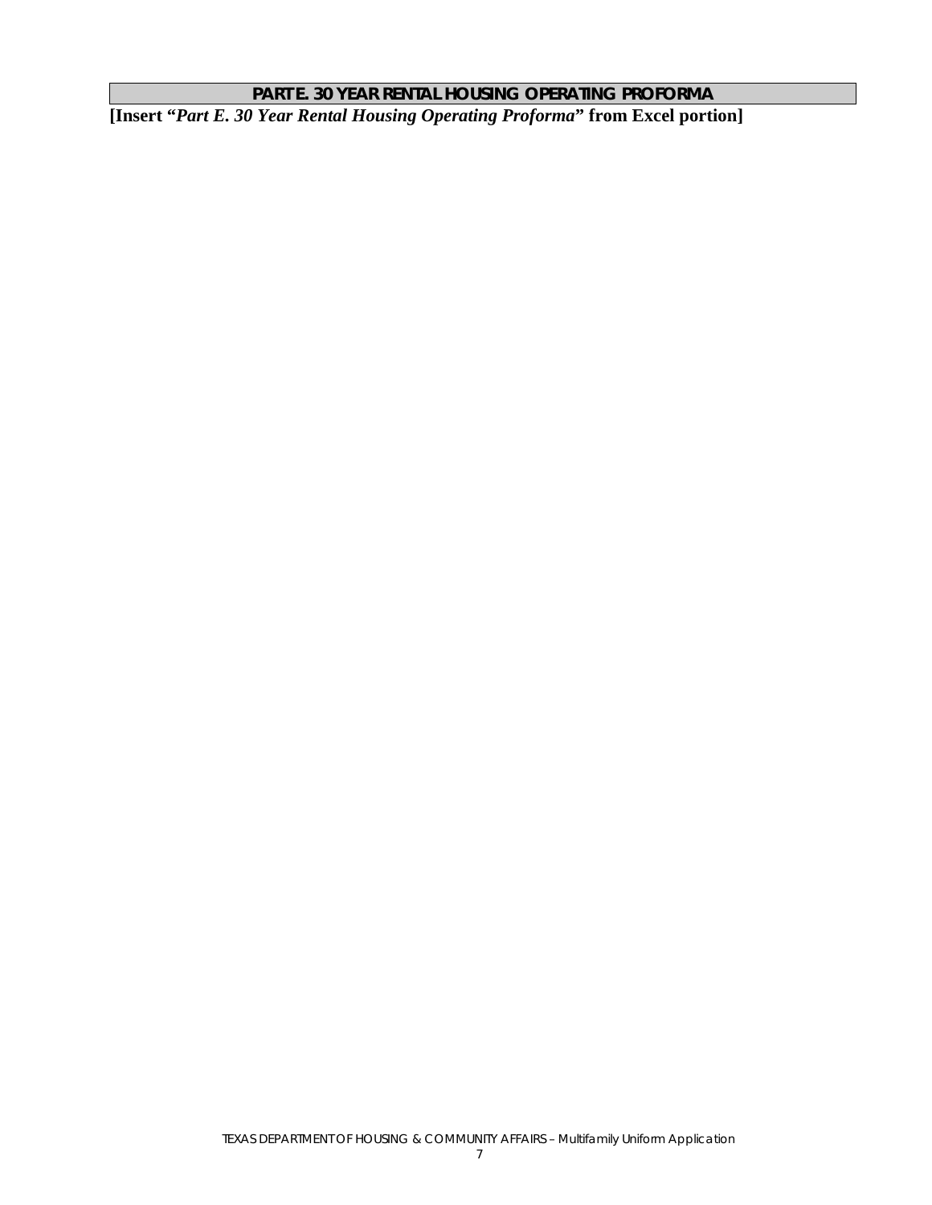## PART E. 30 YEAR RENTAL HOUSING OPERATING PROFORMA

**[Insert "*Part E. 30 Year Rental Housing Operating Proforma*" from Excel portion]**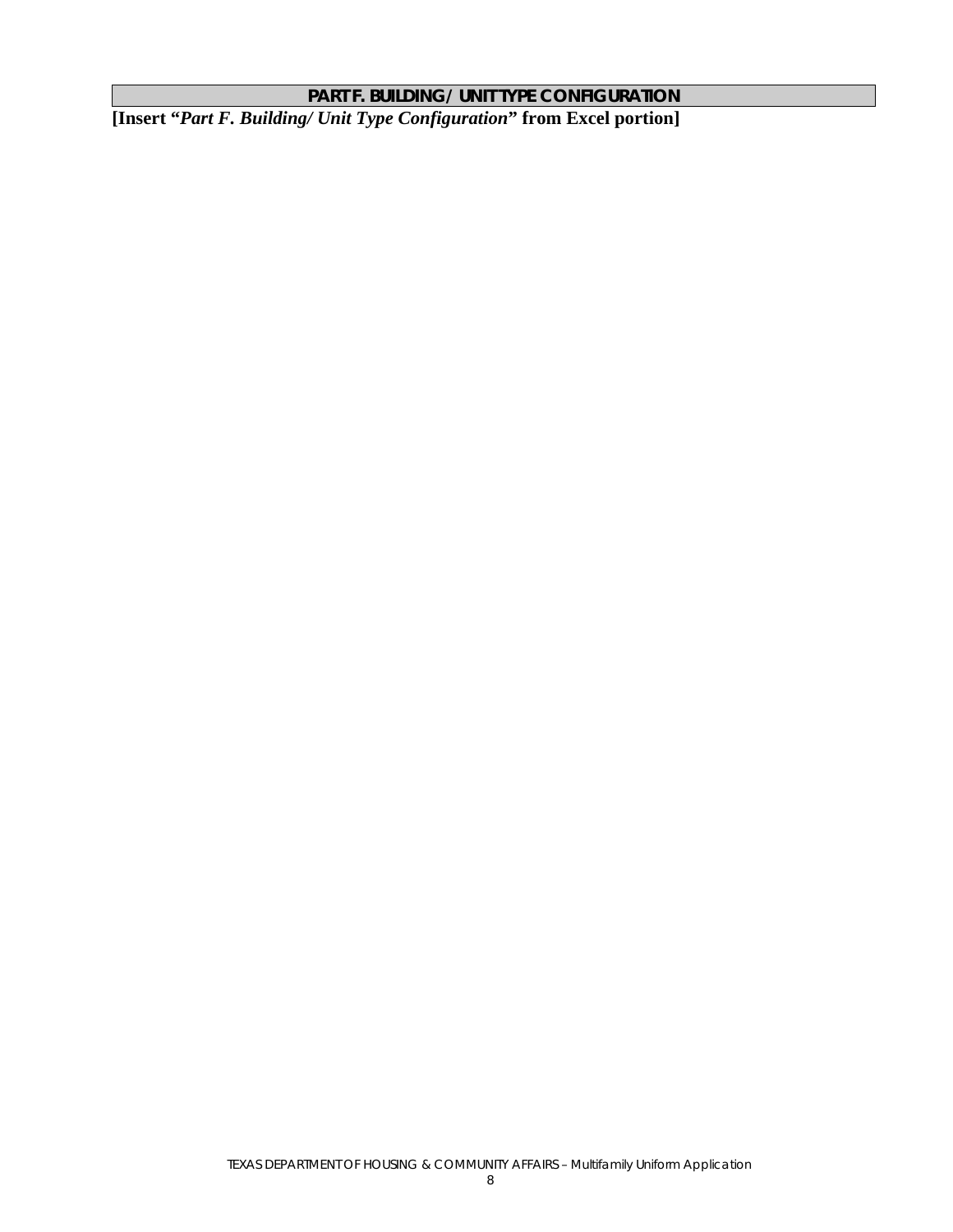## PART F. BUILDING / UNIT TYPE CONFIGURATION

**[Insert "*Part F. Building/ Unit Type Configuration*" from Excel portion]**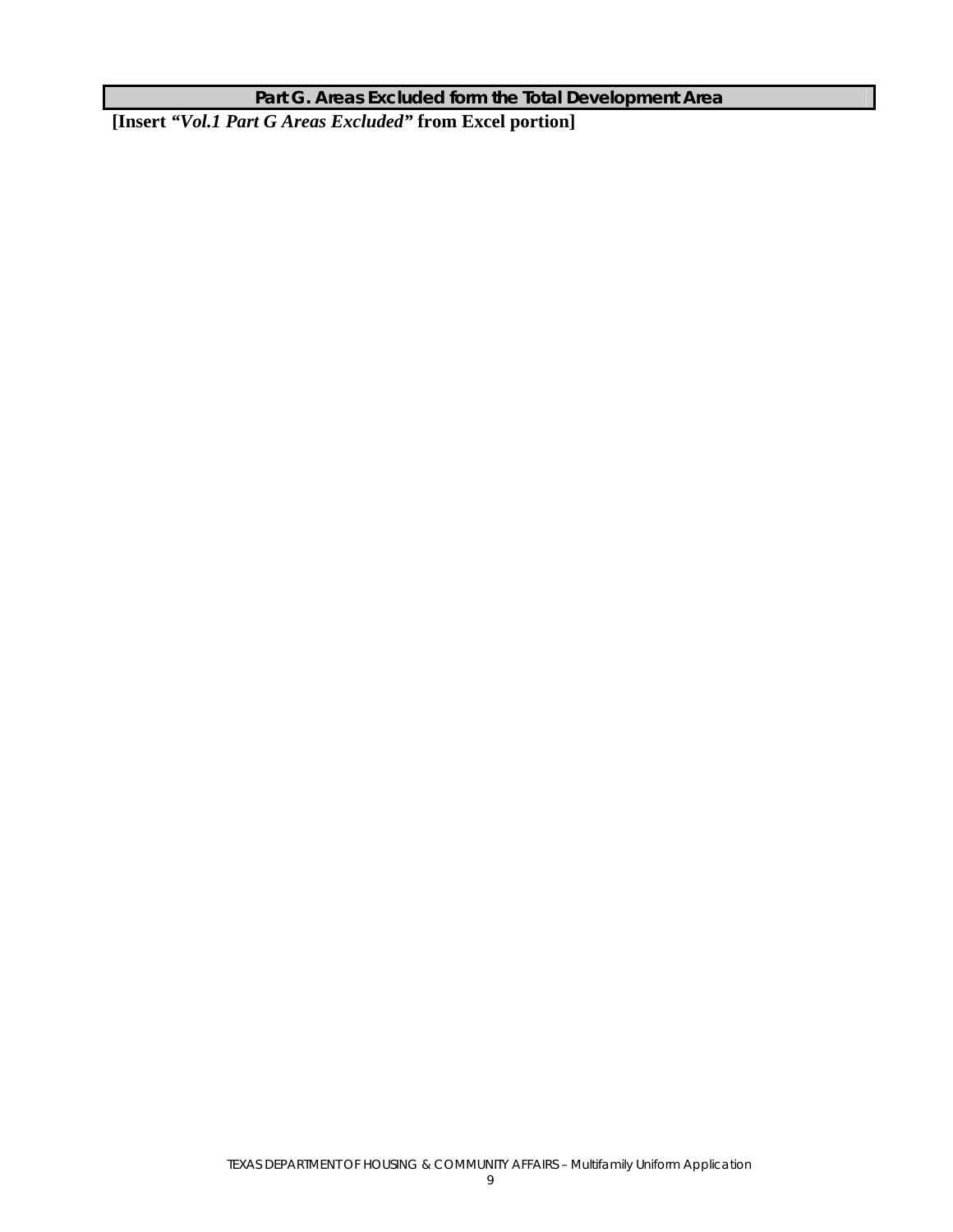## Part G. Areas Excluded form the Total Development Area

**[Insert *"Vol.1 Part G Areas Excluded"* from Excel portion]**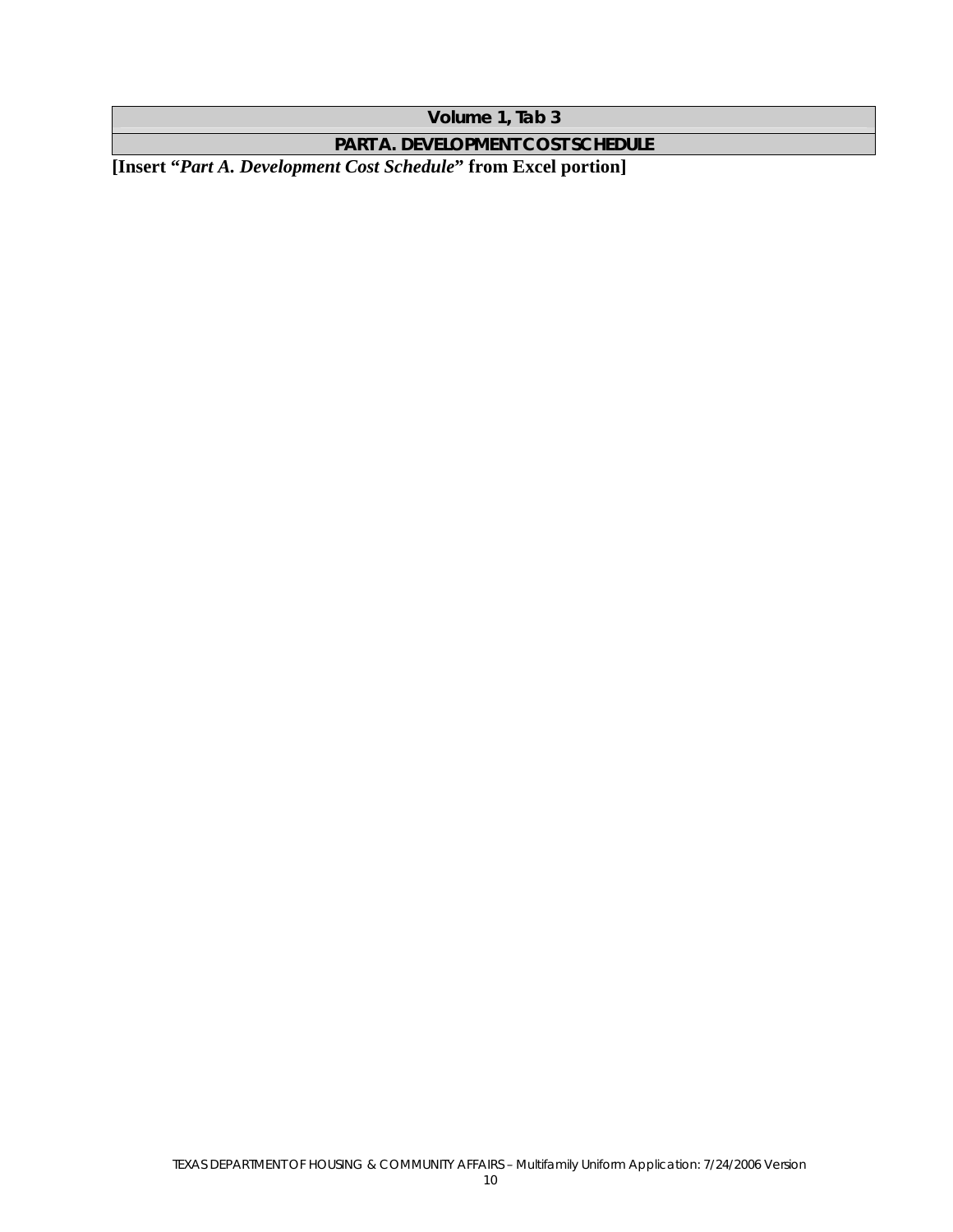## Volume 1, Tab 3

## PART A. DEVELOPMENT COST SCHEDULE

**[Insert "*Part A. Development Cost Schedule*" from Excel portion]**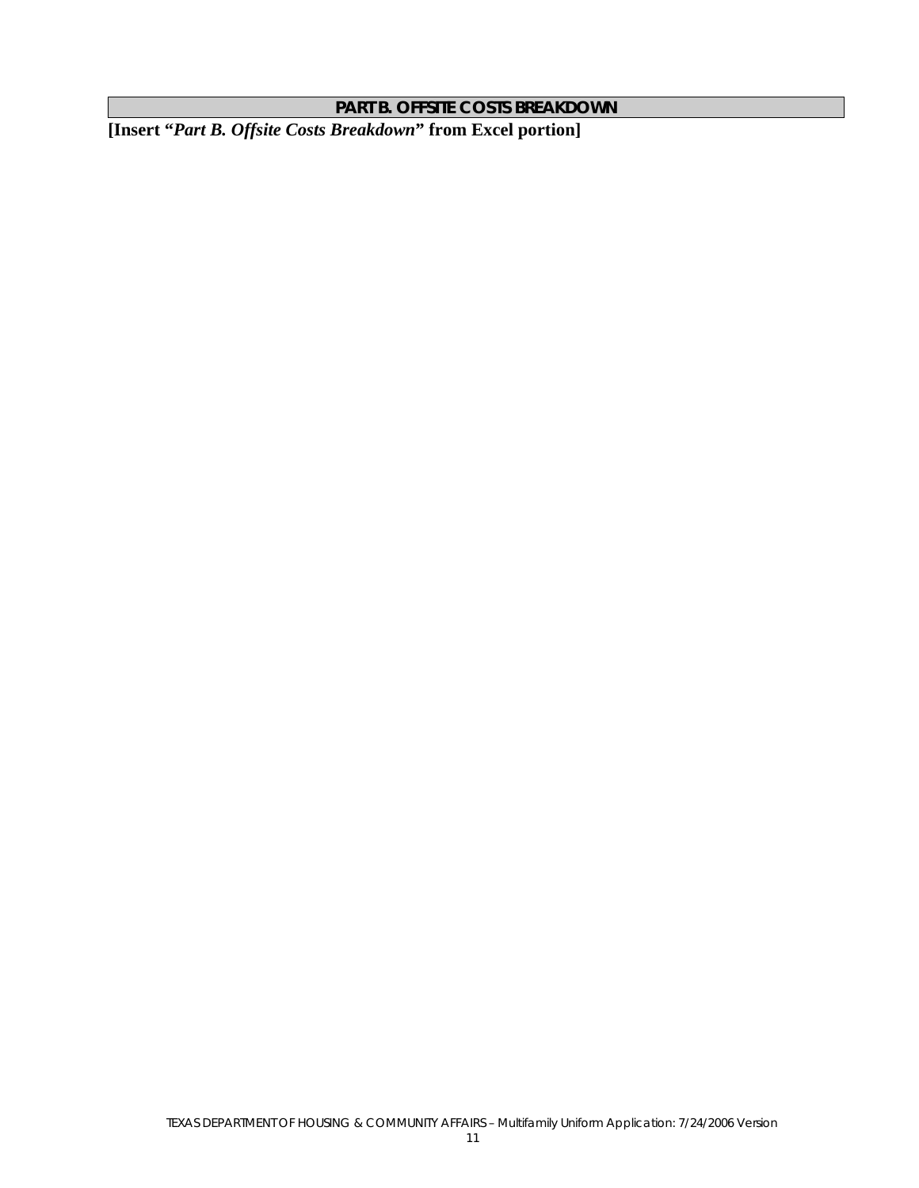## PART B. OFFSITE COSTS BREAKDOWN

**[Insert "*Part B. Offsite Costs Breakdown*" from Excel portion]**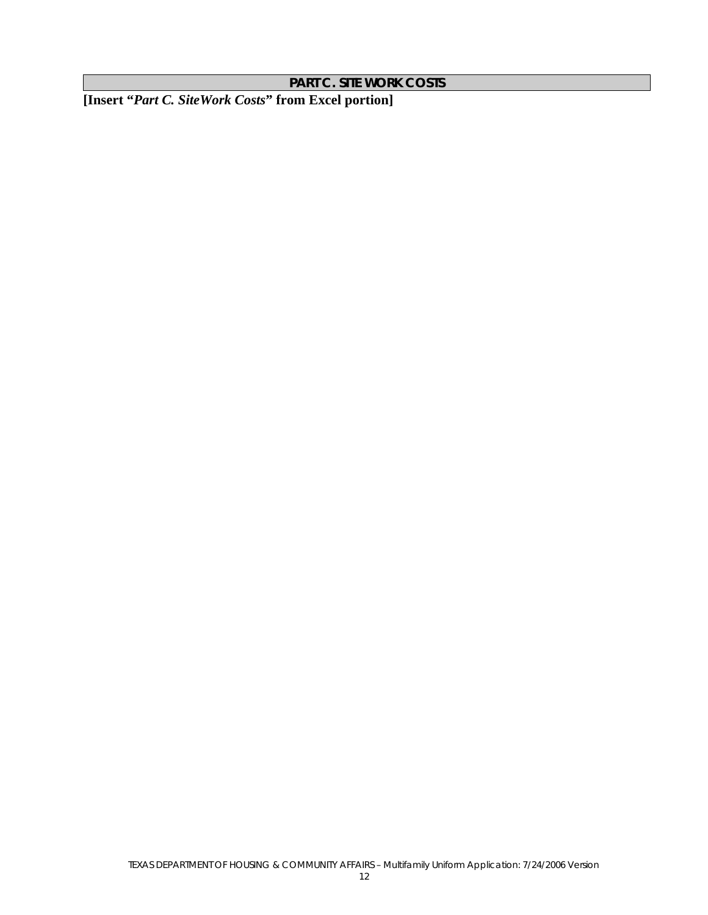## PART C. SITE WORK COSTS

**[Insert "*Part C. SiteWork Costs*" from Excel portion]**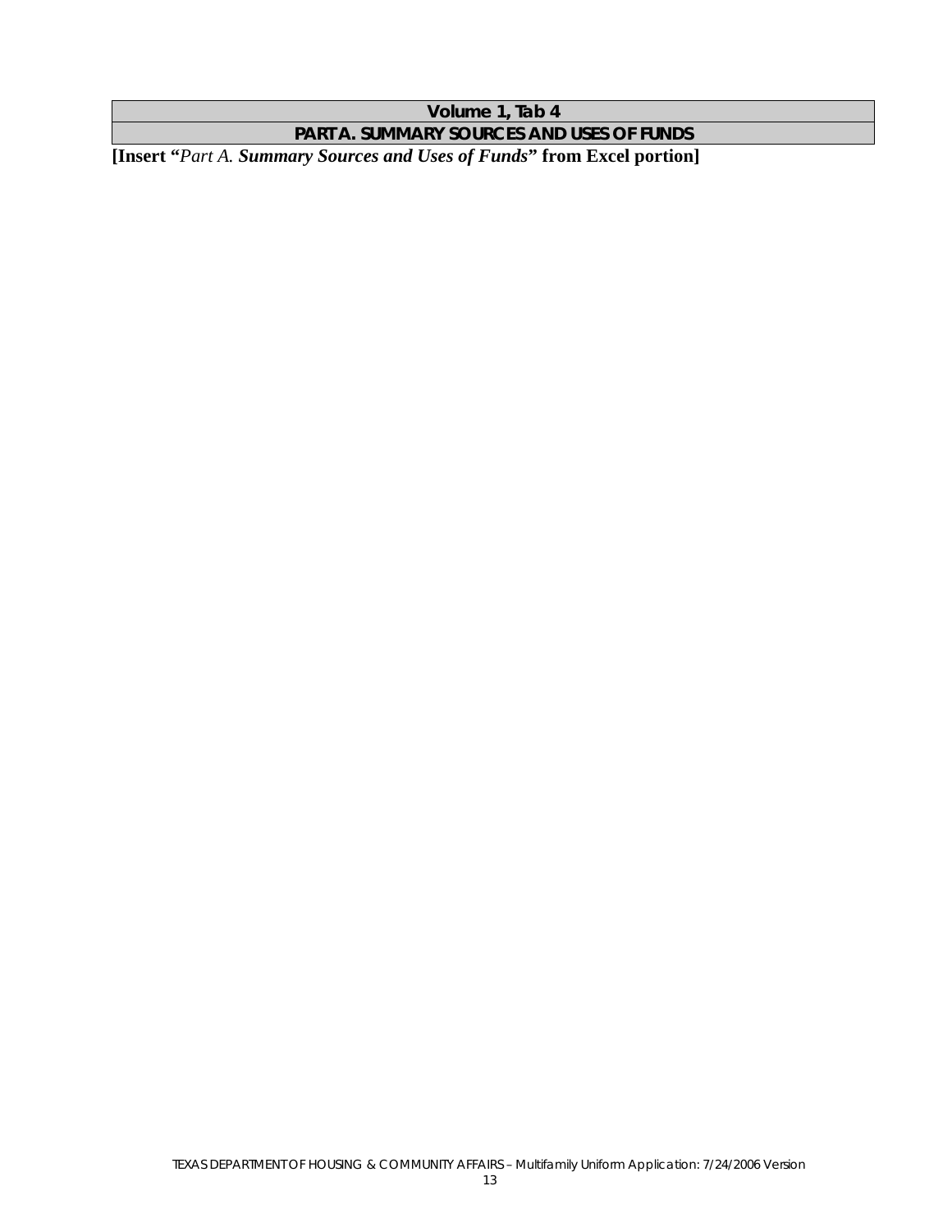## Volume 1, Tab 4

## PART A. SUMMARY SOURCES AND USES OF FUNDS

**[Insert "*Part A.* ***Summary Sources and Uses of Funds*** " from Excel portion]**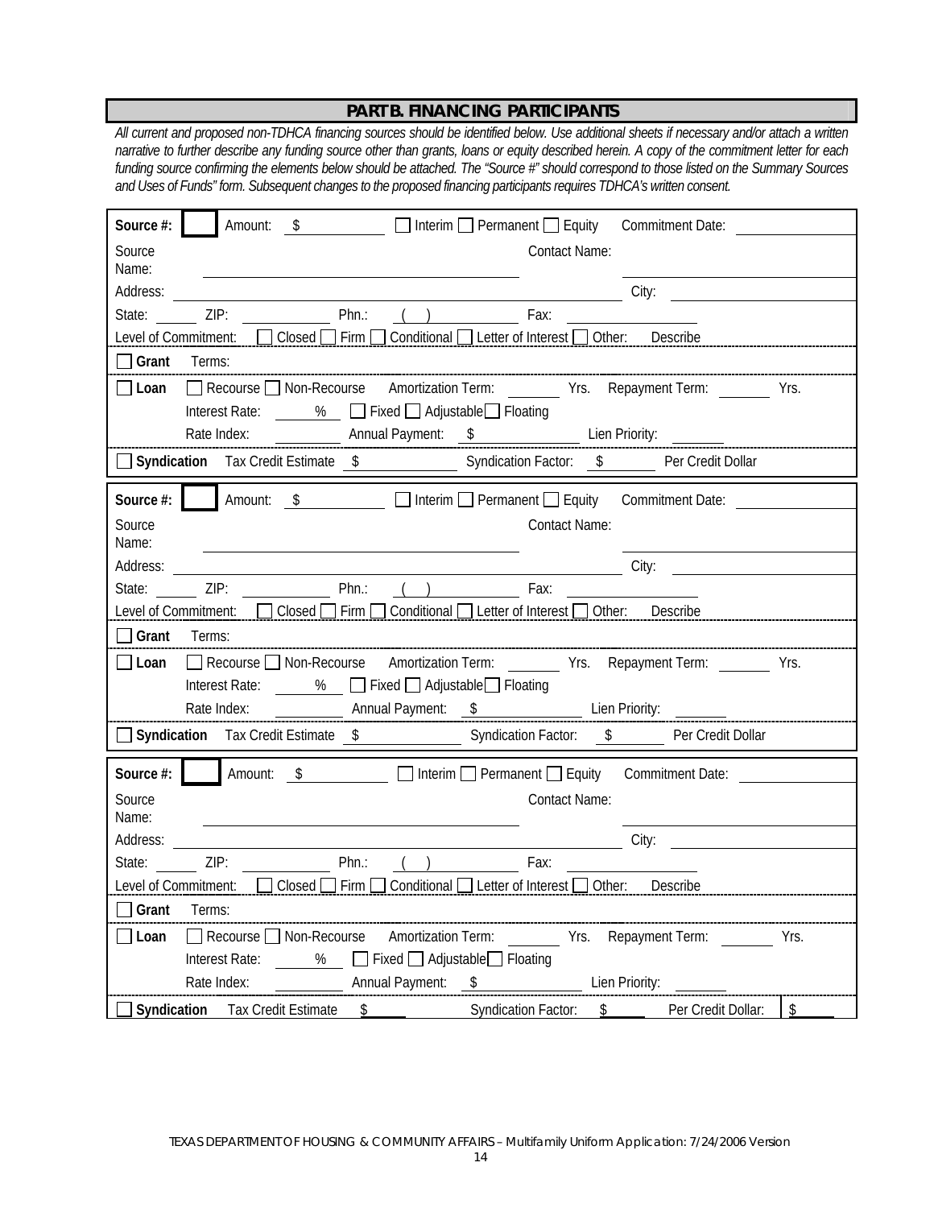## PART B. FINANCING PARTICIPANTS

*All current and proposed non-TDHCA financing sources should be identified below. Use additional sheets if necessary and/or attach a written narrative to further describe any funding source other than grants, loans or equity described herein. A copy of the commitment letter for each funding source confirming the elements below should be attached. The "Source #" should correspond to those listed on the Summary Sources and Uses of Funds" form. Subsequent changes to the proposed financing participants requires TDHCA's written consent.*

---

**Source #:** ☐ Amount: $ ________ ☐ Interim ☐ Permanent ☐ Equity Commitment Date: ________

Source Name: ____________________ Contact Name: ____________________

Address: ____________________ City: ____________________

State: ______ ZIP: ________ Phn.: ( ) ________ Fax: ________

Level of Commitment: ☐ Closed ☐ Firm ☐ Conditional ☐ Letter of Interest ☐ Other: Describe

☐ **Grant** Terms:

☐ **Loan** ☐ Recourse ☐ Non-Recourse Amortization Term: ______ Yrs. Repayment Term: ______ Yrs.

Interest Rate: ______ % ☐ Fixed ☐ Adjustable ☐ Floating

Rate Index: ______ Annual Payment: $ ______ Lien Priority: ______

☐ **Syndication** Tax Credit Estimate $ ______ Syndication Factor: $ ______ Per Credit Dollar

---

**Source #:** ☐ Amount: $ ________ ☐ Interim ☐ Permanent ☐ Equity Commitment Date: ________

Source Name: ____________________ Contact Name: ____________________

Address: ____________________ City: ____________________

State: ______ ZIP: ________ Phn.: ( ) ________ Fax: ________

Level of Commitment: ☐ Closed ☐ Firm ☐ Conditional ☐ Letter of Interest ☐ Other: Describe

☐ **Grant** Terms:

☐ **Loan** ☐ Recourse ☐ Non-Recourse Amortization Term: ______ Yrs. Repayment Term: ______ Yrs.

Interest Rate: ______ % ☐ Fixed ☐ Adjustable ☐ Floating

Rate Index: ______ Annual Payment: $ ______ Lien Priority: ______

☐ **Syndication** Tax Credit Estimate $ ______ Syndication Factor: $ ______ Per Credit Dollar

---

**Source #:** ☐ Amount: $ ________ ☐ Interim ☐ Permanent ☐ Equity Commitment Date: ________

Source Name: ____________________ Contact Name: ____________________

Address: ____________________ City: ____________________

State: ______ ZIP: ________ Phn.: ( ) ________ Fax: ________

Level of Commitment: ☐ Closed ☐ Firm ☐ Conditional ☐ Letter of Interest ☐ Other: Describe

☐ **Grant** Terms:

☐ **Loan** ☐ Recourse ☐ Non-Recourse Amortization Term: ______ Yrs. Repayment Term: ______ Yrs.

Interest Rate: ______ % ☐ Fixed ☐ Adjustable ☐ Floating

Rate Index: ______ Annual Payment: $ ______ Lien Priority: ______

☐ **Syndication** Tax Credit Estimate $ ______ Syndication Factor: $ ______ Per Credit Dollar: $ ______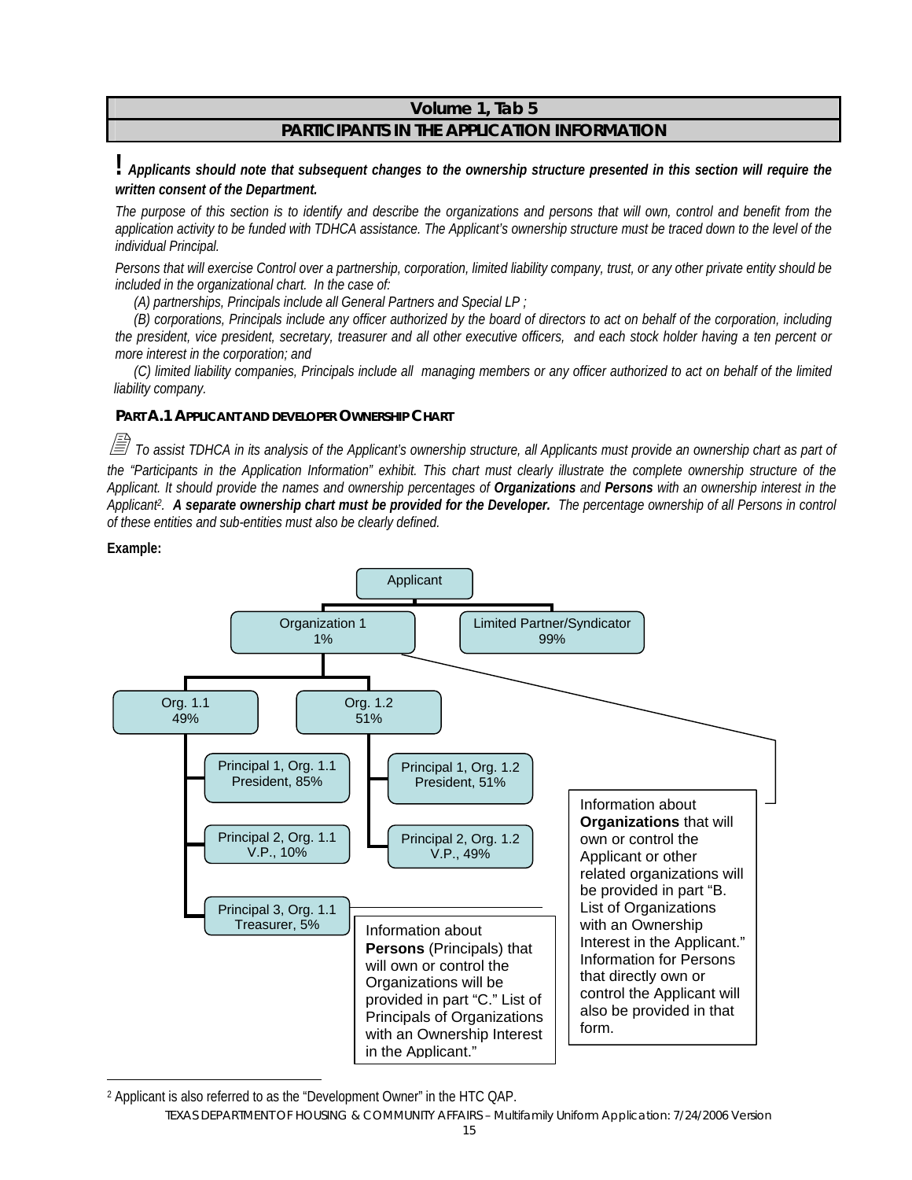## Volume 1, Tab 5

## PARTICIPANTS IN THE APPLICATION INFORMATION

**! *Applicants should note that subsequent changes to the ownership structure presented in this section will require the written consent of the Department.***

*The purpose of this section is to identify and describe the organizations and persons that will own, control and benefit from the application activity to be funded with TDHCA assistance. The Applicant's ownership structure must be traced down to the level of the individual Principal.*

*Persons that will exercise Control over a partnership, corporation, limited liability company, trust, or any other private entity should be included in the organizational chart. In the case of:*

*(A) partnerships, Principals include all General Partners and Special LP ;*

*(B) corporations, Principals include any officer authorized by the board of directors to act on behalf of the corporation, including the president, vice president, secretary, treasurer and all other executive officers, and each stock holder having a ten percent or more interest in the corporation; and*

*(C) limited liability companies, Principals include all managing members or any officer authorized to act on behalf of the limited liability company.*

### PART A.1 APPLICANT AND DEVELOPER OWNERSHIP CHART

*To assist TDHCA in its analysis of the Applicant's ownership structure, all Applicants must provide an ownership chart as part of the "Participants in the Application Information" exhibit. This chart must clearly illustrate the complete ownership structure of the Applicant. It should provide the names and ownership percentages of **Organizations** and **Persons** with an ownership interest in the Applicant[2]. **A separate ownership chart must be provided for the Developer.** The percentage ownership of all Persons in control of these entities and sub-entities must also be clearly defined.*

**Example:**

- Applicant
  - Organization 1, 1%
    - Org. 1.1, 49%
      - Principal 1, Org. 1.1, President, 85%
      - Principal 2, Org. 1.1, V.P., 10%
      - Principal 3, Org. 1.1, Treasurer, 5%
    - Org. 1.2, 51%
      - Principal 1, Org. 1.2, President, 51%
      - Principal 2, Org. 1.2, V.P., 49%
  - Limited Partner/Syndicator, 99%

Information about **Persons** (Principals) that will own or control the Organizations will be provided in part "C." List of Principals of Organizations with an Ownership Interest in the Applicant."

Information about **Organizations** that will own or control the Applicant or other related organizations will be provided in part "B. List of Organizations with an Ownership Interest in the Applicant." Information for Persons that directly own or control the Applicant will also be provided in that form.

[2] Applicant is also referred to as the "Development Owner" in the HTC QAP.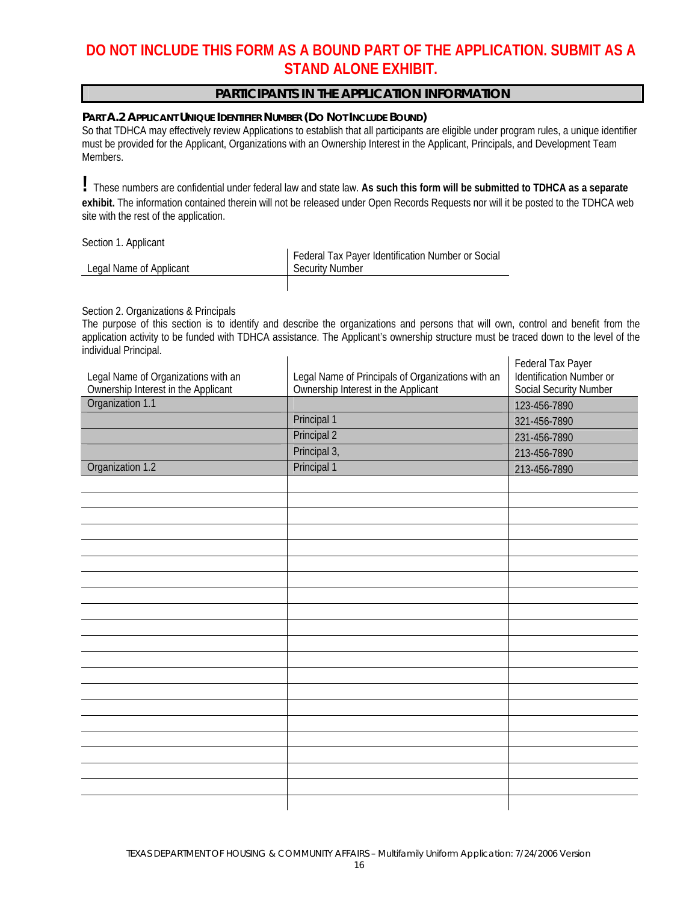**DO NOT INCLUDE THIS FORM AS A BOUND PART OF THE APPLICATION. SUBMIT AS A STAND ALONE EXHIBIT.**

## PARTICIPANTS IN THE APPLICATION INFORMATION

### PART A.2 APPLICANT UNIQUE IDENTIFIER NUMBER (DO NOT INCLUDE BOUND)

So that TDHCA may effectively review Applications to establish that all participants are eligible under program rules, a unique identifier must be provided for the Applicant, Organizations with an Ownership Interest in the Applicant, Principals, and Development Team Members.

**!** These numbers are confidential under federal law and state law. **As such this form will be submitted to TDHCA as a separate exhibit.** The information contained therein will not be released under Open Records Requests nor will it be posted to the TDHCA web site with the rest of the application.

Section 1. Applicant

| Legal Name of Applicant | Federal Tax Payer Identification Number or Social Security Number |
|---|---|
| | |

Section 2. Organizations & Principals

The purpose of this section is to identify and describe the organizations and persons that will own, control and benefit from the application activity to be funded with TDHCA assistance. The Applicant's ownership structure must be traced down to the level of the individual Principal.

| Legal Name of Organizations with an Ownership Interest in the Applicant | Legal Name of Principals of Organizations with an Ownership Interest in the Applicant | Federal Tax Payer Identification Number or Social Security Number |
|---|---|---|
| Organization 1.1 | | 123-456-7890 |
| | Principal 1 | 321-456-7890 |
| | Principal 2 | 231-456-7890 |
| | Principal 3, | 213-456-7890 |
| Organization 1.2 | Principal 1 | 213-456-7890 |
| | | |
| | | |
| | | |
| | | |
| | | |
| | | |
| | | |
| | | |
| | | |
| | | |
| | | |
| | | |
| | | |
| | | |
| | | |
| | | |
| | | |
| | | |
| | | |
| | | |
| | | |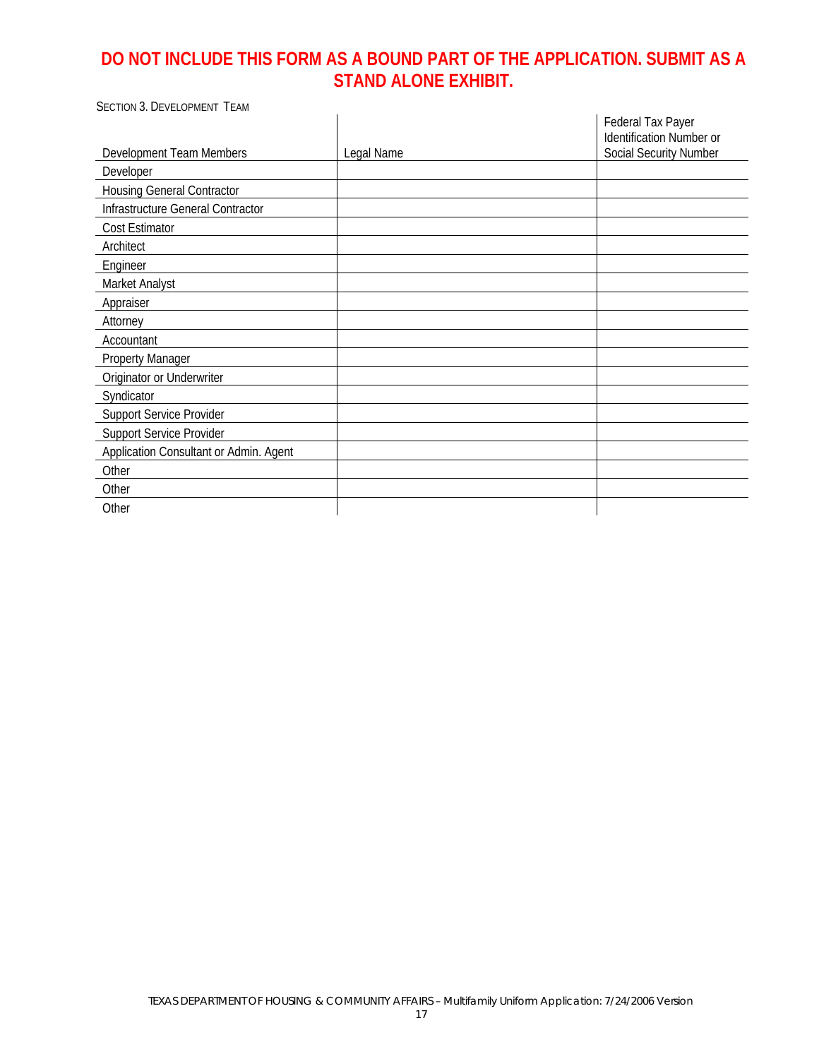**DO NOT INCLUDE THIS FORM AS A BOUND PART OF THE APPLICATION. SUBMIT AS A STAND ALONE EXHIBIT.**

SECTION 3. DEVELOPMENT TEAM

| Development Team Members | Legal Name | Federal Tax Payer Identification Number or Social Security Number |
|---|---|---|
| Developer | | |
| Housing General Contractor | | |
| Infrastructure General Contractor | | |
| Cost Estimator | | |
| Architect | | |
| Engineer | | |
| Market Analyst | | |
| Appraiser | | |
| Attorney | | |
| Accountant | | |
| Property Manager | | |
| Originator or Underwriter | | |
| Syndicator | | |
| Support Service Provider | | |
| Support Service Provider | | |
| Application Consultant or Admin. Agent | | |
| Other | | |
| Other | | |
| Other | | |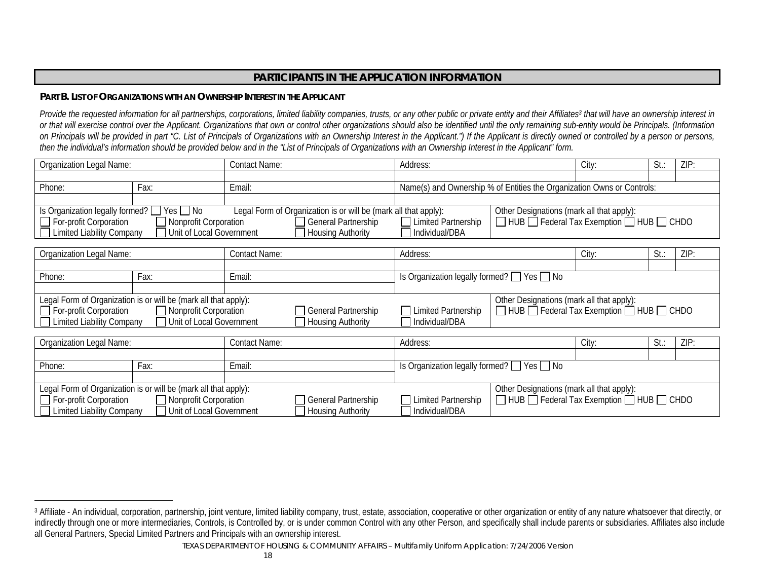## PARTICIPANTS IN THE APPLICATION INFORMATION

**PART B. LIST OF ORGANIZATIONS WITH AN OWNERSHIP INTEREST IN THE APPLICANT**

*Provide the requested information for all partnerships, corporations, limited liability companies, trusts, or any other public or private entity and their Affiliates[3] that will have an ownership interest in or that will exercise control over the Applicant. Organizations that own or control other organizations should also be identified until the only remaining sub-entity would be Principals. (Information on Principals will be provided in part "C. List of Principals of Organizations with an Ownership Interest in the Applicant.") If the Applicant is directly owned or controlled by a person or persons, then the individual's information should be provided below and in the "List of Principals of Organizations with an Ownership Interest in the Applicant" form.*

| Organization Legal Name: | | Contact Name: | Address: | City: | St.: | ZIP: |
|---|---|---|---|---|---|---|
| | | | | | | |
| Phone: | Fax: | Email: | Name(s) and Ownership % of Entities the Organization Owns or Controls: | | | |
| | | | | | | |

Is Organization legally formed? ☐ Yes ☐ No Legal Form of Organization is or will be (mark all that apply):
☐ For-profit Corporation ☐ Nonprofit Corporation ☐ General Partnership ☐ Limited Partnership
☐ Limited Liability Company ☐ Unit of Local Government ☐ Housing Authority ☐ Individual/DBA

Other Designations (mark all that apply):
☐ HUB ☐ Federal Tax Exemption ☐ HUB ☐ CHDO

| Organization Legal Name: | | Contact Name: | Address: | City: | St.: | ZIP: |
|---|---|---|---|---|---|---|
| | | | | | | |
| Phone: | Fax: | Email: | Is Organization legally formed? ☐ Yes ☐ No | | | |
| | | | | | | |

Legal Form of Organization is or will be (mark all that apply):
☐ For-profit Corporation ☐ Nonprofit Corporation ☐ General Partnership ☐ Limited Partnership
☐ Limited Liability Company ☐ Unit of Local Government ☐ Housing Authority ☐ Individual/DBA

Other Designations (mark all that apply):
☐ HUB ☐ Federal Tax Exemption ☐ HUB ☐ CHDO

| Organization Legal Name: | | Contact Name: | Address: | City: | St.: | ZIP: |
|---|---|---|---|---|---|---|
| | | | | | | |
| Phone: | Fax: | Email: | Is Organization legally formed? ☐ Yes ☐ No | | | |
| | | | | | | |

Legal Form of Organization is or will be (mark all that apply):
☐ For-profit Corporation ☐ Nonprofit Corporation ☐ General Partnership ☐ Limited Partnership
☐ Limited Liability Company ☐ Unit of Local Government ☐ Housing Authority ☐ Individual/DBA

Other Designations (mark all that apply):
☐ HUB ☐ Federal Tax Exemption ☐ HUB ☐ CHDO

---

[3] Affiliate - An individual, corporation, partnership, joint venture, limited liability company, trust, estate, association, cooperative or other organization or entity of any nature whatsoever that directly, or indirectly through one or more intermediaries, Controls, is Controlled by, or is under common Control with any other Person, and specifically shall include parents or subsidiaries. Affiliates also include all General Partners, Special Limited Partners and Principals with an ownership interest.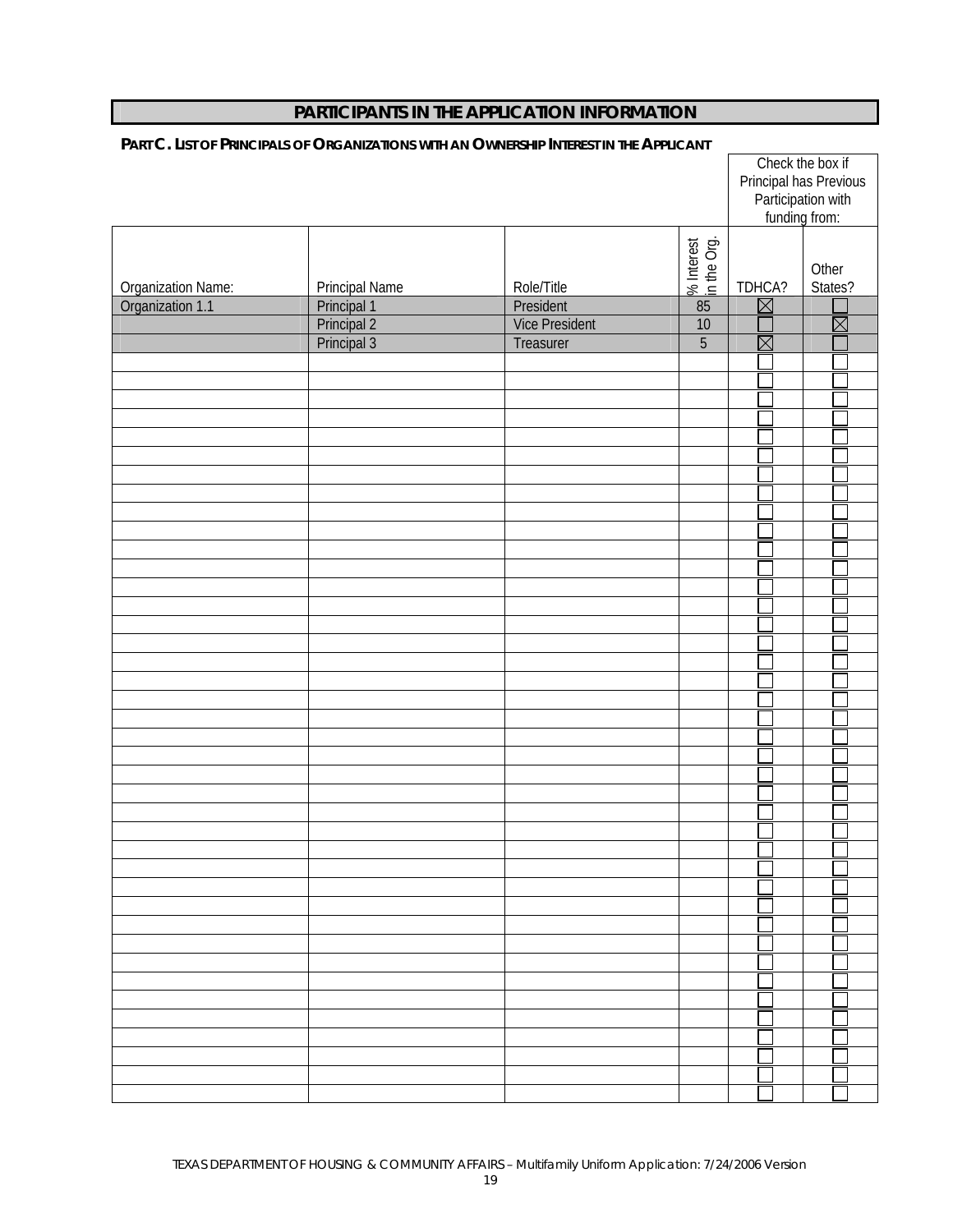# PARTICIPANTS IN THE APPLICATION INFORMATION

**PART C. LIST OF PRINCIPALS OF ORGANIZATIONS WITH AN OWNERSHIP INTEREST IN THE APPLICANT**

| | | | | Check the box if Principal has Previous Participation with funding from: | |
|---|---|---|---|---|---|
| Organization Name: | Principal Name | Role/Title | % Interest in the Org. | TDHCA? | Other States? |
| Organization 1.1 | Principal 1 | President | 85 | ☒ | ☐ |
| | Principal 2 | Vice President | 10 | ☐ | ☒ |
| | Principal 3 | Treasurer | 5 | ☒ | ☐ |
| | | | | ☐ | ☐ |
| | | | | ☐ | ☐ |
| | | | | ☐ | ☐ |
| | | | | ☐ | ☐ |
| | | | | ☐ | ☐ |
| | | | | ☐ | ☐ |
| | | | | ☐ | ☐ |
| | | | | ☐ | ☐ |
| | | | | ☐ | ☐ |
| | | | | ☐ | ☐ |
| | | | | ☐ | ☐ |
| | | | | ☐ | ☐ |
| | | | | ☐ | ☐ |
| | | | | ☐ | ☐ |
| | | | | ☐ | ☐ |
| | | | | ☐ | ☐ |
| | | | | ☐ | ☐ |
| | | | | ☐ | ☐ |
| | | | | ☐ | ☐ |
| | | | | ☐ | ☐ |
| | | | | ☐ | ☐ |
| | | | | ☐ | ☐ |
| | | | | ☐ | ☐ |
| | | | | ☐ | ☐ |
| | | | | ☐ | ☐ |
| | | | | ☐ | ☐ |
| | | | | ☐ | ☐ |
| | | | | ☐ | ☐ |
| | | | | ☐ | ☐ |
| | | | | ☐ | ☐ |
| | | | | ☐ | ☐ |
| | | | | ☐ | ☐ |
| | | | | ☐ | ☐ |
| | | | | ☐ | ☐ |
| | | | | ☐ | ☐ |
| | | | | ☐ | ☐ |
| | | | | ☐ | ☐ |
| | | | | ☐ | ☐ |

TEXAS DEPARTMENT OF HOUSING & COMMUNITY AFFAIRS – Multifamily Uniform Application: 7/24/2006 Version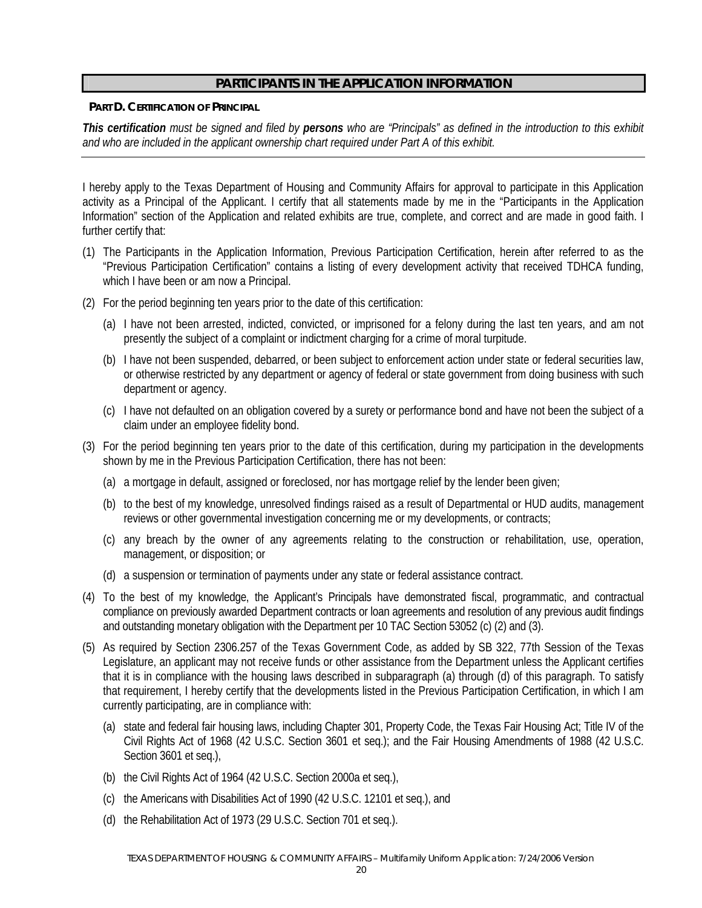## PARTICIPANTS IN THE APPLICATION INFORMATION

**PART D. CERTIFICATION OF PRINCIPAL**

***This certification*** *must be signed and filed by* ***persons*** *who are "Principals" as defined in the introduction to this exhibit and who are included in the applicant ownership chart required under Part A of this exhibit.*

---

I hereby apply to the Texas Department of Housing and Community Affairs for approval to participate in this Application activity as a Principal of the Applicant. I certify that all statements made by me in the "Participants in the Application Information" section of the Application and related exhibits are true, complete, and correct and are made in good faith. I further certify that:

(1) The Participants in the Application Information, Previous Participation Certification, herein after referred to as the "Previous Participation Certification" contains a listing of every development activity that received TDHCA funding, which I have been or am now a Principal.

(2) For the period beginning ten years prior to the date of this certification:

   (a) I have not been arrested, indicted, convicted, or imprisoned for a felony during the last ten years, and am not presently the subject of a complaint or indictment charging for a crime of moral turpitude.

   (b) I have not been suspended, debarred, or been subject to enforcement action under state or federal securities law, or otherwise restricted by any department or agency of federal or state government from doing business with such department or agency.

   (c) I have not defaulted on an obligation covered by a surety or performance bond and have not been the subject of a claim under an employee fidelity bond.

(3) For the period beginning ten years prior to the date of this certification, during my participation in the developments shown by me in the Previous Participation Certification, there has not been:

   (a) a mortgage in default, assigned or foreclosed, nor has mortgage relief by the lender been given;

   (b) to the best of my knowledge, unresolved findings raised as a result of Departmental or HUD audits, management reviews or other governmental investigation concerning me or my developments, or contracts;

   (c) any breach by the owner of any agreements relating to the construction or rehabilitation, use, operation, management, or disposition; or

   (d) a suspension or termination of payments under any state or federal assistance contract.

(4) To the best of my knowledge, the Applicant's Principals have demonstrated fiscal, programmatic, and contractual compliance on previously awarded Department contracts or loan agreements and resolution of any previous audit findings and outstanding monetary obligation with the Department per 10 TAC Section 53052 (c) (2) and (3).

(5) As required by Section 2306.257 of the Texas Government Code, as added by SB 322, 77th Session of the Texas Legislature, an applicant may not receive funds or other assistance from the Department unless the Applicant certifies that it is in compliance with the housing laws described in subparagraph (a) through (d) of this paragraph. To satisfy that requirement, I hereby certify that the developments listed in the Previous Participation Certification, in which I am currently participating, are in compliance with:

   (a) state and federal fair housing laws, including Chapter 301, Property Code, the Texas Fair Housing Act; Title IV of the Civil Rights Act of 1968 (42 U.S.C. Section 3601 et seq.); and the Fair Housing Amendments of 1988 (42 U.S.C. Section 3601 et seq.),

   (b) the Civil Rights Act of 1964 (42 U.S.C. Section 2000a et seq.),

   (c) the Americans with Disabilities Act of 1990 (42 U.S.C. 12101 et seq.), and

   (d) the Rehabilitation Act of 1973 (29 U.S.C. Section 701 et seq.).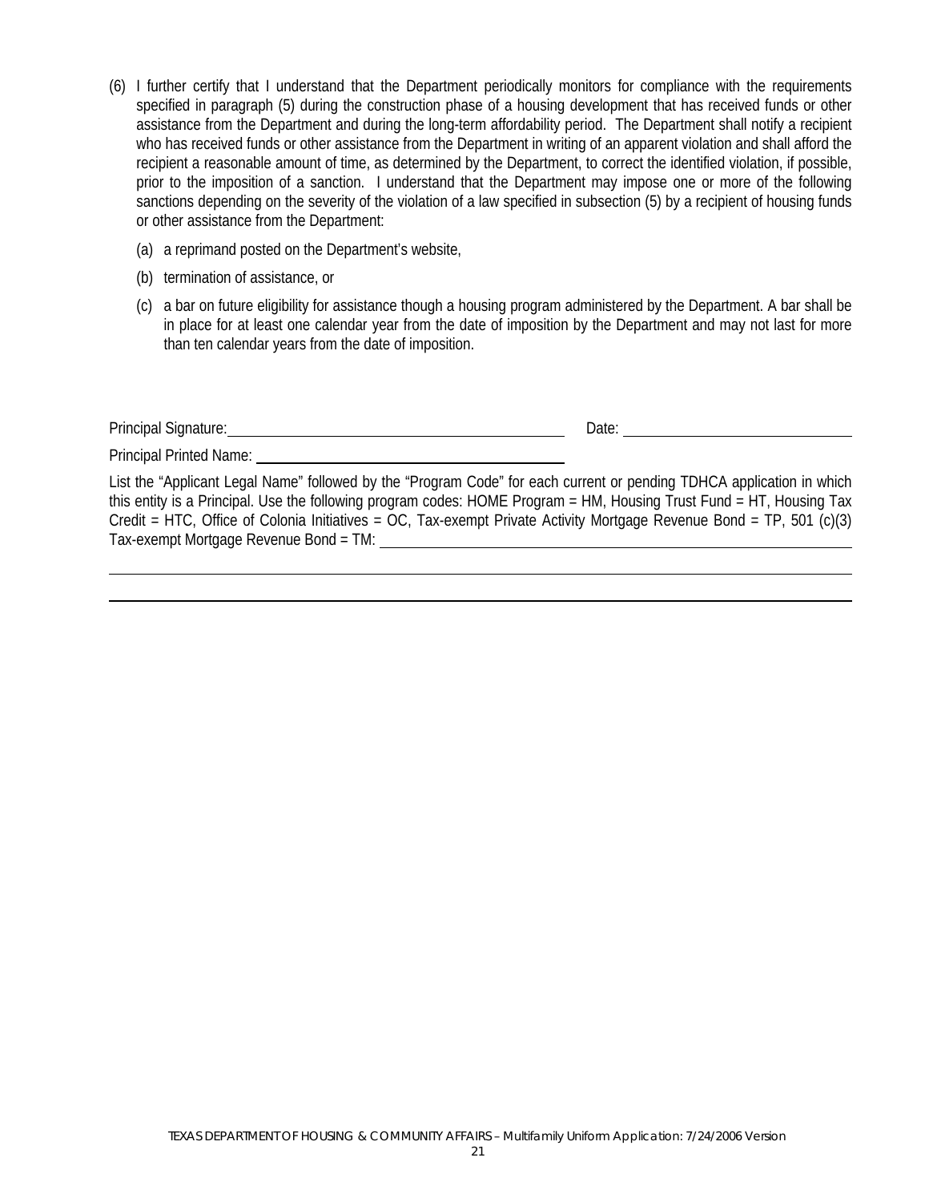(6) I further certify that I understand that the Department periodically monitors for compliance with the requirements specified in paragraph (5) during the construction phase of a housing development that has received funds or other assistance from the Department and during the long-term affordability period. The Department shall notify a recipient who has received funds or other assistance from the Department in writing of an apparent violation and shall afford the recipient a reasonable amount of time, as determined by the Department, to correct the identified violation, if possible, prior to the imposition of a sanction. I understand that the Department may impose one or more of the following sanctions depending on the severity of the violation of a law specified in subsection (5) by a recipient of housing funds or other assistance from the Department:

   (a) a reprimand posted on the Department's website,

   (b) termination of assistance, or

   (c) a bar on future eligibility for assistance though a housing program administered by the Department. A bar shall be in place for at least one calendar year from the date of imposition by the Department and may not last for more than ten calendar years from the date of imposition.

Principal Signature: ______________________________ Date: ____________________

Principal Printed Name: ______________________________

List the "Applicant Legal Name" followed by the "Program Code" for each current or pending TDHCA application in which this entity is a Principal. Use the following program codes: HOME Program = HM, Housing Trust Fund = HT, Housing Tax Credit = HTC, Office of Colonia Initiatives = OC, Tax-exempt Private Activity Mortgage Revenue Bond = TP, 501 (c)(3) Tax-exempt Mortgage Revenue Bond = TM: ____________________________________________

______________________________________________________________________

______________________________________________________________________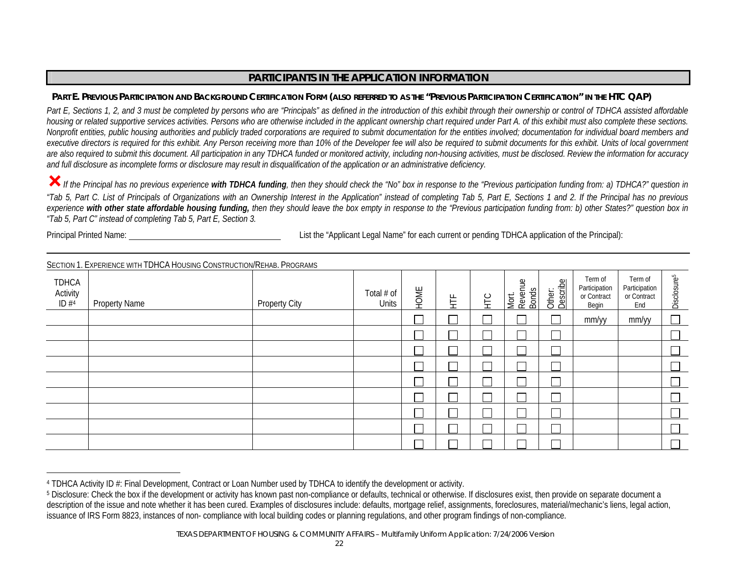## PARTICIPANTS IN THE APPLICATION INFORMATION

**PART E. PREVIOUS PARTICIPATION AND BACKGROUND CERTIFICATION FORM (ALSO REFERRED TO AS THE "PREVIOUS PARTICIPATION CERTIFICATION" IN THE HTC QAP)**

*Part E, Sections 1, 2, and 3 must be completed by persons who are "Principals" as defined in the introduction of this exhibit through their ownership or control of TDHCA assisted affordable housing or related supportive services activities. Persons who are otherwise included in the applicant ownership chart required under Part A. of this exhibit must also complete these sections. Nonprofit entities, public housing authorities and publicly traded corporations are required to submit documentation for the entities involved; documentation for individual board members and executive directors is required for this exhibit. Any Person receiving more than 10% of the Developer fee will also be required to submit documents for this exhibit. Units of local government are also required to submit this document. All participation in any TDHCA funded or monitored activity, including non-housing activities, must be disclosed. Review the information for accuracy and full disclosure as incomplete forms or disclosure may result in disqualification of the application or an administrative deficiency.*

✘ *If the Principal has no previous experience **with TDHCA funding**, then they should check the "No" box in response to the "Previous participation funding from: a) TDHCA?" question in "Tab 5, Part C. List of Principals of Organizations with an Ownership Interest in the Application" instead of completing Tab 5, Part E, Sections 1 and 2. If the Principal has no previous experience **with other state affordable housing funding,** then they should leave the box empty in response to the "Previous participation funding from: b) other States?" question box in "Tab 5, Part C" instead of completing Tab 5, Part E, Section 3.*

Principal Printed Name: ____________________ List the "Applicant Legal Name" for each current or pending TDHCA application of the Principal):

SECTION 1. EXPERIENCE WITH TDHCA HOUSING CONSTRUCTION/REHAB. PROGRAMS

| TDHCA Activity ID #[4] | Property Name | Property City | Total # of Units | HOME | HTF | HTC | Mort. Revenue Bonds | Other: Describe | Term of Participation or Contract Begin | Term of Participation or Contract End | Disclosure[5] |
|---|---|---|---|---|---|---|---|---|---|---|---|
| | | | | ☐ | ☐ | ☐ | ☐ | ☐ | mm/yy | mm/yy | ☐ |
| | | | | ☐ | ☐ | ☐ | ☐ | ☐ | | | ☐ |
| | | | | ☐ | ☐ | ☐ | ☐ | ☐ | | | ☐ |
| | | | | ☐ | ☐ | ☐ | ☐ | ☐ | | | ☐ |
| | | | | ☐ | ☐ | ☐ | ☐ | ☐ | | | ☐ |
| | | | | ☐ | ☐ | ☐ | ☐ | ☐ | | | ☐ |
| | | | | ☐ | ☐ | ☐ | ☐ | ☐ | | | ☐ |
| | | | | ☐ | ☐ | ☐ | ☐ | ☐ | | | ☐ |
| | | | | ☐ | ☐ | ☐ | ☐ | ☐ | | | ☐ |

[4] TDHCA Activity ID #: Final Development, Contract or Loan Number used by TDHCA to identify the development or activity.

[5] Disclosure: Check the box if the development or activity has known past non-compliance or defaults, technical or otherwise. If disclosures exist, then provide on separate document a description of the issue and note whether it has been cured. Examples of disclosures include: defaults, mortgage relief, assignments, foreclosures, material/mechanic's liens, legal action, issuance of IRS Form 8823, instances of non- compliance with local building codes or planning regulations, and other program findings of non-compliance.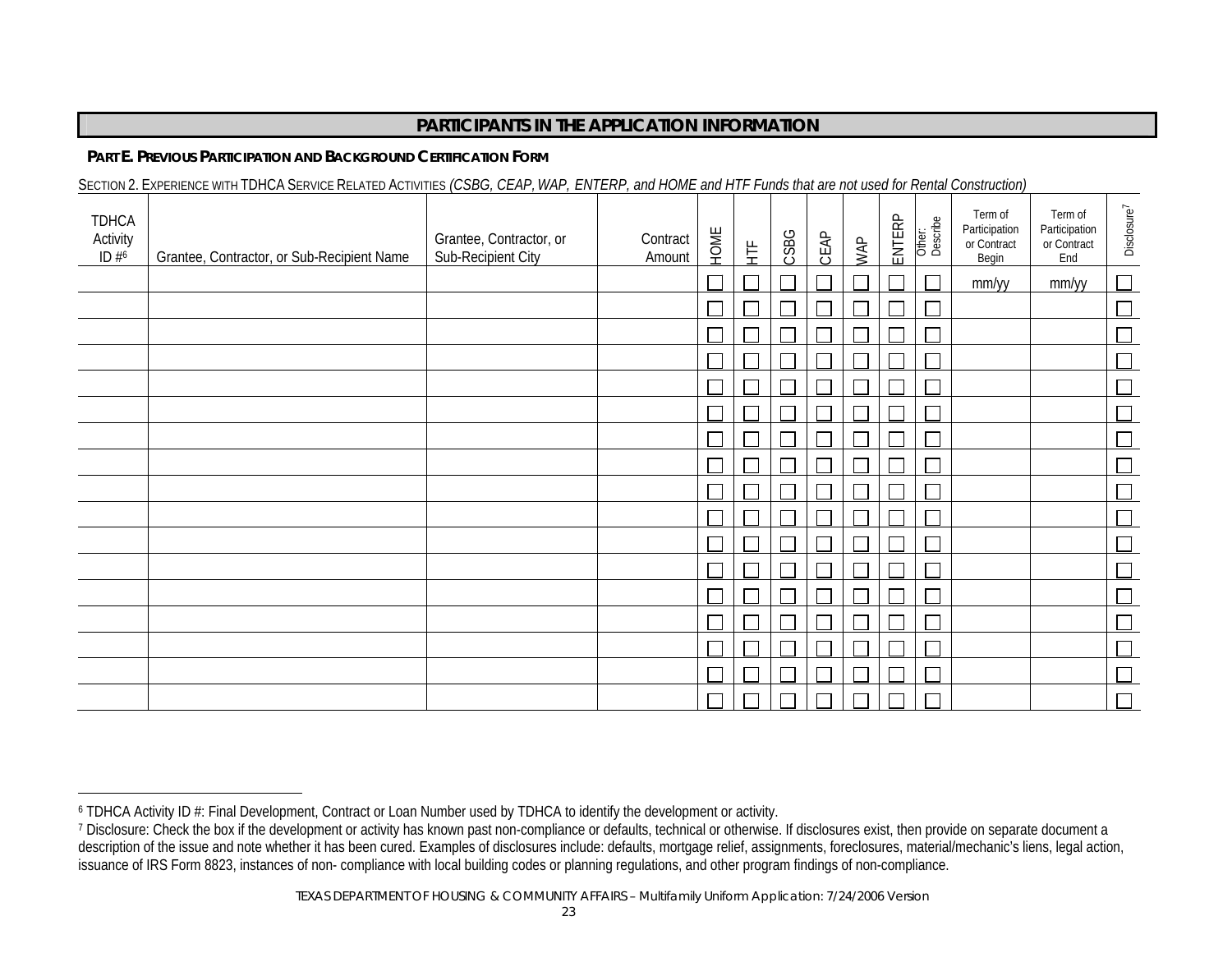## PARTICIPANTS IN THE APPLICATION INFORMATION

**PART E. PREVIOUS PARTICIPATION AND BACKGROUND CERTIFICATION FORM**

SECTION 2. EXPERIENCE WITH TDHCA SERVICE RELATED ACTIVITIES *(CSBG, CEAP, WAP, ENTERP, and HOME and HTF Funds that are not used for Rental Construction)*

| TDHCA Activity ID #[6] | Grantee, Contractor, or Sub-Recipient Name | Grantee, Contractor, or Sub-Recipient City | Contract Amount | HOME | HTF | CSBG | CEAP | WAP | ENTERP | Other: Describe | Term of Participation or Contract Begin | Term of Participation or Contract End | Disclosure[7] |
|---|---|---|---|---|---|---|---|---|---|---|---|---|---|
| | | | | ☐ | ☐ | ☐ | ☐ | ☐ | ☐ | ☐ | mm/yy | mm/yy | ☐ |
| | | | | ☐ | ☐ | ☐ | ☐ | ☐ | ☐ | ☐ | | | ☐ |
| | | | | ☐ | ☐ | ☐ | ☐ | ☐ | ☐ | ☐ | | | ☐ |
| | | | | ☐ | ☐ | ☐ | ☐ | ☐ | ☐ | ☐ | | | ☐ |
| | | | | ☐ | ☐ | ☐ | ☐ | ☐ | ☐ | ☐ | | | ☐ |
| | | | | ☐ | ☐ | ☐ | ☐ | ☐ | ☐ | ☐ | | | ☐ |
| | | | | ☐ | ☐ | ☐ | ☐ | ☐ | ☐ | ☐ | | | ☐ |
| | | | | ☐ | ☐ | ☐ | ☐ | ☐ | ☐ | ☐ | | | ☐ |
| | | | | ☐ | ☐ | ☐ | ☐ | ☐ | ☐ | ☐ | | | ☐ |
| | | | | ☐ | ☐ | ☐ | ☐ | ☐ | ☐ | ☐ | | | ☐ |
| | | | | ☐ | ☐ | ☐ | ☐ | ☐ | ☐ | ☐ | | | ☐ |
| | | | | ☐ | ☐ | ☐ | ☐ | ☐ | ☐ | ☐ | | | ☐ |
| | | | | ☐ | ☐ | ☐ | ☐ | ☐ | ☐ | ☐ | | | ☐ |
| | | | | ☐ | ☐ | ☐ | ☐ | ☐ | ☐ | ☐ | | | ☐ |
| | | | | ☐ | ☐ | ☐ | ☐ | ☐ | ☐ | ☐ | | | ☐ |
| | | | | ☐ | ☐ | ☐ | ☐ | ☐ | ☐ | ☐ | | | ☐ |
| | | | | ☐ | ☐ | ☐ | ☐ | ☐ | ☐ | ☐ | | | ☐ |

[6] TDHCA Activity ID #: Final Development, Contract or Loan Number used by TDHCA to identify the development or activity.

[7] Disclosure: Check the box if the development or activity has known past non-compliance or defaults, technical or otherwise. If disclosures exist, then provide on separate document a description of the issue and note whether it has been cured. Examples of disclosures include: defaults, mortgage relief, assignments, foreclosures, material/mechanic's liens, legal action, issuance of IRS Form 8823, instances of non- compliance with local building codes or planning regulations, and other program findings of non-compliance.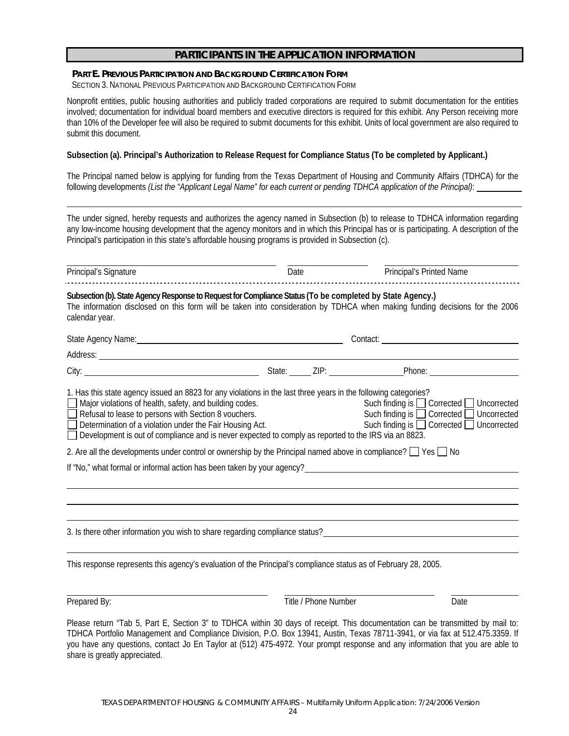## PARTICIPANTS IN THE APPLICATION INFORMATION

**PART E. PREVIOUS PARTICIPATION AND BACKGROUND CERTIFICATION FORM**

SECTION 3. NATIONAL PREVIOUS PARTICIPATION AND BACKGROUND CERTIFICATION FORM

Nonprofit entities, public housing authorities and publicly traded corporations are required to submit documentation for the entities involved; documentation for individual board members and executive directors is required for this exhibit. Any Person receiving more than 10% of the Developer fee will also be required to submit documents for this exhibit. Units of local government are also required to submit this document.

**Subsection (a). Principal's Authorization to Release Request for Compliance Status (To be completed by Applicant.)**

The Principal named below is applying for funding from the Texas Department of Housing and Community Affairs (TDHCA) for the following developments *(List the "Applicant Legal Name" for each current or pending TDHCA application of the Principal)*: ____________

______________________________________________________________________

The under signed, hereby requests and authorizes the agency named in Subsection (b) to release to TDHCA information regarding any low-income housing development that the agency monitors and in which this Principal has or is participating. A description of the Principal's participation in this state's affordable housing programs is provided in Subsection (c).

| ______________________ | ____________ | ______________________ |
|---|---|---|
| Principal's Signature | Date | Principal's Printed Name |

**Subsection (b). State Agency Response to Request for Compliance Status (To be completed by State Agency.)**

The information disclosed on this form will be taken into consideration by TDHCA when making funding decisions for the 2006 calendar year.

State Agency Name: ______________________ Contact: ______________________

Address: ______________________________________________

City: ______________________ State: ______ ZIP: ____________ Phone: ______________

1. Has this state agency issued an 8823 for any violations in the last three years in the following categories?

- ☐ Major violations of health, safety, and building codes. Such finding is ☐ Corrected ☐ Uncorrected
- ☐ Refusal to lease to persons with Section 8 vouchers. Such finding is ☐ Corrected ☐ Uncorrected
- ☐ Determination of a violation under the Fair Housing Act. Such finding is ☐ Corrected ☐ Uncorrected
- ☐ Development is out of compliance and is never expected to comply as reported to the IRS via an 8823.

2. Are all the developments under control or ownership by the Principal named above in compliance? ☐ Yes ☐ No

If "No," what formal or informal action has been taken by your agency? ______________________

______________________________________________________________________

______________________________________________________________________

______________________________________________________________________

3. Is there other information you wish to share regarding compliance status? ______________________

______________________________________________________________________

This response represents this agency's evaluation of the Principal's compliance status as of February 28, 2005.

| ______________________ | ______________________ | ____________ |
|---|---|---|
| Prepared By: | Title / Phone Number | Date |

Please return "Tab 5, Part E, Section 3" to TDHCA within 30 days of receipt. This documentation can be transmitted by mail to: TDHCA Portfolio Management and Compliance Division, P.O. Box 13941, Austin, Texas 78711-3941, or via fax at 512.475.3359. If you have any questions, contact Jo En Taylor at (512) 475-4972. Your prompt response and any information that you are able to share is greatly appreciated.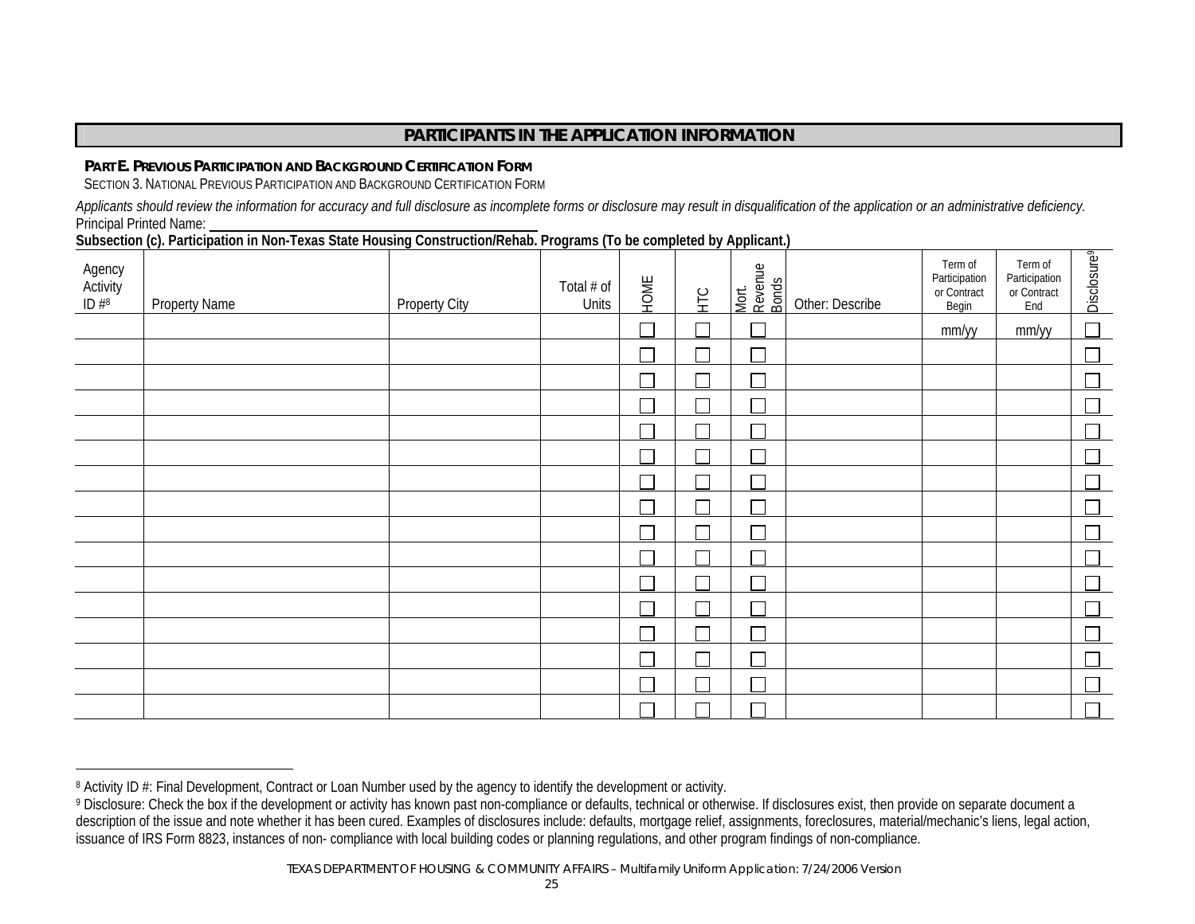## PARTICIPANTS IN THE APPLICATION INFORMATION

**PART E. PREVIOUS PARTICIPATION AND BACKGROUND CERTIFICATION FORM**

SECTION 3. NATIONAL PREVIOUS PARTICIPATION AND BACKGROUND CERTIFICATION FORM

*Applicants should review the information for accuracy and full disclosure as incomplete forms or disclosure may result in disqualification of the application or an administrative deficiency.*

Principal Printed Name: ______________________________

**Subsection (c). Participation in Non-Texas State Housing Construction/Rehab. Programs (To be completed by Applicant.)**

| Agency Activity ID #[8] | Property Name | Property City | Total # of Units | HOME | HTC | Mort. Revenue Bonds | Other: Describe | Term of Participation or Contract Begin | Term of Participation or Contract End | Disclosure[9] |
|---|---|---|---|---|---|---|---|---|---|---|
| | | | | ☐ | ☐ | ☐ | | mm/yy | mm/yy | ☐ |
| | | | | ☐ | ☐ | ☐ | | | | ☐ |
| | | | | ☐ | ☐ | ☐ | | | | ☐ |
| | | | | ☐ | ☐ | ☐ | | | | ☐ |
| | | | | ☐ | ☐ | ☐ | | | | ☐ |
| | | | | ☐ | ☐ | ☐ | | | | ☐ |
| | | | | ☐ | ☐ | ☐ | | | | ☐ |
| | | | | ☐ | ☐ | ☐ | | | | ☐ |
| | | | | ☐ | ☐ | ☐ | | | | ☐ |
| | | | | ☐ | ☐ | ☐ | | | | ☐ |
| | | | | ☐ | ☐ | ☐ | | | | ☐ |
| | | | | ☐ | ☐ | ☐ | | | | ☐ |
| | | | | ☐ | ☐ | ☐ | | | | ☐ |
| | | | | ☐ | ☐ | ☐ | | | | ☐ |
| | | | | ☐ | ☐ | ☐ | | | | ☐ |
| | | | | ☐ | ☐ | ☐ | | | | ☐ |

[8] Activity ID #: Final Development, Contract or Loan Number used by the agency to identify the development or activity.

[9] Disclosure: Check the box if the development or activity has known past non-compliance or defaults, technical or otherwise. If disclosures exist, then provide on separate document a description of the issue and note whether it has been cured. Examples of disclosures include: defaults, mortgage relief, assignments, foreclosures, material/mechanic's liens, legal action, issuance of IRS Form 8823, instances of non- compliance with local building codes or planning regulations, and other program findings of non-compliance.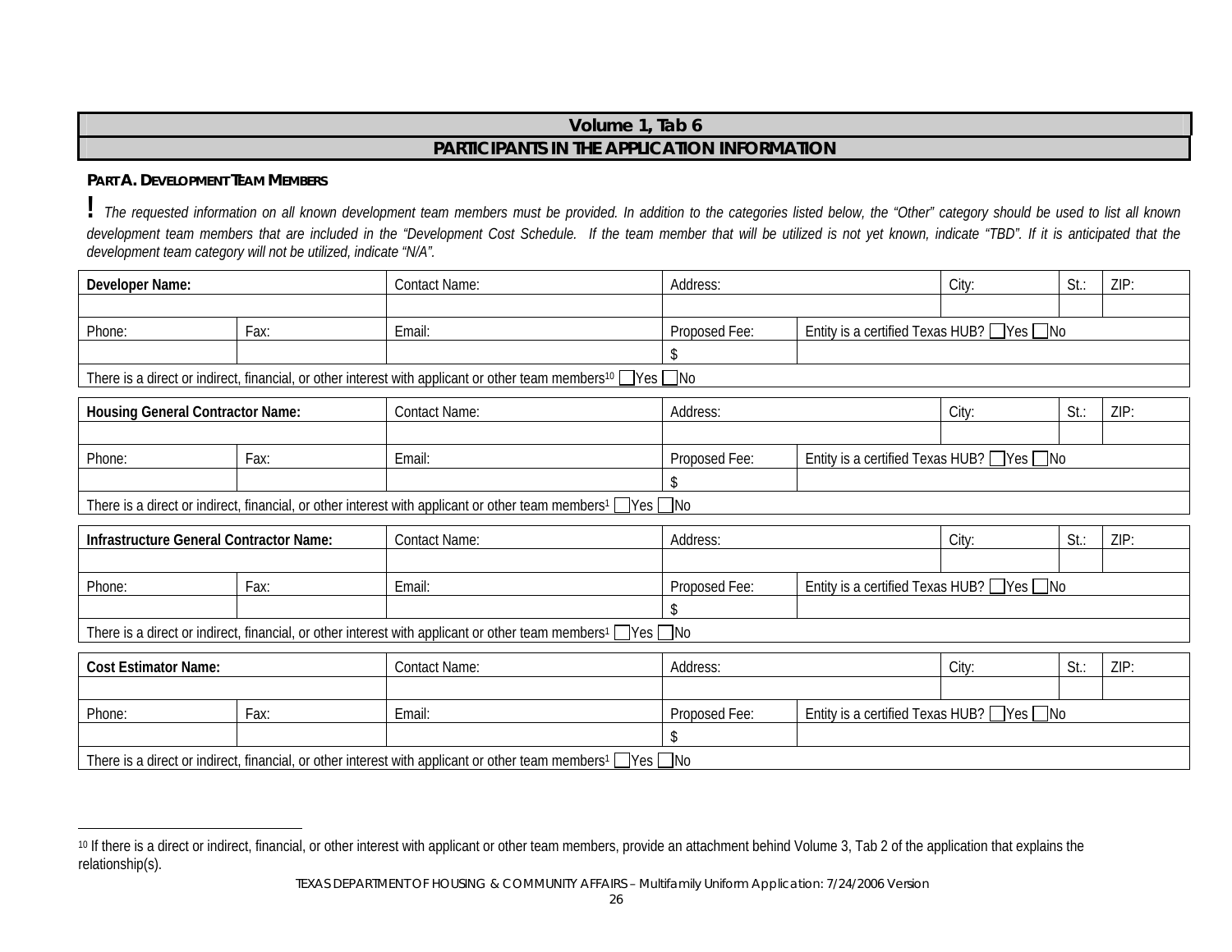# Volume 1, Tab 6

## PARTICIPANTS IN THE APPLICATION INFORMATION

### PART A. DEVELOPMENT TEAM MEMBERS

**!** *The requested information on all known development team members must be provided. In addition to the categories listed below, the "Other" category should be used to list all known development team members that are included in the "Development Cost Schedule. If the team member that will be utilized is not yet known, indicate "TBD". If it is anticipated that the development team category will not be utilized, indicate "N/A".*

| **Developer Name:** | | Contact Name: | Address: | | City: | St.: | ZIP: |
|---|---|---|---|---|---|---|---|
| | | | | | | | |
| Phone: | Fax: | Email: | Proposed Fee: | Entity is a certified Texas HUB? ☐Yes ☐No | | | |
| | | | $ | | | | |
| There is a direct or indirect, financial, or other interest with applicant or other team members[10] ☐Yes ☐No | | | | | | | |

| **Housing General Contractor Name:** | | Contact Name: | Address: | | City: | St.: | ZIP: |
|---|---|---|---|---|---|---|---|
| | | | | | | | |
| Phone: | Fax: | Email: | Proposed Fee: | Entity is a certified Texas HUB? ☐Yes ☐No | | | |
| | | | $ | | | | |
| There is a direct or indirect, financial, or other interest with applicant or other team members[1] ☐Yes ☐No | | | | | | | |

| **Infrastructure General Contractor Name:** | | Contact Name: | Address: | | City: | St.: | ZIP: |
|---|---|---|---|---|---|---|---|
| | | | | | | | |
| Phone: | Fax: | Email: | Proposed Fee: | Entity is a certified Texas HUB? ☐Yes ☐No | | | |
| | | | $ | | | | |
| There is a direct or indirect, financial, or other interest with applicant or other team members[1] ☐Yes ☐No | | | | | | | |

| **Cost Estimator Name:** | | Contact Name: | Address: | | City: | St.: | ZIP: |
|---|---|---|---|---|---|---|---|
| | | | | | | | |
| Phone: | Fax: | Email: | Proposed Fee: | Entity is a certified Texas HUB? ☐Yes ☐No | | | |
| | | | $ | | | | |
| There is a direct or indirect, financial, or other interest with applicant or other team members[1] ☐Yes ☐No | | | | | | | |

[10] If there is a direct or indirect, financial, or other interest with applicant or other team members, provide an attachment behind Volume 3, Tab 2 of the application that explains the relationship(s).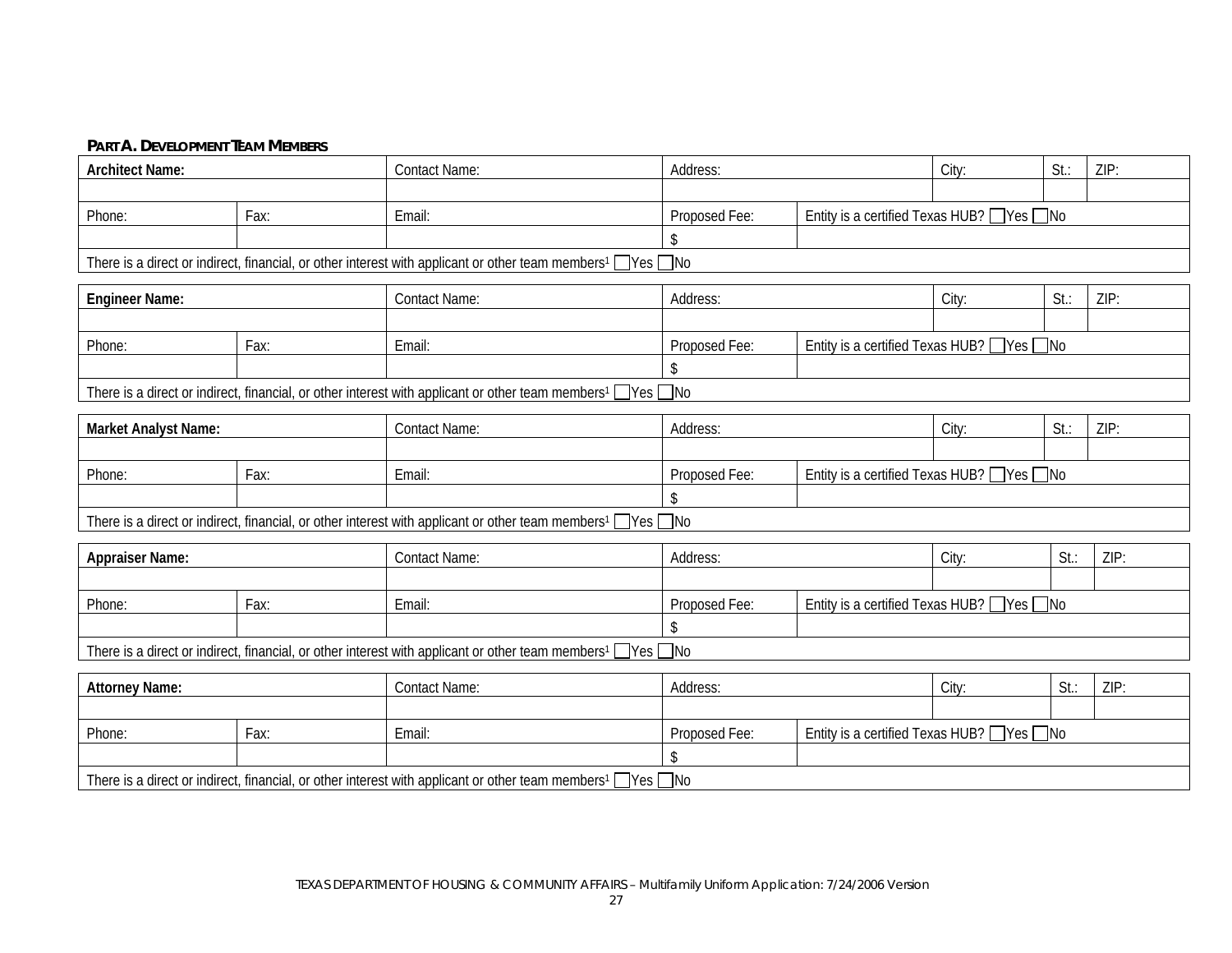**PART A. DEVELOPMENT TEAM MEMBERS**

| Architect Name: | | Contact Name: | Address: | | City: | St.: | ZIP: |
|---|---|---|---|---|---|---|---|
| | | | | | | | |
| Phone: | Fax: | Email: | Proposed Fee: | Entity is a certified Texas HUB? ☐Yes ☐No | | | |
| | | | $ | | | | |
| There is a direct or indirect, financial, or other interest with applicant or other team members[1] ☐Yes ☐No | | | | | | | |

| Engineer Name: | | Contact Name: | Address: | | City: | St.: | ZIP: |
|---|---|---|---|---|---|---|---|
| | | | | | | | |
| Phone: | Fax: | Email: | Proposed Fee: | Entity is a certified Texas HUB? ☐Yes ☐No | | | |
| | | | $ | | | | |
| There is a direct or indirect, financial, or other interest with applicant or other team members[1] ☐Yes ☐No | | | | | | | |

| Market Analyst Name: | | Contact Name: | Address: | | City: | St.: | ZIP: |
|---|---|---|---|---|---|---|---|
| | | | | | | | |
| Phone: | Fax: | Email: | Proposed Fee: | Entity is a certified Texas HUB? ☐Yes ☐No | | | |
| | | | $ | | | | |
| There is a direct or indirect, financial, or other interest with applicant or other team members[1] ☐Yes ☐No | | | | | | | |

| Appraiser Name: | | Contact Name: | Address: | | City: | St.: | ZIP: |
|---|---|---|---|---|---|---|---|
| | | | | | | | |
| Phone: | Fax: | Email: | Proposed Fee: | Entity is a certified Texas HUB? ☐Yes ☐No | | | |
| | | | $ | | | | |
| There is a direct or indirect, financial, or other interest with applicant or other team members[1] ☐Yes ☐No | | | | | | | |

| Attorney Name: | | Contact Name: | Address: | | City: | St.: | ZIP: |
|---|---|---|---|---|---|---|---|
| | | | | | | | |
| Phone: | Fax: | Email: | Proposed Fee: | Entity is a certified Texas HUB? ☐Yes ☐No | | | |
| | | | $ | | | | |
| There is a direct or indirect, financial, or other interest with applicant or other team members[1] ☐Yes ☐No | | | | | | | |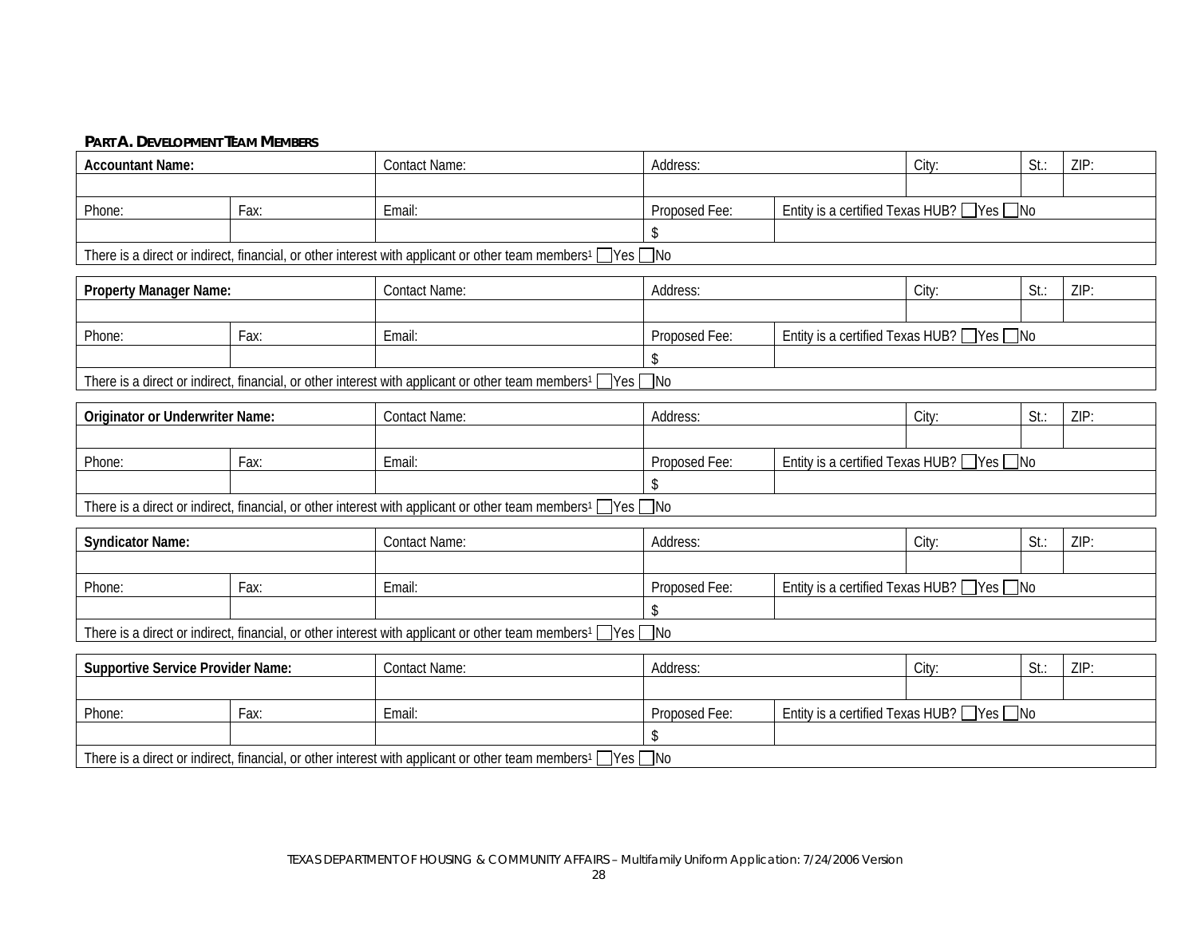**PART A. DEVELOPMENT TEAM MEMBERS**

| **Accountant Name:** | | Contact Name: | Address: | | City: | St.: | ZIP: |
|---|---|---|---|---|---|---|---|
| | | | | | | | |
| Phone: | Fax: | Email: | Proposed Fee: | Entity is a certified Texas HUB? ☐Yes ☐No | | | |
| | | | $ | | | | |
| There is a direct or indirect, financial, or other interest with applicant or other team members[1] ☐Yes ☐No | | | | | | | |

| **Property Manager Name:** | | Contact Name: | Address: | | City: | St.: | ZIP: |
|---|---|---|---|---|---|---|---|
| | | | | | | | |
| Phone: | Fax: | Email: | Proposed Fee: | Entity is a certified Texas HUB? ☐Yes ☐No | | | |
| | | | $ | | | | |
| There is a direct or indirect, financial, or other interest with applicant or other team members[1] ☐Yes ☐No | | | | | | | |

| **Originator or Underwriter Name:** | | Contact Name: | Address: | | City: | St.: | ZIP: |
|---|---|---|---|---|---|---|---|
| | | | | | | | |
| Phone: | Fax: | Email: | Proposed Fee: | Entity is a certified Texas HUB? ☐Yes ☐No | | | |
| | | | $ | | | | |
| There is a direct or indirect, financial, or other interest with applicant or other team members[1] ☐Yes ☐No | | | | | | | |

| **Syndicator Name:** | | Contact Name: | Address: | | City: | St.: | ZIP: |
|---|---|---|---|---|---|---|---|
| | | | | | | | |
| Phone: | Fax: | Email: | Proposed Fee: | Entity is a certified Texas HUB? ☐Yes ☐No | | | |
| | | | $ | | | | |
| There is a direct or indirect, financial, or other interest with applicant or other team members[1] ☐Yes ☐No | | | | | | | |

| **Supportive Service Provider Name:** | | Contact Name: | Address: | | City: | St.: | ZIP: |
|---|---|---|---|---|---|---|---|
| | | | | | | | |
| Phone: | Fax: | Email: | Proposed Fee: | Entity is a certified Texas HUB? ☐Yes ☐No | | | |
| | | | $ | | | | |
| There is a direct or indirect, financial, or other interest with applicant or other team members[1] ☐Yes ☐No | | | | | | | |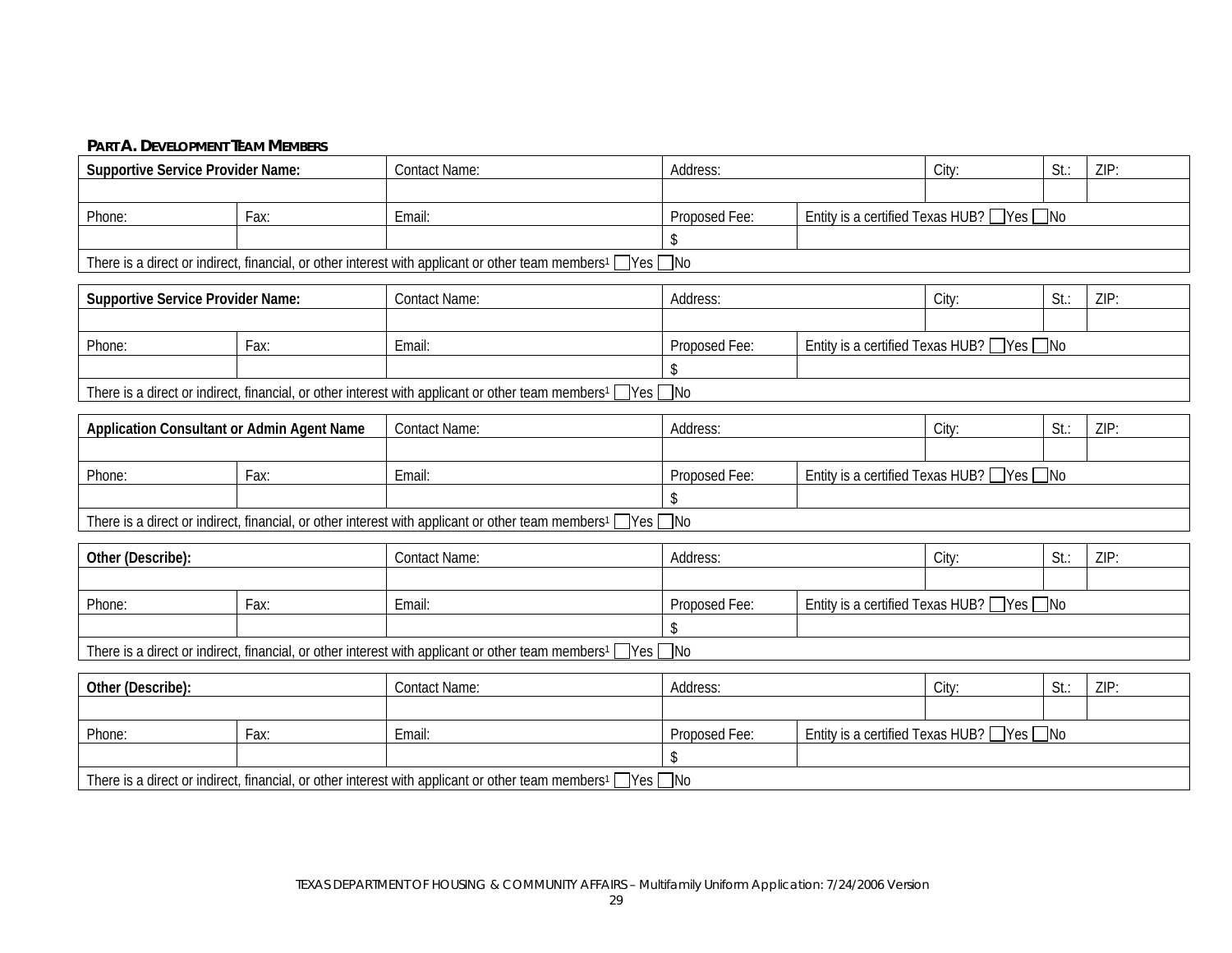**PART A. DEVELOPMENT TEAM MEMBERS**

| **Supportive Service Provider Name:** | | Contact Name: | Address: | | City: | St.: | ZIP: |
|---|---|---|---|---|---|---|---|
| | | | | | | | |
| Phone: | Fax: | Email: | Proposed Fee: | Entity is a certified Texas HUB? ☐Yes ☐No | | | |
| | | | $ | | | | |
| There is a direct or indirect, financial, or other interest with applicant or other team members[1] ☐Yes ☐No | | | | | | | |

| **Supportive Service Provider Name:** | | Contact Name: | Address: | | City: | St.: | ZIP: |
|---|---|---|---|---|---|---|---|
| | | | | | | | |
| Phone: | Fax: | Email: | Proposed Fee: | Entity is a certified Texas HUB? ☐Yes ☐No | | | |
| | | | $ | | | | |
| There is a direct or indirect, financial, or other interest with applicant or other team members[1] ☐Yes ☐No | | | | | | | |

| **Application Consultant or Admin Agent Name** | | Contact Name: | Address: | | City: | St.: | ZIP: |
|---|---|---|---|---|---|---|---|
| | | | | | | | |
| Phone: | Fax: | Email: | Proposed Fee: | Entity is a certified Texas HUB? ☐Yes ☐No | | | |
| | | | $ | | | | |
| There is a direct or indirect, financial, or other interest with applicant or other team members[1] ☐Yes ☐No | | | | | | | |

| **Other (Describe):** | | Contact Name: | Address: | | City: | St.: | ZIP: |
|---|---|---|---|---|---|---|---|
| | | | | | | | |
| Phone: | Fax: | Email: | Proposed Fee: | Entity is a certified Texas HUB? ☐Yes ☐No | | | |
| | | | $ | | | | |
| There is a direct or indirect, financial, or other interest with applicant or other team members[1] ☐Yes ☐No | | | | | | | |

| **Other (Describe):** | | Contact Name: | Address: | | City: | St.: | ZIP: |
|---|---|---|---|---|---|---|---|
| | | | | | | | |
| Phone: | Fax: | Email: | Proposed Fee: | Entity is a certified Texas HUB? ☐Yes ☐No | | | |
| | | | $ | | | | |
| There is a direct or indirect, financial, or other interest with applicant or other team members[1] ☐Yes ☐No | | | | | | | |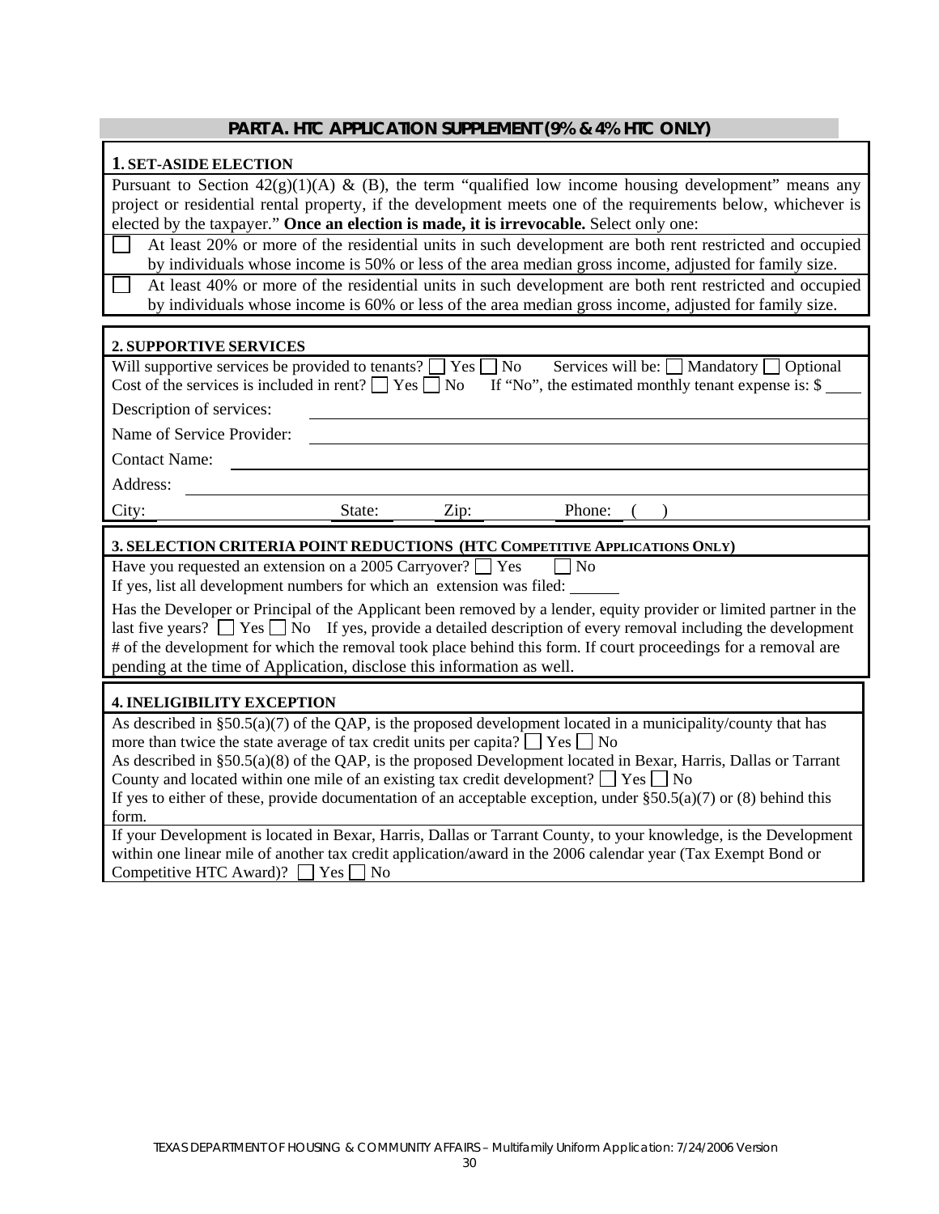## PART A. HTC APPLICATION SUPPLEMENT (9% & 4% HTC ONLY)

### 1. SET-ASIDE ELECTION

Pursuant to Section 42(g)(1)(A) & (B), the term "qualified low income housing development" means any project or residential rental property, if the development meets one of the requirements below, whichever is elected by the taxpayer." **Once an election is made, it is irrevocable.** Select only one:

☐ At least 20% or more of the residential units in such development are both rent restricted and occupied by individuals whose income is 50% or less of the area median gross income, adjusted for family size.

☐ At least 40% or more of the residential units in such development are both rent restricted and occupied by individuals whose income is 60% or less of the area median gross income, adjusted for family size.

### 2. SUPPORTIVE SERVICES

Will supportive services be provided to tenants? ☐ Yes ☐ No  Services will be: ☐ Mandatory ☐ Optional

Cost of the services is included in rent? ☐ Yes ☐ No  If "No", the estimated monthly tenant expense is: $ ____

Description of services: ______________________________

Name of Service Provider: ______________________________

Contact Name: ______________________________

Address: ______________________________

City: __________ State: ____ Zip: ____ Phone: ( ) ______

### 3. SELECTION CRITERIA POINT REDUCTIONS (HTC COMPETITIVE APPLICATIONS ONLY)

Have you requested an extension on a 2005 Carryover? ☐ Yes ☐ No

If yes, list all development numbers for which an extension was filed: ______

Has the Developer or Principal of the Applicant been removed by a lender, equity provider or limited partner in the last five years? ☐ Yes ☐ No  If yes, provide a detailed description of every removal including the development # of the development for which the removal took place behind this form. If court proceedings for a removal are pending at the time of Application, disclose this information as well.

### 4. INELIGIBILITY EXCEPTION

As described in §50.5(a)(7) of the QAP, is the proposed development located in a municipality/county that has more than twice the state average of tax credit units per capita? ☐ Yes ☐ No

As described in §50.5(a)(8) of the QAP, is the proposed Development located in Bexar, Harris, Dallas or Tarrant County and located within one mile of an existing tax credit development? ☐ Yes ☐ No

If yes to either of these, provide documentation of an acceptable exception, under §50.5(a)(7) or (8) behind this form.

If your Development is located in Bexar, Harris, Dallas or Tarrant County, to your knowledge, is the Development within one linear mile of another tax credit application/award in the 2006 calendar year (Tax Exempt Bond or Competitive HTC Award)? ☐ Yes ☐ No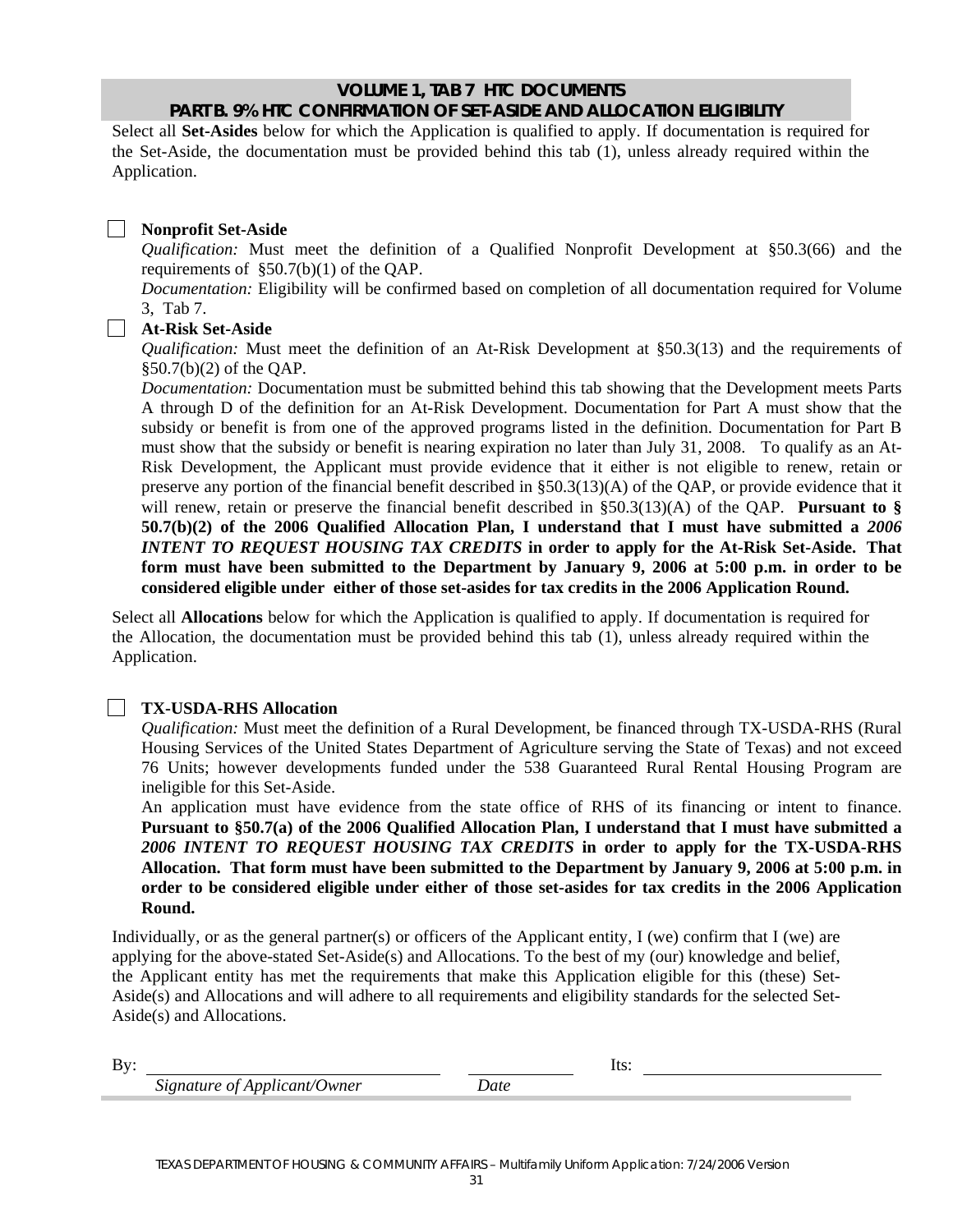## VOLUME 1, TAB 7 HTC DOCUMENTS
## PART B. 9% HTC CONFIRMATION OF SET-ASIDE AND ALLOCATION ELIGIBILITY

Select all **Set-Asides** below for which the Application is qualified to apply. If documentation is required for the Set-Aside, the documentation must be provided behind this tab (1), unless already required within the Application.

☐ **Nonprofit Set-Aside**

*Qualification:* Must meet the definition of a Qualified Nonprofit Development at §50.3(66) and the requirements of §50.7(b)(1) of the QAP.

*Documentation:* Eligibility will be confirmed based on completion of all documentation required for Volume 3, Tab 7.

☐ **At-Risk Set-Aside**

*Qualification:* Must meet the definition of an At-Risk Development at §50.3(13) and the requirements of §50.7(b)(2) of the QAP.

*Documentation:* Documentation must be submitted behind this tab showing that the Development meets Parts A through D of the definition for an At-Risk Development. Documentation for Part A must show that the subsidy or benefit is from one of the approved programs listed in the definition. Documentation for Part B must show that the subsidy or benefit is nearing expiration no later than July 31, 2008. To qualify as an At-Risk Development, the Applicant must provide evidence that it either is not eligible to renew, retain or preserve any portion of the financial benefit described in §50.3(13)(A) of the QAP, or provide evidence that it will renew, retain or preserve the financial benefit described in §50.3(13)(A) of the QAP. **Pursuant to § 50.7(b)(2) of the 2006 Qualified Allocation Plan, I understand that I must have submitted a *2006 INTENT TO REQUEST HOUSING TAX CREDITS* in order to apply for the At-Risk Set-Aside. That form must have been submitted to the Department by January 9, 2006 at 5:00 p.m. in order to be considered eligible under either of those set-asides for tax credits in the 2006 Application Round.**

Select all **Allocations** below for which the Application is qualified to apply. If documentation is required for the Allocation, the documentation must be provided behind this tab (1), unless already required within the Application.

☐ **TX-USDA-RHS Allocation**

*Qualification:* Must meet the definition of a Rural Development, be financed through TX-USDA-RHS (Rural Housing Services of the United States Department of Agriculture serving the State of Texas) and not exceed 76 Units; however developments funded under the 538 Guaranteed Rural Rental Housing Program are ineligible for this Set-Aside.

An application must have evidence from the state office of RHS of its financing or intent to finance. **Pursuant to §50.7(a) of the 2006 Qualified Allocation Plan, I understand that I must have submitted a *2006 INTENT TO REQUEST HOUSING TAX CREDITS* in order to apply for the TX-USDA-RHS Allocation. That form must have been submitted to the Department by January 9, 2006 at 5:00 p.m. in order to be considered eligible under either of those set-asides for tax credits in the 2006 Application Round.**

Individually, or as the general partner(s) or officers of the Applicant entity, I (we) confirm that I (we) are applying for the above-stated Set-Aside(s) and Allocations. To the best of my (our) knowledge and belief, the Applicant entity has met the requirements that make this Application eligible for this (these) Set-Aside(s) and Allocations and will adhere to all requirements and eligibility standards for the selected Set-Aside(s) and Allocations.

By: ______________________________ ____________ Its: ______________________________

*Signature of Applicant/Owner* *Date*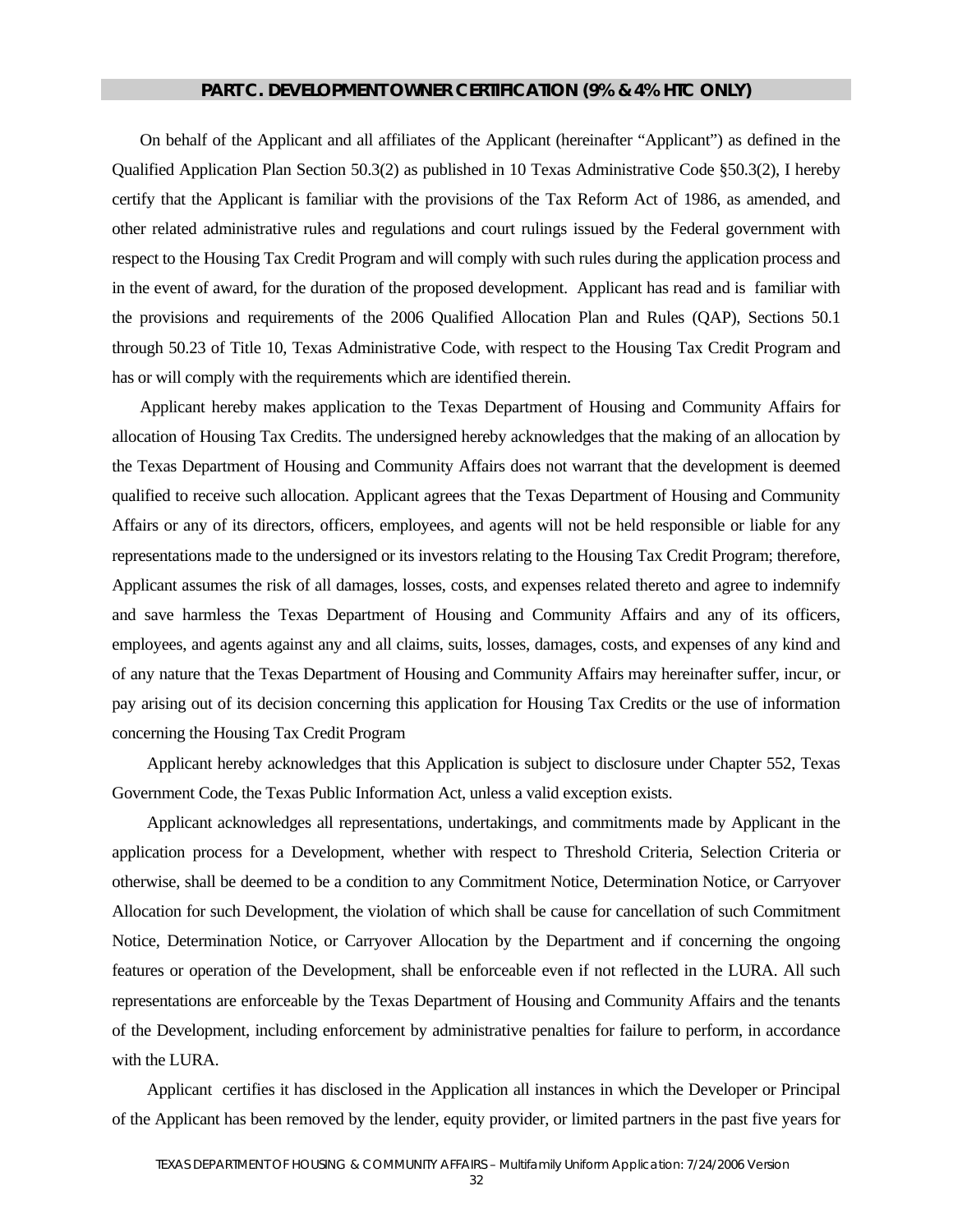## PART C. DEVELOPMENT OWNER CERTIFICATION (9% & 4% HTC ONLY)

On behalf of the Applicant and all affiliates of the Applicant (hereinafter "Applicant") as defined in the Qualified Application Plan Section 50.3(2) as published in 10 Texas Administrative Code §50.3(2), I hereby certify that the Applicant is familiar with the provisions of the Tax Reform Act of 1986, as amended, and other related administrative rules and regulations and court rulings issued by the Federal government with respect to the Housing Tax Credit Program and will comply with such rules during the application process and in the event of award, for the duration of the proposed development. Applicant has read and is familiar with the provisions and requirements of the 2006 Qualified Allocation Plan and Rules (QAP), Sections 50.1 through 50.23 of Title 10, Texas Administrative Code, with respect to the Housing Tax Credit Program and has or will comply with the requirements which are identified therein.

Applicant hereby makes application to the Texas Department of Housing and Community Affairs for allocation of Housing Tax Credits. The undersigned hereby acknowledges that the making of an allocation by the Texas Department of Housing and Community Affairs does not warrant that the development is deemed qualified to receive such allocation. Applicant agrees that the Texas Department of Housing and Community Affairs or any of its directors, officers, employees, and agents will not be held responsible or liable for any representations made to the undersigned or its investors relating to the Housing Tax Credit Program; therefore, Applicant assumes the risk of all damages, losses, costs, and expenses related thereto and agree to indemnify and save harmless the Texas Department of Housing and Community Affairs and any of its officers, employees, and agents against any and all claims, suits, losses, damages, costs, and expenses of any kind and of any nature that the Texas Department of Housing and Community Affairs may hereinafter suffer, incur, or pay arising out of its decision concerning this application for Housing Tax Credits or the use of information concerning the Housing Tax Credit Program

Applicant hereby acknowledges that this Application is subject to disclosure under Chapter 552, Texas Government Code, the Texas Public Information Act, unless a valid exception exists.

Applicant acknowledges all representations, undertakings, and commitments made by Applicant in the application process for a Development, whether with respect to Threshold Criteria, Selection Criteria or otherwise, shall be deemed to be a condition to any Commitment Notice, Determination Notice, or Carryover Allocation for such Development, the violation of which shall be cause for cancellation of such Commitment Notice, Determination Notice, or Carryover Allocation by the Department and if concerning the ongoing features or operation of the Development, shall be enforceable even if not reflected in the LURA. All such representations are enforceable by the Texas Department of Housing and Community Affairs and the tenants of the Development, including enforcement by administrative penalties for failure to perform, in accordance with the LURA.

Applicant certifies it has disclosed in the Application all instances in which the Developer or Principal of the Applicant has been removed by the lender, equity provider, or limited partners in the past five years for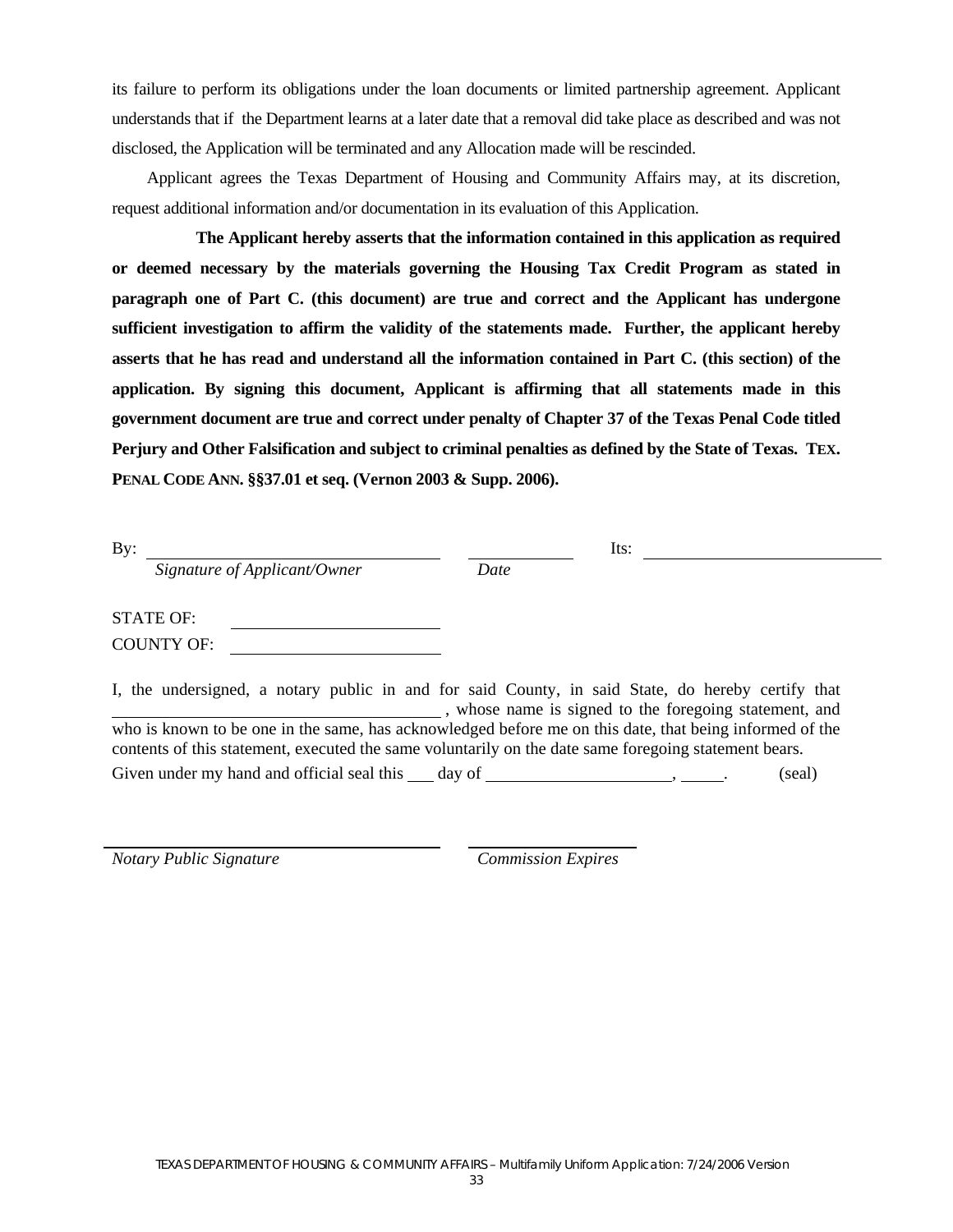its failure to perform its obligations under the loan documents or limited partnership agreement. Applicant understands that if the Department learns at a later date that a removal did take place as described and was not disclosed, the Application will be terminated and any Allocation made will be rescinded.

Applicant agrees the Texas Department of Housing and Community Affairs may, at its discretion, request additional information and/or documentation in its evaluation of this Application.

**The Applicant hereby asserts that the information contained in this application as required or deemed necessary by the materials governing the Housing Tax Credit Program as stated in paragraph one of Part C. (this document) are true and correct and the Applicant has undergone sufficient investigation to affirm the validity of the statements made. Further, the applicant hereby asserts that he has read and understand all the information contained in Part C. (this section) of the application. By signing this document, Applicant is affirming that all statements made in this government document are true and correct under penalty of Chapter 37 of the Texas Penal Code titled Perjury and Other Falsification and subject to criminal penalties as defined by the State of Texas. TEX. PENAL CODE ANN. §§37.01 et seq. (Vernon 2003 & Supp. 2006).**

By: ______________________________ ____________ Its: ______________________________
*Signature of Applicant/Owner* *Date*

STATE OF: ______________________

COUNTY OF: ______________________

I, the undersigned, a notary public in and for said County, in said State, do hereby certify that ______________________________, whose name is signed to the foregoing statement, and who is known to be one in the same, has acknowledged before me on this date, that being informed of the contents of this statement, executed the same voluntarily on the date same foregoing statement bears.

Given under my hand and official seal this ___ day of ____________________, _____. (seal)

______________________________ ____________________
*Notary Public Signature* *Commission Expires*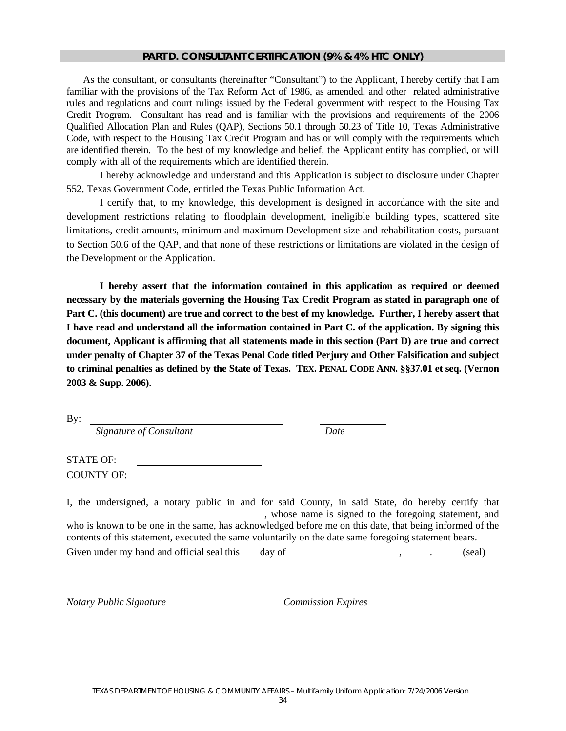## PART D. CONSULTANT CERTIFICATION (9% & 4% HTC ONLY)

As the consultant, or consultants (hereinafter "Consultant") to the Applicant, I hereby certify that I am familiar with the provisions of the Tax Reform Act of 1986, as amended, and other related administrative rules and regulations and court rulings issued by the Federal government with respect to the Housing Tax Credit Program. Consultant has read and is familiar with the provisions and requirements of the 2006 Qualified Allocation Plan and Rules (QAP), Sections 50.1 through 50.23 of Title 10, Texas Administrative Code, with respect to the Housing Tax Credit Program and has or will comply with the requirements which are identified therein. To the best of my knowledge and belief, the Applicant entity has complied, or will comply with all of the requirements which are identified therein.

I hereby acknowledge and understand and this Application is subject to disclosure under Chapter 552, Texas Government Code, entitled the Texas Public Information Act.

I certify that, to my knowledge, this development is designed in accordance with the site and development restrictions relating to floodplain development, ineligible building types, scattered site limitations, credit amounts, minimum and maximum Development size and rehabilitation costs, pursuant to Section 50.6 of the QAP, and that none of these restrictions or limitations are violated in the design of the Development or the Application.

**I hereby assert that the information contained in this application as required or deemed necessary by the materials governing the Housing Tax Credit Program as stated in paragraph one of Part C. (this document) are true and correct to the best of my knowledge. Further, I hereby assert that I have read and understand all the information contained in Part C. of the application. By signing this document, Applicant is affirming that all statements made in this section (Part D) are true and correct under penalty of Chapter 37 of the Texas Penal Code titled Perjury and Other Falsification and subject to criminal penalties as defined by the State of Texas. TEX. PENAL CODE ANN. §§37.01 et seq. (Vernon 2003 & Supp. 2006).**

By: ______________________________ ____________
*Signature of Consultant* *Date*

STATE OF: ____________________

COUNTY OF: ____________________

I, the undersigned, a notary public in and for said County, in said State, do hereby certify that ______________________________ , whose name is signed to the foregoing statement, and who is known to be one in the same, has acknowledged before me on this date, that being informed of the contents of this statement, executed the same voluntarily on the date same foregoing statement bears.

Given under my hand and official seal this ___ day of ____________________, _____. (seal)

______________________________ ____________________
*Notary Public Signature* *Commission Expires*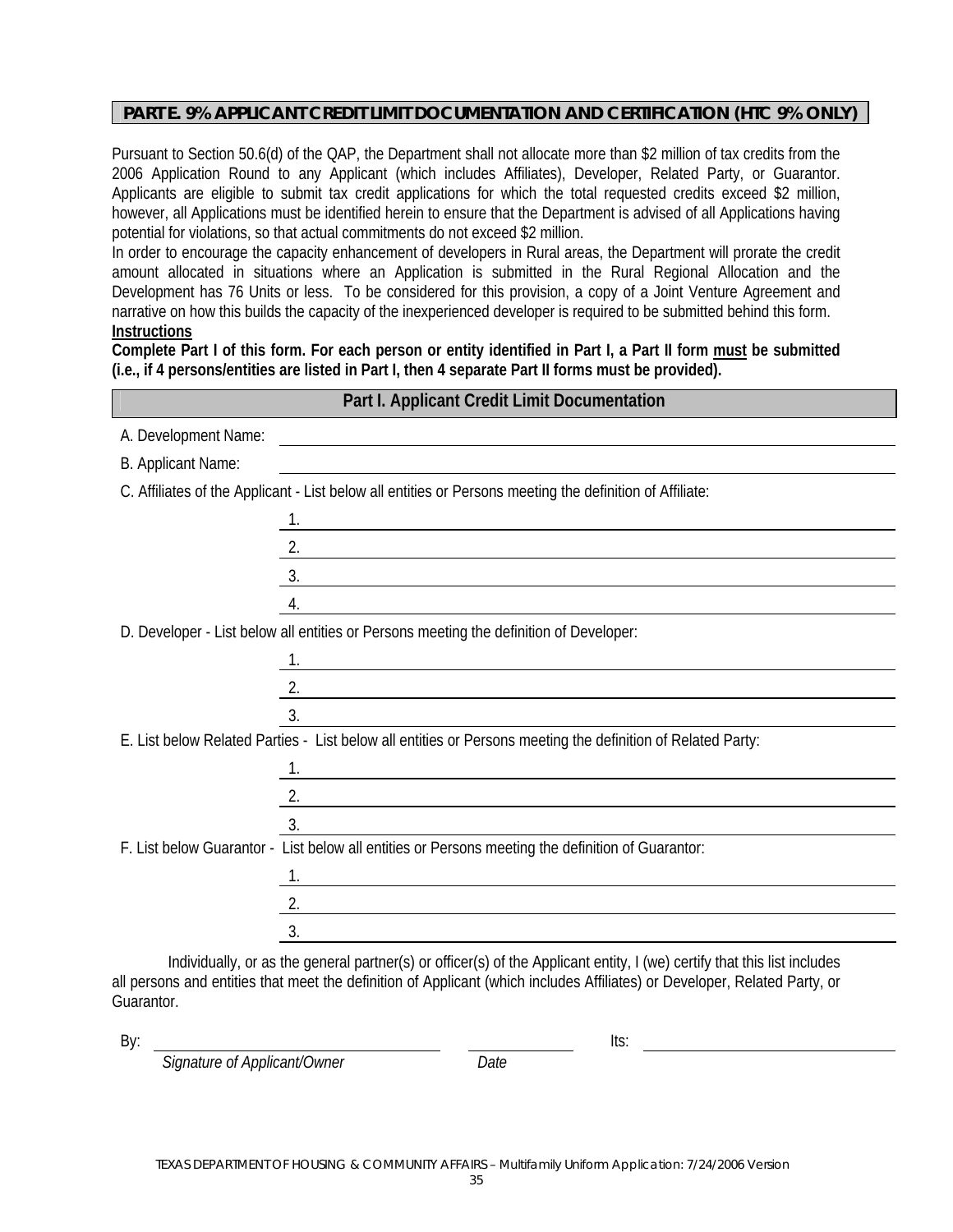## PART E. 9% APPLICANT CREDIT LIMIT DOCUMENTATION AND CERTIFICATION (HTC 9% ONLY)

Pursuant to Section 50.6(d) of the QAP, the Department shall not allocate more than $2 million of tax credits from the 2006 Application Round to any Applicant (which includes Affiliates), Developer, Related Party, or Guarantor. Applicants are eligible to submit tax credit applications for which the total requested credits exceed $2 million, however, all Applications must be identified herein to ensure that the Department is advised of all Applications having potential for violations, so that actual commitments do not exceed $2 million.

In order to encourage the capacity enhancement of developers in Rural areas, the Department will prorate the credit amount allocated in situations where an Application is submitted in the Rural Regional Allocation and the Development has 76 Units or less. To be considered for this provision, a copy of a Joint Venture Agreement and narrative on how this builds the capacity of the inexperienced developer is required to be submitted behind this form.

**Instructions**

**Complete Part I of this form. For each person or entity identified in Part I, a Part II form must be submitted (i.e., if 4 persons/entities are listed in Part I, then 4 separate Part II forms must be provided).**

### Part I. Applicant Credit Limit Documentation

A. Development Name: ____________________

B. Applicant Name: ____________________

C. Affiliates of the Applicant - List below all entities or Persons meeting the definition of Affiliate:

1. ____________________
2. ____________________
3. ____________________
4. ____________________

D. Developer - List below all entities or Persons meeting the definition of Developer:

1. ____________________
2. ____________________
3. ____________________

E. List below Related Parties - List below all entities or Persons meeting the definition of Related Party:

1. ____________________
2. ____________________
3. ____________________

F. List below Guarantor - List below all entities or Persons meeting the definition of Guarantor:

1. ____________________
2. ____________________
3. ____________________

Individually, or as the general partner(s) or officer(s) of the Applicant entity, I (we) certify that this list includes all persons and entities that meet the definition of Applicant (which includes Affiliates) or Developer, Related Party, or Guarantor.

By: ____________________ ____________ Its: ____________________

*Signature of Applicant/Owner* *Date*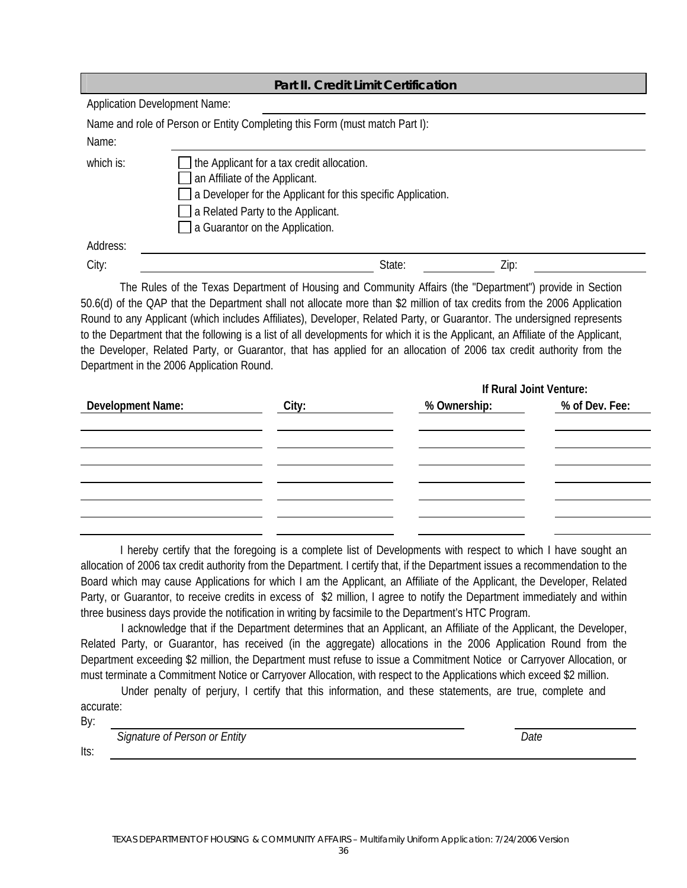## Part II. Credit Limit Certification

Application Development Name: ______________________________

Name and role of Person or Entity Completing this Form (must match Part I):

Name: ______________________________

which is:

- ☐ the Applicant for a tax credit allocation.
- ☐ an Affiliate of the Applicant.
- ☐ a Developer for the Applicant for this specific Application.
- ☐ a Related Party to the Applicant.
- ☐ a Guarantor on the Application.

Address: ______________________________

City: ______________________________ State: __________ Zip: __________

The Rules of the Texas Department of Housing and Community Affairs (the "Department") provide in Section 50.6(d) of the QAP that the Department shall not allocate more than $2 million of tax credits from the 2006 Application Round to any Applicant (which includes Affiliates), Developer, Related Party, or Guarantor. The undersigned represents to the Department that the following is a list of all developments for which it is the Applicant, an Affiliate of the Applicant, the Developer, Related Party, or Guarantor, that has applied for an allocation of 2006 tax credit authority from the Department in the 2006 Application Round.

| Development Name: | City: | If Rural Joint Venture: % Ownership: | % of Dev. Fee: |
|---|---|---|---|
| | | | |
| | | | |
| | | | |
| | | | |
| | | | |
| | | | |
| | | | |

I hereby certify that the foregoing is a complete list of Developments with respect to which I have sought an allocation of 2006 tax credit authority from the Department. I certify that, if the Department issues a recommendation to the Board which may cause Applications for which I am the Applicant, an Affiliate of the Applicant, the Developer, Related Party, or Guarantor, to receive credits in excess of $2 million, I agree to notify the Department immediately and within three business days provide the notification in writing by facsimile to the Department's HTC Program.

I acknowledge that if the Department determines that an Applicant, an Affiliate of the Applicant, the Developer, Related Party, or Guarantor, has received (in the aggregate) allocations in the 2006 Application Round from the Department exceeding $2 million, the Department must refuse to issue a Commitment Notice or Carryover Allocation, or must terminate a Commitment Notice or Carryover Allocation, with respect to the Applications which exceed $2 million.

Under penalty of perjury, I certify that this information, and these statements, are true, complete and accurate:

By: ______________________________ ______________

*Signature of Person or Entity* *Date*

Its: ______________________________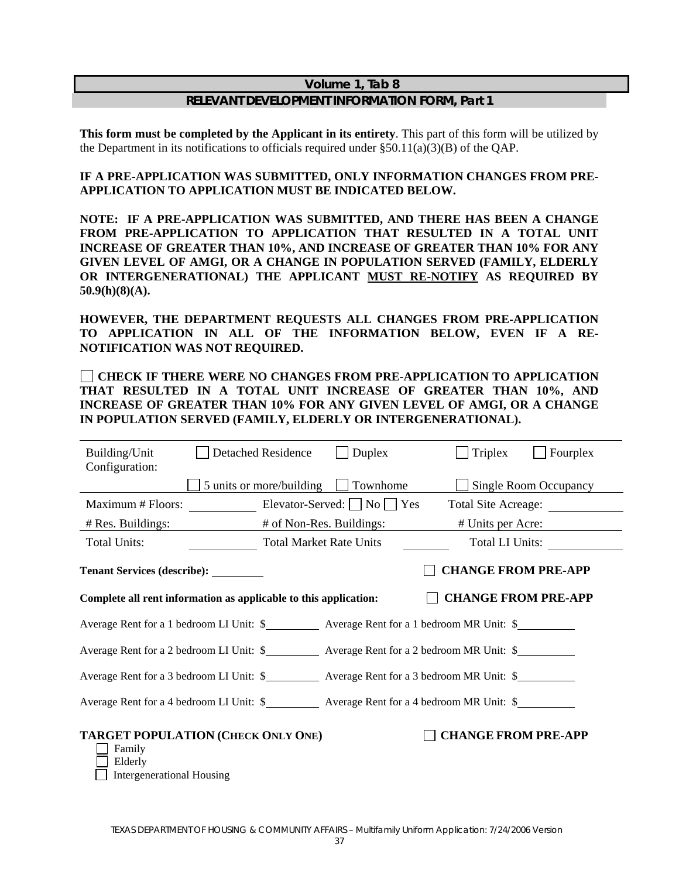## Volume 1, Tab 8

### RELEVANT DEVELOPMENT INFORMATION FORM, Part 1

**This form must be completed by the Applicant in its entirety**. This part of this form will be utilized by the Department in its notifications to officials required under §50.11(a)(3)(B) of the QAP.

**IF A PRE-APPLICATION WAS SUBMITTED, ONLY INFORMATION CHANGES FROM PRE-APPLICATION TO APPLICATION MUST BE INDICATED BELOW.**

**NOTE: IF A PRE-APPLICATION WAS SUBMITTED, AND THERE HAS BEEN A CHANGE FROM PRE-APPLICATION TO APPLICATION THAT RESULTED IN A TOTAL UNIT INCREASE OF GREATER THAN 10%, AND INCREASE OF GREATER THAN 10% FOR ANY GIVEN LEVEL OF AMGI, OR A CHANGE IN POPULATION SERVED (FAMILY, ELDERLY OR INTERGENERATIONAL) THE APPLICANT <u>MUST RE-NOTIFY</u> AS REQUIRED BY 50.9(h)(8)(A).**

**HOWEVER, THE DEPARTMENT REQUESTS ALL CHANGES FROM PRE-APPLICATION TO APPLICATION IN ALL OF THE INFORMATION BELOW, EVEN IF A RE-NOTIFICATION WAS NOT REQUIRED.**

☐ **CHECK IF THERE WERE NO CHANGES FROM PRE-APPLICATION TO APPLICATION THAT RESULTED IN A TOTAL UNIT INCREASE OF GREATER THAN 10%, AND INCREASE OF GREATER THAN 10% FOR ANY GIVEN LEVEL OF AMGI, OR A CHANGE IN POPULATION SERVED (FAMILY, ELDERLY OR INTERGENERATIONAL).**

Building/Unit Configuration: ☐ Detached Residence ☐ Duplex ☐ Triplex ☐ Fourplex ☐ 5 units or more/building ☐ Townhome ☐ Single Room Occupancy

Maximum # Floors: ________ Elevator-Served: ☐ No ☐ Yes Total Site Acreage: ________

# Res. Buildings: ________ # of Non-Res. Buildings: ________ # Units per Acre: ________

Total Units: ________ Total Market Rate Units ________ Total LI Units: ________

**Tenant Services (describe):** ________ ☐ **CHANGE FROM PRE-APP**

**Complete all rent information as applicable to this application:** ☐ **CHANGE FROM PRE-APP**

Average Rent for a 1 bedroom LI Unit: $________ Average Rent for a 1 bedroom MR Unit: $________

Average Rent for a 2 bedroom LI Unit: $________ Average Rent for a 2 bedroom MR Unit: $________

Average Rent for a 3 bedroom LI Unit: $________ Average Rent for a 3 bedroom MR Unit: $________

Average Rent for a 4 bedroom LI Unit: $________ Average Rent for a 4 bedroom MR Unit: $________

**TARGET POPULATION (CHECK ONLY ONE)** ☐ **CHANGE FROM PRE-APP**

☐ Family
☐ Elderly
☐ Intergenerational Housing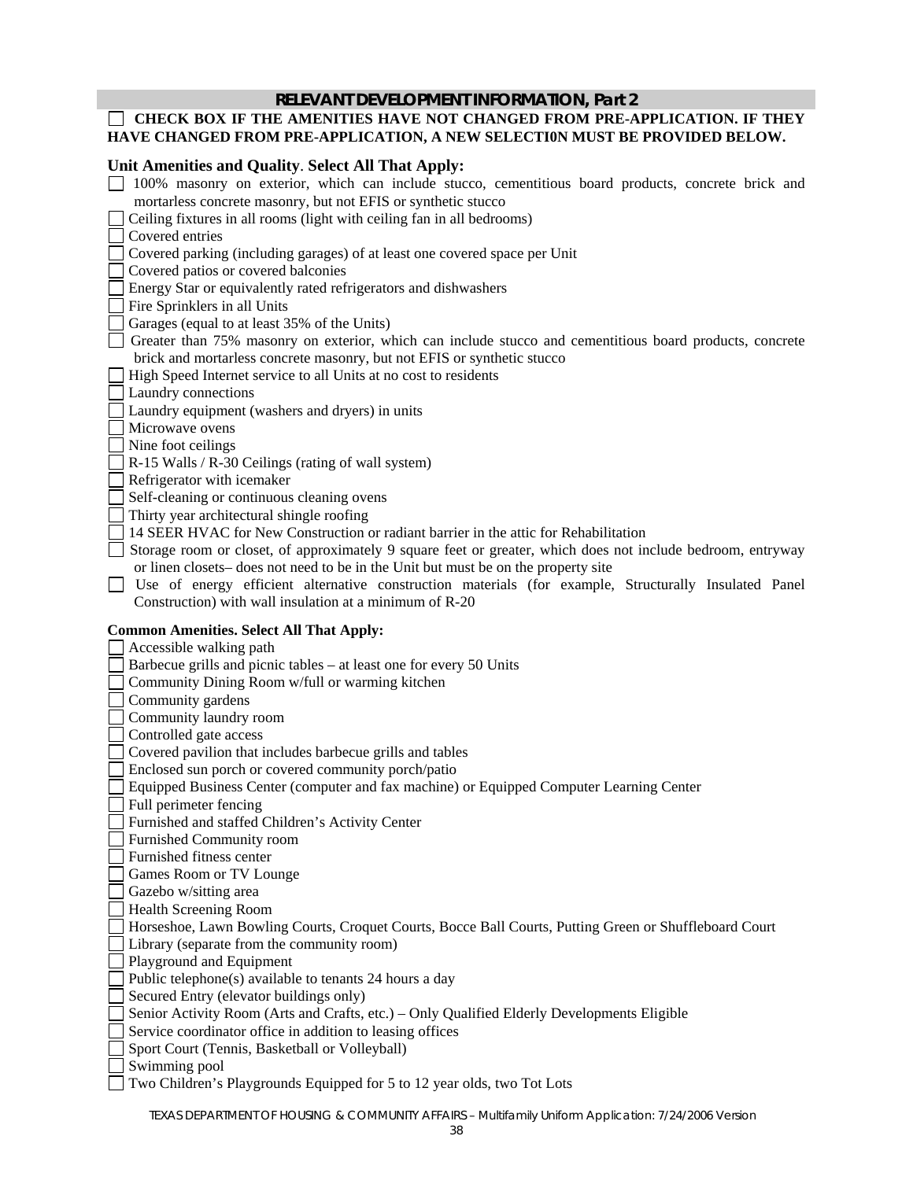## RELEVANT DEVELOPMENT INFORMATION, Part 2

☐ **CHECK BOX IF THE AMENITIES HAVE NOT CHANGED FROM PRE-APPLICATION. IF THEY HAVE CHANGED FROM PRE-APPLICATION, A NEW SELECTI0N MUST BE PROVIDED BELOW.**

### Unit Amenities and Quality. Select All That Apply:

- ☐ 100% masonry on exterior, which can include stucco, cementitious board products, concrete brick and mortarless concrete masonry, but not EFIS or synthetic stucco
- ☐ Ceiling fixtures in all rooms (light with ceiling fan in all bedrooms)
- ☐ Covered entries
- ☐ Covered parking (including garages) of at least one covered space per Unit
- ☐ Covered patios or covered balconies
- ☐ Energy Star or equivalently rated refrigerators and dishwashers
- ☐ Fire Sprinklers in all Units
- ☐ Garages (equal to at least 35% of the Units)
- ☐ Greater than 75% masonry on exterior, which can include stucco and cementitious board products, concrete brick and mortarless concrete masonry, but not EFIS or synthetic stucco
- ☐ High Speed Internet service to all Units at no cost to residents
- ☐ Laundry connections
- ☐ Laundry equipment (washers and dryers) in units
- ☐ Microwave ovens
- ☐ Nine foot ceilings
- ☐ R-15 Walls / R-30 Ceilings (rating of wall system)
- ☐ Refrigerator with icemaker
- ☐ Self-cleaning or continuous cleaning ovens
- ☐ Thirty year architectural shingle roofing
- ☐ 14 SEER HVAC for New Construction or radiant barrier in the attic for Rehabilitation
- ☐ Storage room or closet, of approximately 9 square feet or greater, which does not include bedroom, entryway or linen closets– does not need to be in the Unit but must be on the property site
- ☐ Use of energy efficient alternative construction materials (for example, Structurally Insulated Panel Construction) with wall insulation at a minimum of R-20

### Common Amenities. Select All That Apply:

- ☐ Accessible walking path
- ☐ Barbecue grills and picnic tables – at least one for every 50 Units
- ☐ Community Dining Room w/full or warming kitchen
- ☐ Community gardens
- ☐ Community laundry room
- ☐ Controlled gate access
- ☐ Covered pavilion that includes barbecue grills and tables
- ☐ Enclosed sun porch or covered community porch/patio
- ☐ Equipped Business Center (computer and fax machine) or Equipped Computer Learning Center
- ☐ Full perimeter fencing
- ☐ Furnished and staffed Children's Activity Center
- ☐ Furnished Community room
- ☐ Furnished fitness center
- ☐ Games Room or TV Lounge
- ☐ Gazebo w/sitting area
- ☐ Health Screening Room
- ☐ Horseshoe, Lawn Bowling Courts, Croquet Courts, Bocce Ball Courts, Putting Green or Shuffleboard Court
- ☐ Library (separate from the community room)
- ☐ Playground and Equipment
- ☐ Public telephone(s) available to tenants 24 hours a day
- ☐ Secured Entry (elevator buildings only)
- ☐ Senior Activity Room (Arts and Crafts, etc.) – Only Qualified Elderly Developments Eligible
- ☐ Service coordinator office in addition to leasing offices
- ☐ Sport Court (Tennis, Basketball or Volleyball)
- ☐ Swimming pool
- ☐ Two Children's Playgrounds Equipped for 5 to 12 year olds, two Tot Lots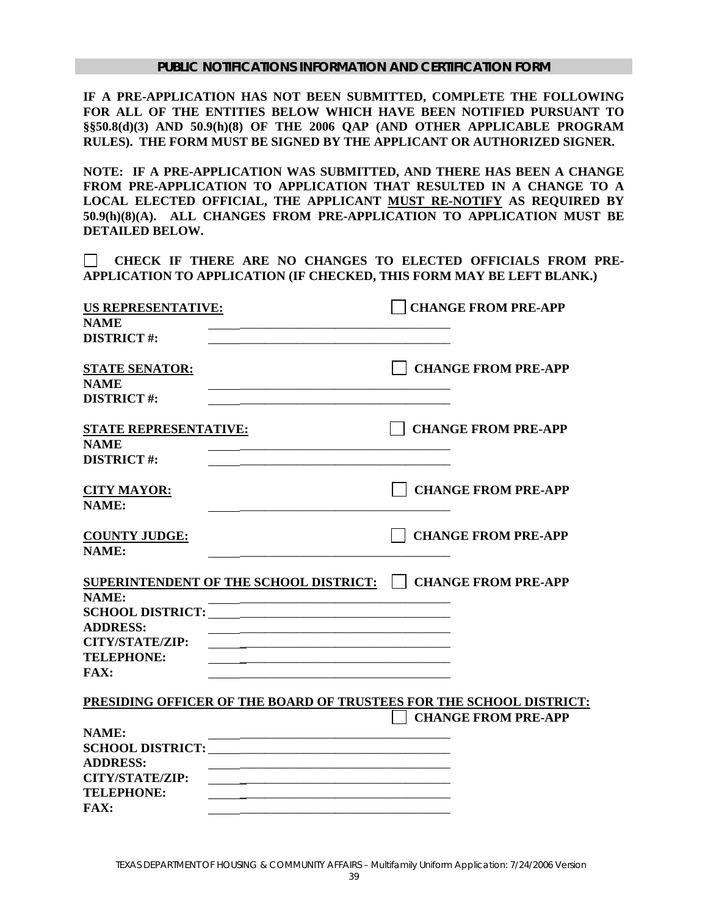## PUBLIC NOTIFICATIONS INFORMATION AND CERTIFICATION FORM

**IF A PRE-APPLICATION HAS NOT BEEN SUBMITTED, COMPLETE THE FOLLOWING FOR ALL OF THE ENTITIES BELOW WHICH HAVE BEEN NOTIFIED PURSUANT TO §§50.8(d)(3) AND 50.9(h)(8) OF THE 2006 QAP (AND OTHER APPLICABLE PROGRAM RULES). THE FORM MUST BE SIGNED BY THE APPLICANT OR AUTHORIZED SIGNER.**

**NOTE: IF A PRE-APPLICATION WAS SUBMITTED, AND THERE HAS BEEN A CHANGE FROM PRE-APPLICATION TO APPLICATION THAT RESULTED IN A CHANGE TO A LOCAL ELECTED OFFICIAL, THE APPLICANT <u>MUST RE-NOTIFY</u> AS REQUIRED BY 50.9(h)(8)(A). ALL CHANGES FROM PRE-APPLICATION TO APPLICATION MUST BE DETAILED BELOW.**

☐ **CHECK IF THERE ARE NO CHANGES TO ELECTED OFFICIALS FROM PRE-APPLICATION TO APPLICATION (IF CHECKED, THIS FORM MAY BE LEFT BLANK.)**

**<u>US REPRESENTATIVE:</u>** ☐ **CHANGE FROM PRE-APP**

**NAME** ______________________________

**DISTRICT #:** ______________________________

**<u>STATE SENATOR:</u>** ☐ **CHANGE FROM PRE-APP**

**NAME** ______________________________

**DISTRICT #:** ______________________________

**<u>STATE REPRESENTATIVE:</u>** ☐ **CHANGE FROM PRE-APP**

**NAME** ______________________________

**DISTRICT #:** ______________________________

**<u>CITY MAYOR:</u>** ☐ **CHANGE FROM PRE-APP**

**NAME:** ______________________________

**<u>COUNTY JUDGE:</u>** ☐ **CHANGE FROM PRE-APP**

**NAME:** ______________________________

**<u>SUPERINTENDENT OF THE SCHOOL DISTRICT:</u>** ☐ **CHANGE FROM PRE-APP**

**NAME:** ______________________________

**SCHOOL DISTRICT:** ______________________________

**ADDRESS:** ______________________________

**CITY/STATE/ZIP:** ______________________________

**TELEPHONE:** ______________________________

**FAX:** ______________________________

**<u>PRESIDING OFFICER OF THE BOARD OF TRUSTEES FOR THE SCHOOL DISTRICT:</u>** ☐ **CHANGE FROM PRE-APP**

**NAME:** ______________________________

**SCHOOL DISTRICT:** ______________________________

**ADDRESS:** ______________________________

**CITY/STATE/ZIP:** ______________________________

**TELEPHONE:** ______________________________

**FAX:** ______________________________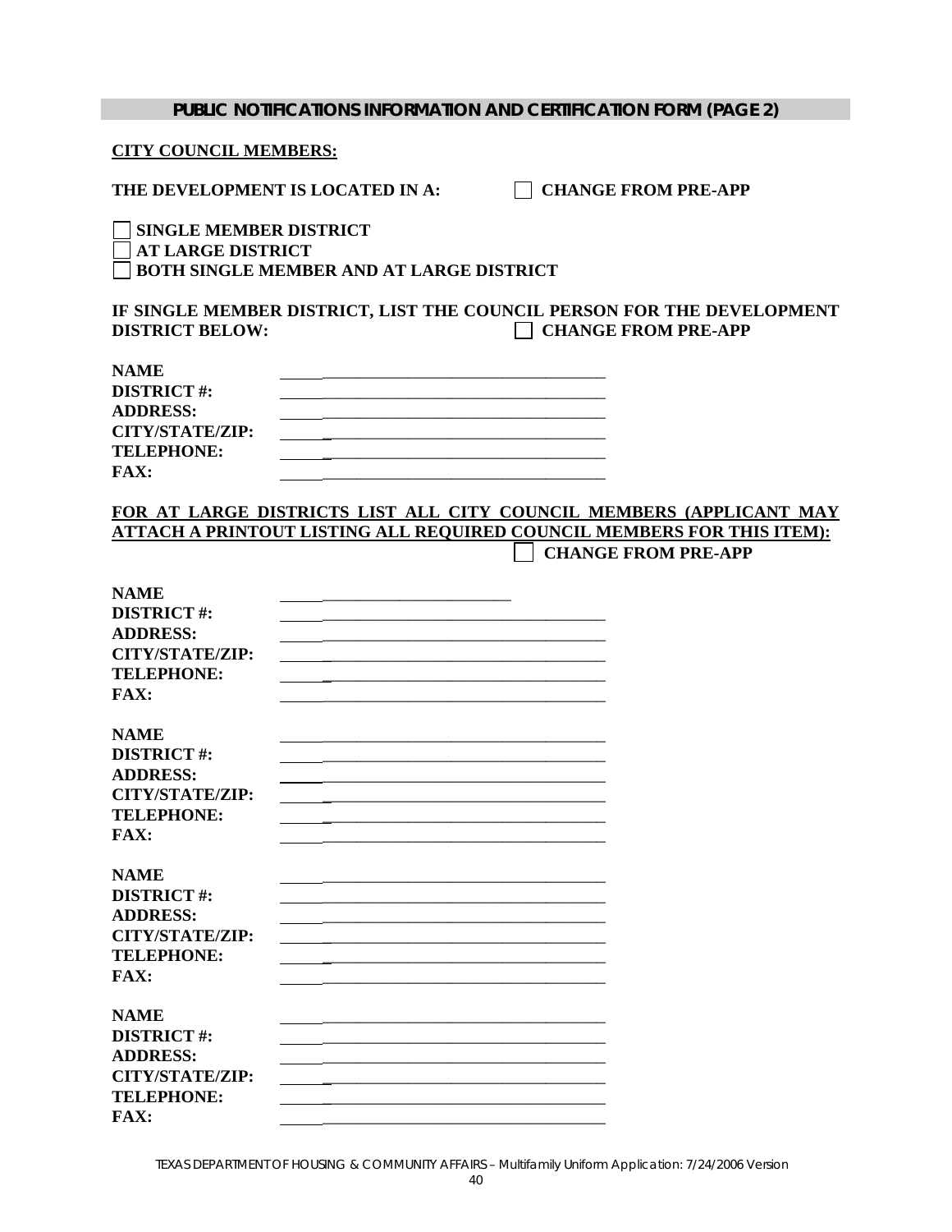## PUBLIC NOTIFICATIONS INFORMATION AND CERTIFICATION FORM (PAGE 2)

**CITY COUNCIL MEMBERS:**

**THE DEVELOPMENT IS LOCATED IN A:** ☐ **CHANGE FROM PRE-APP**

☐ **SINGLE MEMBER DISTRICT**
☐ **AT LARGE DISTRICT**
☐ **BOTH SINGLE MEMBER AND AT LARGE DISTRICT**

**IF SINGLE MEMBER DISTRICT, LIST THE COUNCIL PERSON FOR THE DEVELOPMENT DISTRICT BELOW:** ☐ **CHANGE FROM PRE-APP**

**NAME** ________________________________________
**DISTRICT #:** ________________________________________
**ADDRESS:** ________________________________________
**CITY/STATE/ZIP:** ________________________________________
**TELEPHONE:** ________________________________________
**FAX:** ________________________________________

**FOR AT LARGE DISTRICTS LIST ALL CITY COUNCIL MEMBERS (APPLICANT MAY ATTACH A PRINTOUT LISTING ALL REQUIRED COUNCIL MEMBERS FOR THIS ITEM):** ☐ **CHANGE FROM PRE-APP**

**NAME** ______________________________
**DISTRICT #:** ________________________________________
**ADDRESS:** ________________________________________
**CITY/STATE/ZIP:** ________________________________________
**TELEPHONE:** ________________________________________
**FAX:** ________________________________________

**NAME** ________________________________________
**DISTRICT #:** ________________________________________
**ADDRESS:** ________________________________________
**CITY/STATE/ZIP:** ________________________________________
**TELEPHONE:** ________________________________________
**FAX:** ________________________________________

**NAME** ________________________________________
**DISTRICT #:** ________________________________________
**ADDRESS:** ________________________________________
**CITY/STATE/ZIP:** ________________________________________
**TELEPHONE:** ________________________________________
**FAX:** ________________________________________

**NAME** ________________________________________
**DISTRICT #:** ________________________________________
**ADDRESS:** ________________________________________
**CITY/STATE/ZIP:** ________________________________________
**TELEPHONE:** ________________________________________
**FAX:** ________________________________________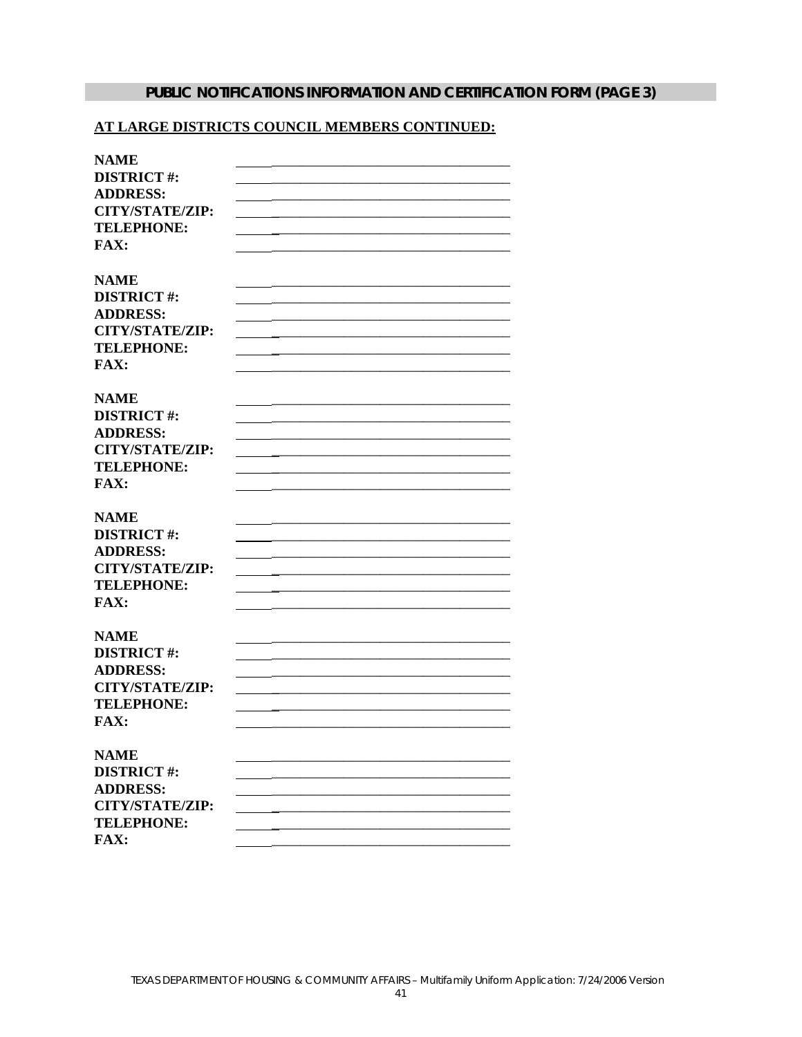## PUBLIC NOTIFICATIONS INFORMATION AND CERTIFICATION FORM (PAGE 3)

**AT LARGE DISTRICTS COUNCIL MEMBERS CONTINUED:**

**NAME** ________________________________________
**DISTRICT #:** ________________________________________
**ADDRESS:** ________________________________________
**CITY/STATE/ZIP:** ________________________________________
**TELEPHONE:** ________________________________________
**FAX:** ________________________________________

**NAME** ________________________________________
**DISTRICT #:** ________________________________________
**ADDRESS:** ________________________________________
**CITY/STATE/ZIP:** ________________________________________
**TELEPHONE:** ________________________________________
**FAX:** ________________________________________

**NAME** ________________________________________
**DISTRICT #:** ________________________________________
**ADDRESS:** ________________________________________
**CITY/STATE/ZIP:** ________________________________________
**TELEPHONE:** ________________________________________
**FAX:** ________________________________________

**NAME** ________________________________________
**DISTRICT #:** ________________________________________
**ADDRESS:** ________________________________________
**CITY/STATE/ZIP:** ________________________________________
**TELEPHONE:** ________________________________________
**FAX:** ________________________________________

**NAME** ________________________________________
**DISTRICT #:** ________________________________________
**ADDRESS:** ________________________________________
**CITY/STATE/ZIP:** ________________________________________
**TELEPHONE:** ________________________________________
**FAX:** ________________________________________

**NAME** ________________________________________
**DISTRICT #:** ________________________________________
**ADDRESS:** ________________________________________
**CITY/STATE/ZIP:** ________________________________________
**TELEPHONE:** ________________________________________
**FAX:** ________________________________________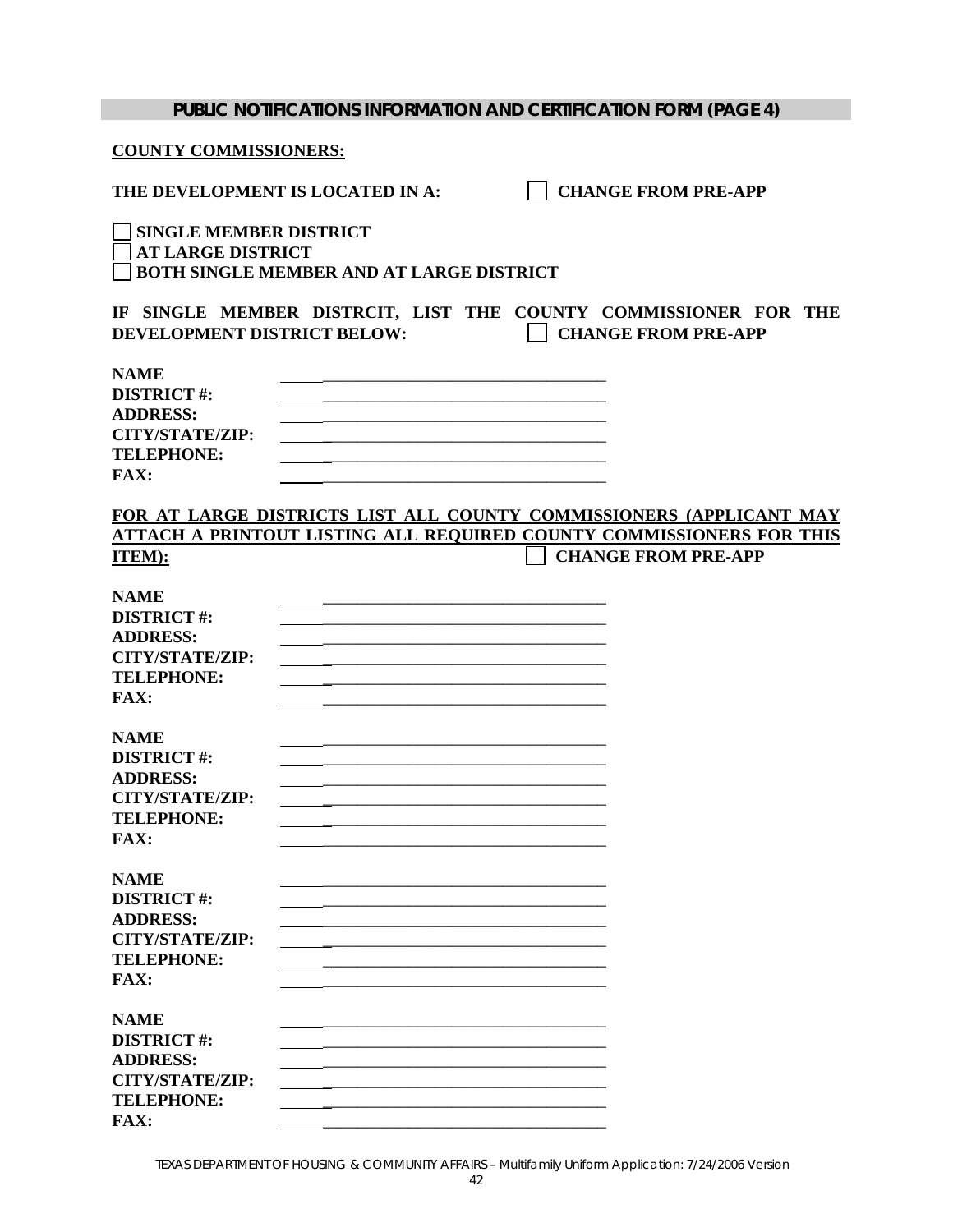## PUBLIC NOTIFICATIONS INFORMATION AND CERTIFICATION FORM (PAGE 4)

**COUNTY COMMISSIONERS:**

**THE DEVELOPMENT IS LOCATED IN A:** ☐ **CHANGE FROM PRE-APP**

☐ **SINGLE MEMBER DISTRICT**
☐ **AT LARGE DISTRICT**
☐ **BOTH SINGLE MEMBER AND AT LARGE DISTRICT**

**IF SINGLE MEMBER DISTRCIT, LIST THE COUNTY COMMISSIONER FOR THE DEVELOPMENT DISTRICT BELOW:** ☐ **CHANGE FROM PRE-APP**

**NAME** ____________________________________
**DISTRICT #:** ____________________________________
**ADDRESS:** ____________________________________
**CITY/STATE/ZIP:** ____________________________________
**TELEPHONE:** ____________________________________
**FAX:** ____________________________________

**FOR AT LARGE DISTRICTS LIST ALL COUNTY COMMISSIONERS (APPLICANT MAY ATTACH A PRINTOUT LISTING ALL REQUIRED COUNTY COMMISSIONERS FOR THIS ITEM):** ☐ **CHANGE FROM PRE-APP**

**NAME** ____________________________________
**DISTRICT #:** ____________________________________
**ADDRESS:** ____________________________________
**CITY/STATE/ZIP:** ____________________________________
**TELEPHONE:** ____________________________________
**FAX:** ____________________________________

**NAME** ____________________________________
**DISTRICT #:** ____________________________________
**ADDRESS:** ____________________________________
**CITY/STATE/ZIP:** ____________________________________
**TELEPHONE:** ____________________________________
**FAX:** ____________________________________

**NAME** ____________________________________
**DISTRICT #:** ____________________________________
**ADDRESS:** ____________________________________
**CITY/STATE/ZIP:** ____________________________________
**TELEPHONE:** ____________________________________
**FAX:** ____________________________________

**NAME** ____________________________________
**DISTRICT #:** ____________________________________
**ADDRESS:** ____________________________________
**CITY/STATE/ZIP:** ____________________________________
**TELEPHONE:** ____________________________________
**FAX:** ____________________________________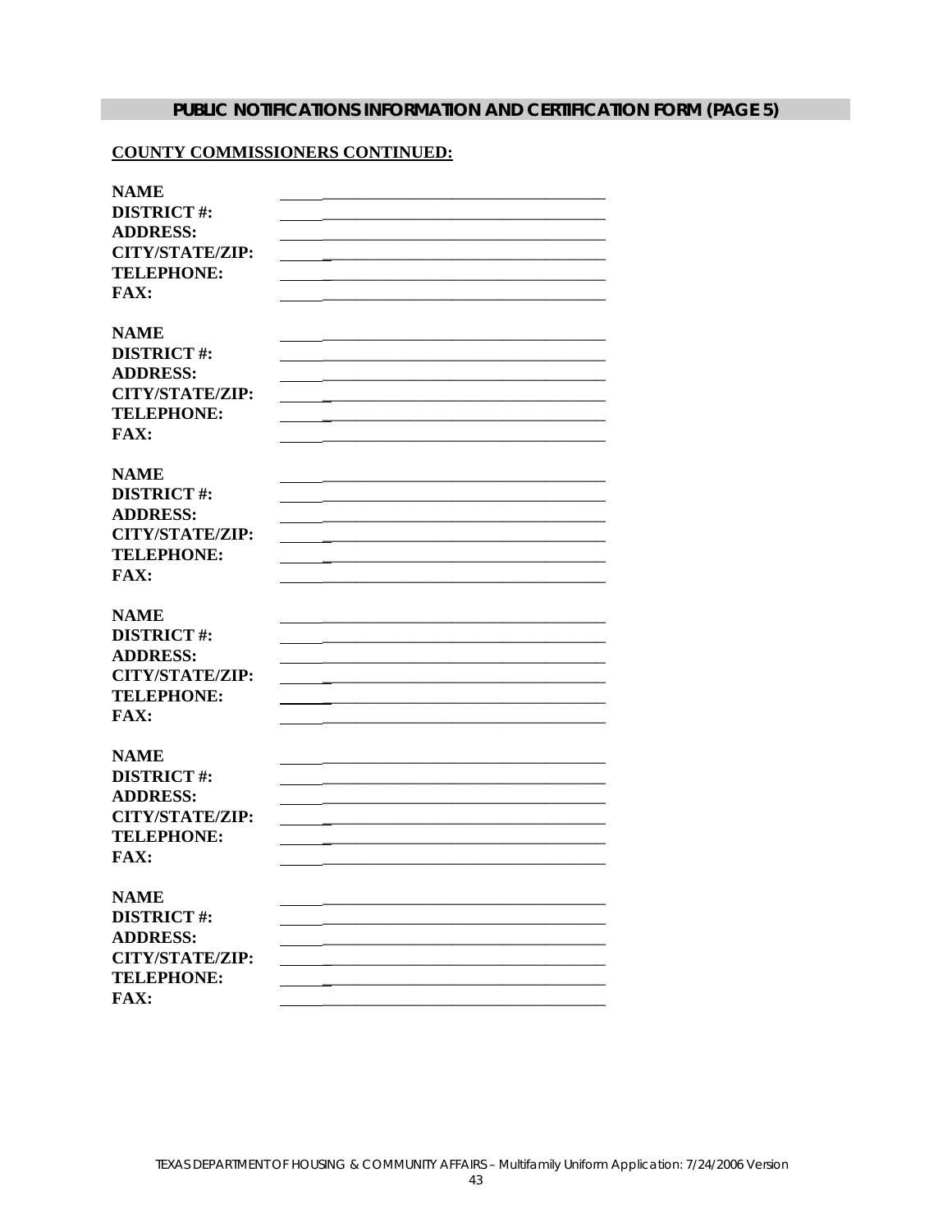## PUBLIC NOTIFICATIONS INFORMATION AND CERTIFICATION FORM (PAGE 5)

**COUNTY COMMISSIONERS CONTINUED:**

**NAME** ________________________________________
**DISTRICT #:** ________________________________________
**ADDRESS:** ________________________________________
**CITY/STATE/ZIP:** ________________________________________
**TELEPHONE:** ________________________________________
**FAX:** ________________________________________

**NAME** ________________________________________
**DISTRICT #:** ________________________________________
**ADDRESS:** ________________________________________
**CITY/STATE/ZIP:** ________________________________________
**TELEPHONE:** ________________________________________
**FAX:** ________________________________________

**NAME** ________________________________________
**DISTRICT #:** ________________________________________
**ADDRESS:** ________________________________________
**CITY/STATE/ZIP:** ________________________________________
**TELEPHONE:** ________________________________________
**FAX:** ________________________________________

**NAME** ________________________________________
**DISTRICT #:** ________________________________________
**ADDRESS:** ________________________________________
**CITY/STATE/ZIP:** ________________________________________
**TELEPHONE:** ________________________________________
**FAX:** ________________________________________

**NAME** ________________________________________
**DISTRICT #:** ________________________________________
**ADDRESS:** ________________________________________
**CITY/STATE/ZIP:** ________________________________________
**TELEPHONE:** ________________________________________
**FAX:** ________________________________________

**NAME** ________________________________________
**DISTRICT #:** ________________________________________
**ADDRESS:** ________________________________________
**CITY/STATE/ZIP:** ________________________________________
**TELEPHONE:** ________________________________________
**FAX:** ________________________________________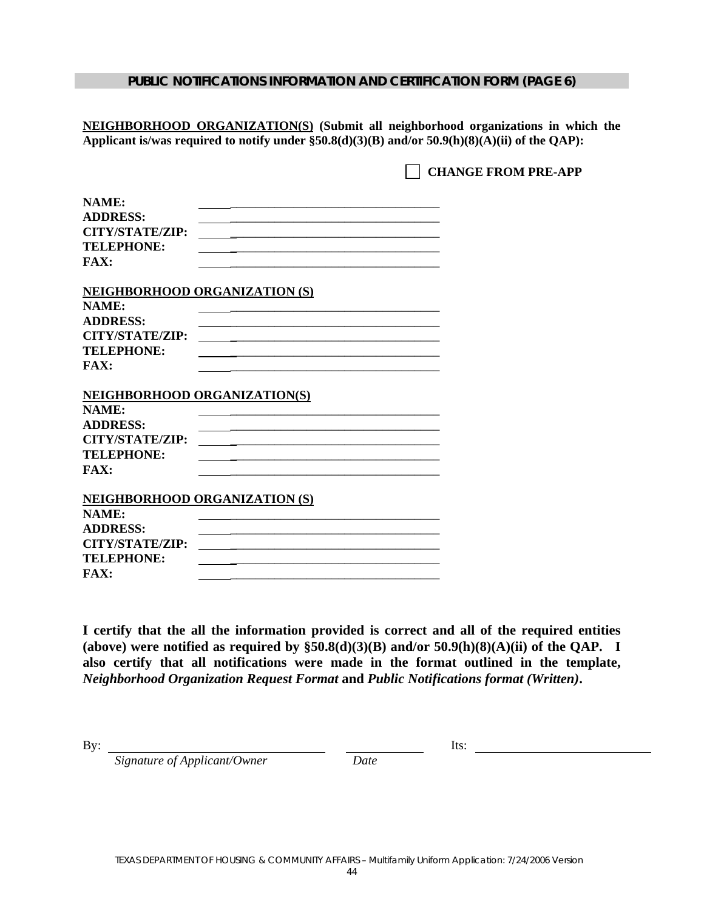## PUBLIC NOTIFICATIONS INFORMATION AND CERTIFICATION FORM (PAGE 6)

**NEIGHBORHOOD ORGANIZATION(S) (Submit all neighborhood organizations in which the Applicant is/was required to notify under §50.8(d)(3)(B) and/or 50.9(h)(8)(A)(ii) of the QAP):**

☐ **CHANGE FROM PRE-APP**

**NAME:** ______________________________

**ADDRESS:** ______________________________

**CITY/STATE/ZIP:** ______________________________

**TELEPHONE:** ______________________________

**FAX:** ______________________________

**NEIGHBORHOOD ORGANIZATION (S)**

**NAME:** ______________________________

**ADDRESS:** ______________________________

**CITY/STATE/ZIP:** ______________________________

**TELEPHONE:** ______________________________

**FAX:** ______________________________

**NEIGHBORHOOD ORGANIZATION(S)**

**NAME:** ______________________________

**ADDRESS:** ______________________________

**CITY/STATE/ZIP:** ______________________________

**TELEPHONE:** ______________________________

**FAX:** ______________________________

**NEIGHBORHOOD ORGANIZATION (S)**

**NAME:** ______________________________

**ADDRESS:** ______________________________

**CITY/STATE/ZIP:** ______________________________

**TELEPHONE:** ______________________________

**FAX:** ______________________________

**I certify that the all the information provided is correct and all of the required entities (above) were notified as required by §50.8(d)(3)(B) and/or 50.9(h)(8)(A)(ii) of the QAP. I also certify that all notifications were made in the format outlined in the template, *Neighborhood Organization Request Format* and *Public Notifications format (Written)*.**

By: ______________________________ ____________ Its: ______________________________

*Signature of Applicant/Owner* *Date*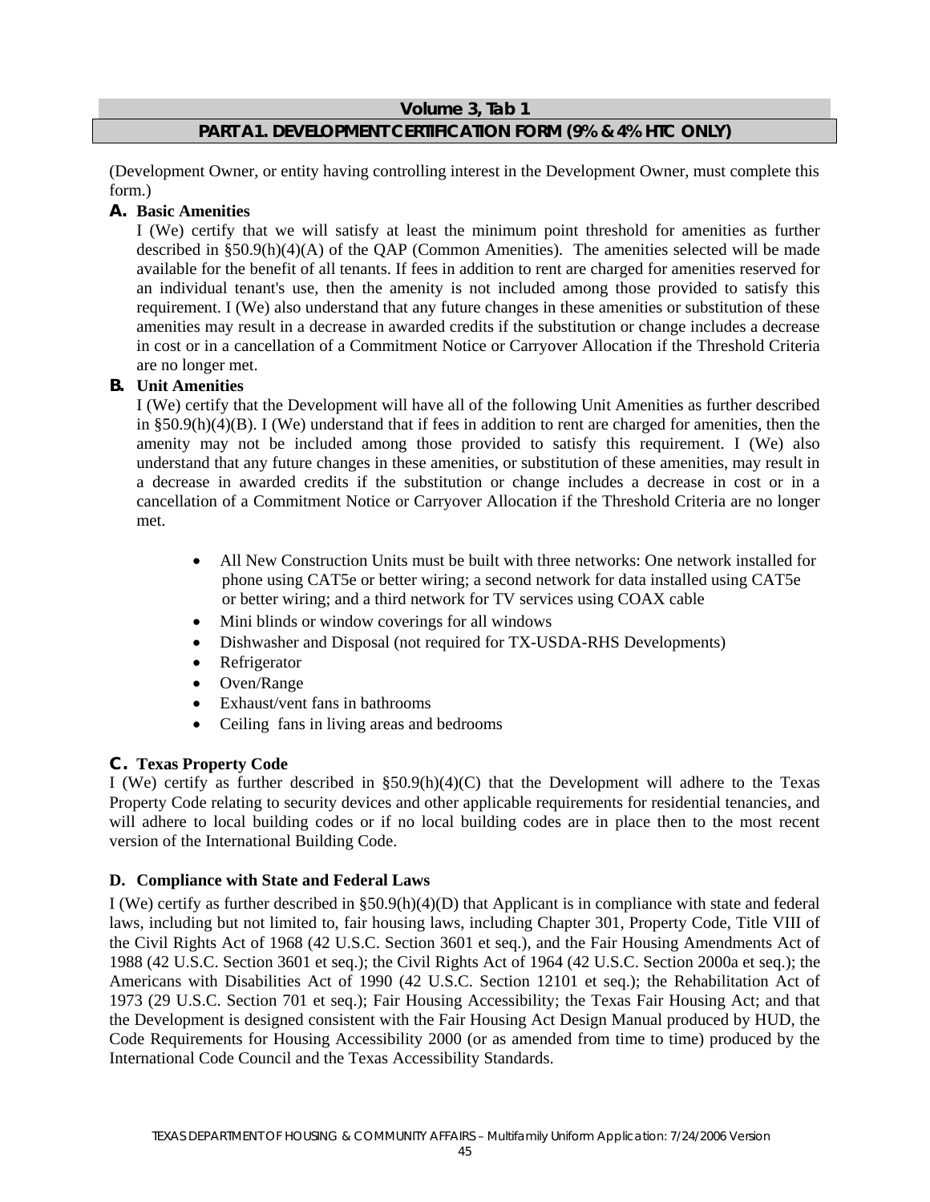## Volume 3, Tab 1

## PART A1. DEVELOPMENT CERTIFICATION FORM (9% & 4% HTC ONLY)

(Development Owner, or entity having controlling interest in the Development Owner, must complete this form.)

**A. Basic Amenities**

I (We) certify that we will satisfy at least the minimum point threshold for amenities as further described in §50.9(h)(4)(A) of the QAP (Common Amenities). The amenities selected will be made available for the benefit of all tenants. If fees in addition to rent are charged for amenities reserved for an individual tenant's use, then the amenity is not included among those provided to satisfy this requirement. I (We) also understand that any future changes in these amenities or substitution of these amenities may result in a decrease in awarded credits if the substitution or change includes a decrease in cost or in a cancellation of a Commitment Notice or Carryover Allocation if the Threshold Criteria are no longer met.

**B. Unit Amenities**

I (We) certify that the Development will have all of the following Unit Amenities as further described in §50.9(h)(4)(B). I (We) understand that if fees in addition to rent are charged for amenities, then the amenity may not be included among those provided to satisfy this requirement. I (We) also understand that any future changes in these amenities, or substitution of these amenities, may result in a decrease in awarded credits if the substitution or change includes a decrease in cost or in a cancellation of a Commitment Notice or Carryover Allocation if the Threshold Criteria are no longer met.

- All New Construction Units must be built with three networks: One network installed for phone using CAT5e or better wiring; a second network for data installed using CAT5e or better wiring; and a third network for TV services using COAX cable
- Mini blinds or window coverings for all windows
- Dishwasher and Disposal (not required for TX-USDA-RHS Developments)
- Refrigerator
- Oven/Range
- Exhaust/vent fans in bathrooms
- Ceiling fans in living areas and bedrooms

**C. Texas Property Code**

I (We) certify as further described in §50.9(h)(4)(C) that the Development will adhere to the Texas Property Code relating to security devices and other applicable requirements for residential tenancies, and will adhere to local building codes or if no local building codes are in place then to the most recent version of the International Building Code.

**D. Compliance with State and Federal Laws**

I (We) certify as further described in §50.9(h)(4)(D) that Applicant is in compliance with state and federal laws, including but not limited to, fair housing laws, including Chapter 301, Property Code, Title VIII of the Civil Rights Act of 1968 (42 U.S.C. Section 3601 et seq.), and the Fair Housing Amendments Act of 1988 (42 U.S.C. Section 3601 et seq.); the Civil Rights Act of 1964 (42 U.S.C. Section 2000a et seq.); the Americans with Disabilities Act of 1990 (42 U.S.C. Section 12101 et seq.); the Rehabilitation Act of 1973 (29 U.S.C. Section 701 et seq.); Fair Housing Accessibility; the Texas Fair Housing Act; and that the Development is designed consistent with the Fair Housing Act Design Manual produced by HUD, the Code Requirements for Housing Accessibility 2000 (or as amended from time to time) produced by the International Code Council and the Texas Accessibility Standards.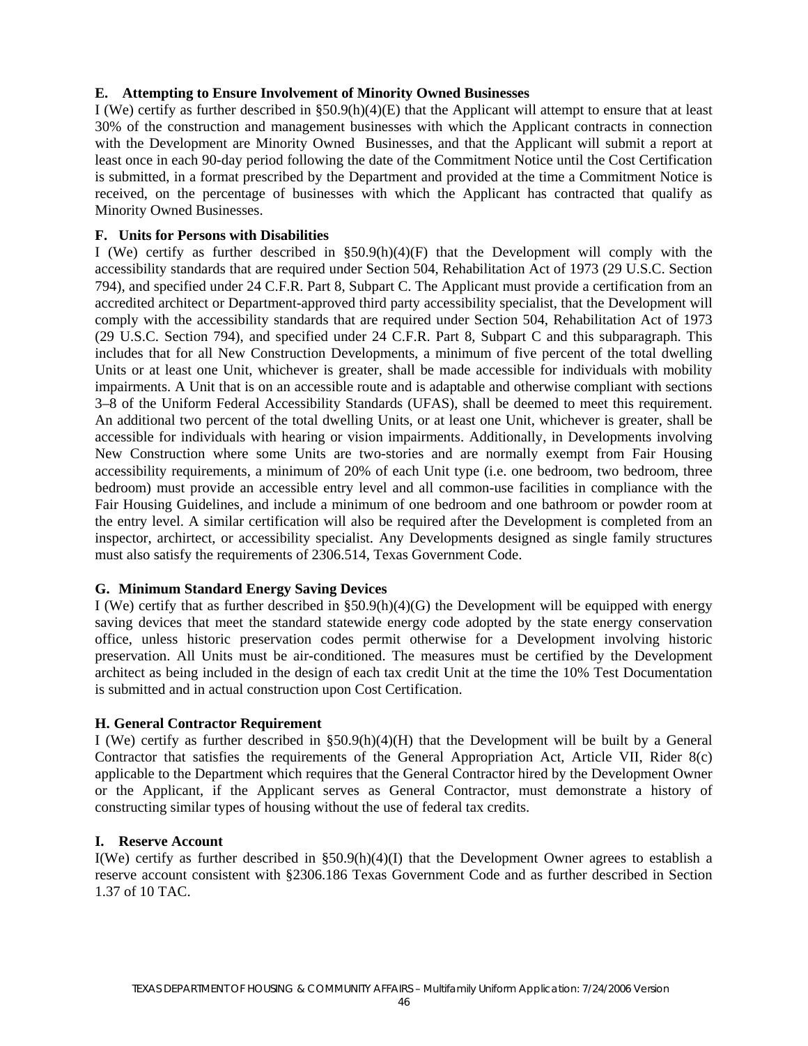**E. Attempting to Ensure Involvement of Minority Owned Businesses**

I (We) certify as further described in §50.9(h)(4)(E) that the Applicant will attempt to ensure that at least 30% of the construction and management businesses with which the Applicant contracts in connection with the Development are Minority Owned Businesses, and that the Applicant will submit a report at least once in each 90-day period following the date of the Commitment Notice until the Cost Certification is submitted, in a format prescribed by the Department and provided at the time a Commitment Notice is received, on the percentage of businesses with which the Applicant has contracted that qualify as Minority Owned Businesses.

**F. Units for Persons with Disabilities**

I (We) certify as further described in §50.9(h)(4)(F) that the Development will comply with the accessibility standards that are required under Section 504, Rehabilitation Act of 1973 (29 U.S.C. Section 794), and specified under 24 C.F.R. Part 8, Subpart C. The Applicant must provide a certification from an accredited architect or Department-approved third party accessibility specialist, that the Development will comply with the accessibility standards that are required under Section 504, Rehabilitation Act of 1973 (29 U.S.C. Section 794), and specified under 24 C.F.R. Part 8, Subpart C and this subparagraph. This includes that for all New Construction Developments, a minimum of five percent of the total dwelling Units or at least one Unit, whichever is greater, shall be made accessible for individuals with mobility impairments. A Unit that is on an accessible route and is adaptable and otherwise compliant with sections 3–8 of the Uniform Federal Accessibility Standards (UFAS), shall be deemed to meet this requirement. An additional two percent of the total dwelling Units, or at least one Unit, whichever is greater, shall be accessible for individuals with hearing or vision impairments. Additionally, in Developments involving New Construction where some Units are two-stories and are normally exempt from Fair Housing accessibility requirements, a minimum of 20% of each Unit type (i.e. one bedroom, two bedroom, three bedroom) must provide an accessible entry level and all common-use facilities in compliance with the Fair Housing Guidelines, and include a minimum of one bedroom and one bathroom or powder room at the entry level. A similar certification will also be required after the Development is completed from an inspector, archirtect, or accessibility specialist. Any Developments designed as single family structures must also satisfy the requirements of 2306.514, Texas Government Code.

**G. Minimum Standard Energy Saving Devices**

I (We) certify that as further described in §50.9(h)(4)(G) the Development will be equipped with energy saving devices that meet the standard statewide energy code adopted by the state energy conservation office, unless historic preservation codes permit otherwise for a Development involving historic preservation. All Units must be air-conditioned. The measures must be certified by the Development architect as being included in the design of each tax credit Unit at the time the 10% Test Documentation is submitted and in actual construction upon Cost Certification.

**H. General Contractor Requirement**

I (We) certify as further described in §50.9(h)(4)(H) that the Development will be built by a General Contractor that satisfies the requirements of the General Appropriation Act, Article VII, Rider 8(c) applicable to the Department which requires that the General Contractor hired by the Development Owner or the Applicant, if the Applicant serves as General Contractor, must demonstrate a history of constructing similar types of housing without the use of federal tax credits.

**I. Reserve Account**

I(We) certify as further described in §50.9(h)(4)(I) that the Development Owner agrees to establish a reserve account consistent with §2306.186 Texas Government Code and as further described in Section 1.37 of 10 TAC.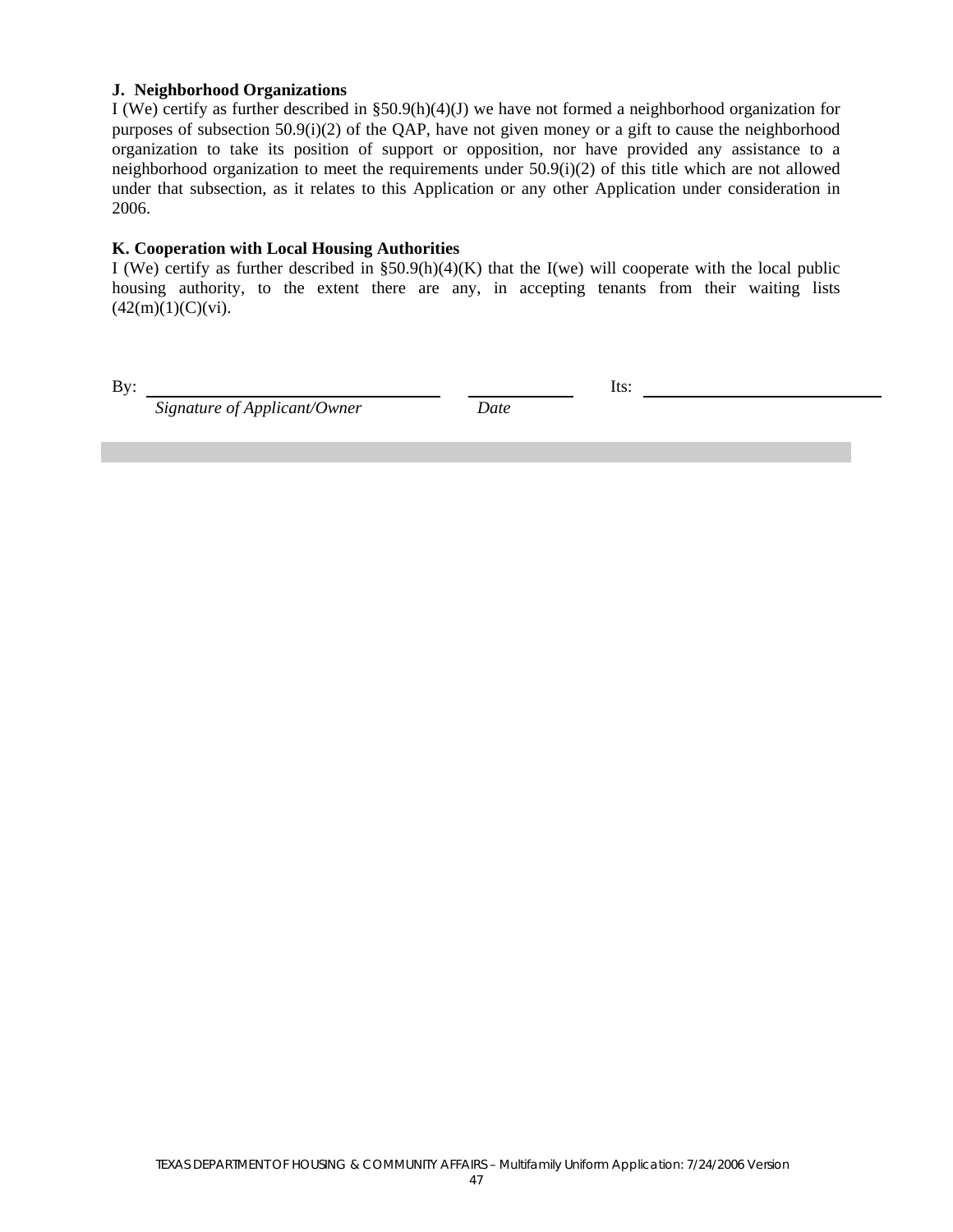**J. Neighborhood Organizations**

I (We) certify as further described in §50.9(h)(4)(J) we have not formed a neighborhood organization for purposes of subsection 50.9(i)(2) of the QAP, have not given money or a gift to cause the neighborhood organization to take its position of support or opposition, nor have provided any assistance to a neighborhood organization to meet the requirements under 50.9(i)(2) of this title which are not allowed under that subsection, as it relates to this Application or any other Application under consideration in 2006.

**K. Cooperation with Local Housing Authorities**

I (We) certify as further described in §50.9(h)(4)(K) that the I(we) will cooperate with the local public housing authority, to the extent there are any, in accepting tenants from their waiting lists (42(m)(1)(C)(vi).

By: ______________________________ ____________ Its: ________________________

*Signature of Applicant/Owner* *Date*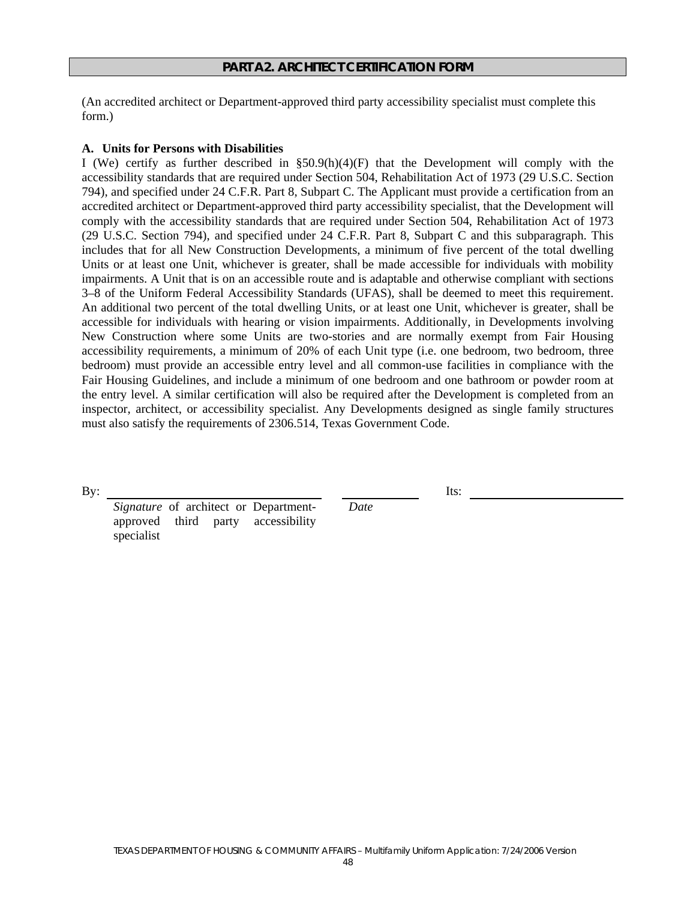## PART A2. ARCHITECT CERTIFICATION FORM

(An accredited architect or Department-approved third party accessibility specialist must complete this form.)

**A. Units for Persons with Disabilities**

I (We) certify as further described in §50.9(h)(4)(F) that the Development will comply with the accessibility standards that are required under Section 504, Rehabilitation Act of 1973 (29 U.S.C. Section 794), and specified under 24 C.F.R. Part 8, Subpart C. The Applicant must provide a certification from an accredited architect or Department-approved third party accessibility specialist, that the Development will comply with the accessibility standards that are required under Section 504, Rehabilitation Act of 1973 (29 U.S.C. Section 794), and specified under 24 C.F.R. Part 8, Subpart C and this subparagraph. This includes that for all New Construction Developments, a minimum of five percent of the total dwelling Units or at least one Unit, whichever is greater, shall be made accessible for individuals with mobility impairments. A Unit that is on an accessible route and is adaptable and otherwise compliant with sections 3–8 of the Uniform Federal Accessibility Standards (UFAS), shall be deemed to meet this requirement. An additional two percent of the total dwelling Units, or at least one Unit, whichever is greater, shall be accessible for individuals with hearing or vision impairments. Additionally, in Developments involving New Construction where some Units are two-stories and are normally exempt from Fair Housing accessibility requirements, a minimum of 20% of each Unit type (i.e. one bedroom, two bedroom, three bedroom) must provide an accessible entry level and all common-use facilities in compliance with the Fair Housing Guidelines, and include a minimum of one bedroom and one bathroom or powder room at the entry level. A similar certification will also be required after the Development is completed from an inspector, architect, or accessibility specialist. Any Developments designed as single family structures must also satisfy the requirements of 2306.514, Texas Government Code.

By: ______________________________ ____________ Its: ______________________

*Signature* of architect or Department-approved third party accessibility specialist

*Date*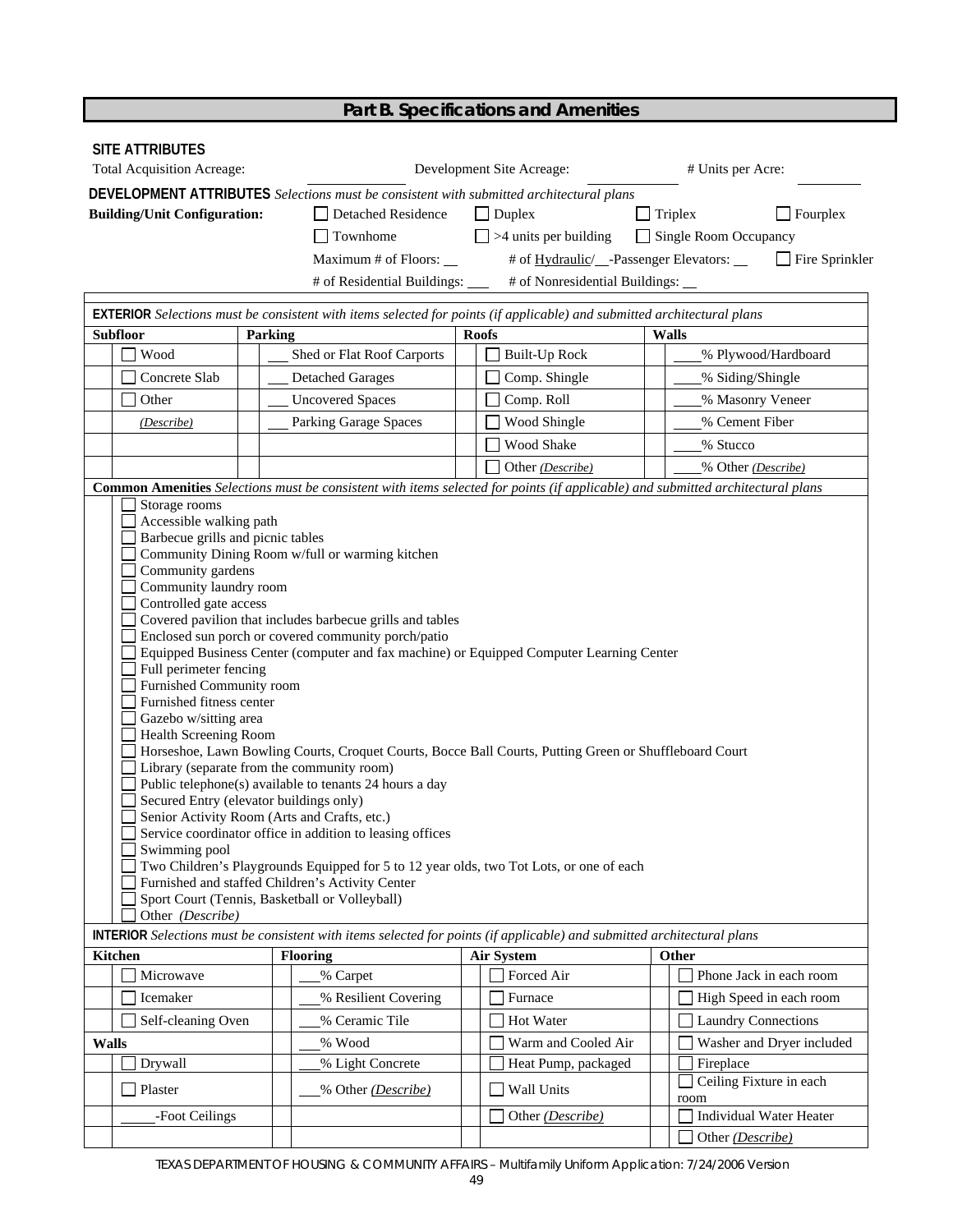## Part B. Specifications and Amenities

**SITE ATTRIBUTES**

Total Acquisition Acreage: ______ Development Site Acreage: ______ # Units per Acre: ______

**DEVELOPMENT ATTRIBUTES** *Selections must be consistent with submitted architectural plans*

**Building/Unit Configuration:**

- ☐ Detached Residence ☐ Duplex ☐ Triplex ☐ Fourplex
- ☐ Townhome ☐ >4 units per building ☐ Single Room Occupancy
- Maximum # of Floors: __ # of Hydraulic/__-Passenger Elevators: __ ☐ Fire Sprinkler
- # of Residential Buildings: ___ # of Nonresidential Buildings: __

**EXTERIOR** *Selections must be consistent with items selected for points (if applicable) and submitted architectural plans*

| Subfloor | Parking | Roofs | Walls |
|---|---|---|---|
| ☐ Wood | ___ Shed or Flat Roof Carports | ☐ Built-Up Rock | ___% Plywood/Hardboard |
| ☐ Concrete Slab | ___ Detached Garages | ☐ Comp. Shingle | ___% Siding/Shingle |
| ☐ Other | ___ Uncovered Spaces | ☐ Comp. Roll | ___% Masonry Veneer |
| *(Describe)* | ___ Parking Garage Spaces | ☐ Wood Shingle | ___% Cement Fiber |
| | | ☐ Wood Shake | ___% Stucco |
| | | ☐ Other *(Describe)* | ___% Other *(Describe)* |

**Common Amenities** *Selections must be consistent with items selected for points (if applicable) and submitted architectural plans*

- ☐ Storage rooms
- ☐ Accessible walking path
- ☐ Barbecue grills and picnic tables
- ☐ Community Dining Room w/full or warming kitchen
- ☐ Community gardens
- ☐ Community laundry room
- ☐ Controlled gate access
- ☐ Covered pavilion that includes barbecue grills and tables
- ☐ Enclosed sun porch or covered community porch/patio
- ☐ Equipped Business Center (computer and fax machine) or Equipped Computer Learning Center
- ☐ Full perimeter fencing
- ☐ Furnished Community room
- ☐ Furnished fitness center
- ☐ Gazebo w/sitting area
- ☐ Health Screening Room
- ☐ Horseshoe, Lawn Bowling Courts, Croquet Courts, Bocce Ball Courts, Putting Green or Shuffleboard Court
- ☐ Library (separate from the community room)
- ☐ Public telephone(s) available to tenants 24 hours a day
- ☐ Secured Entry (elevator buildings only)
- ☐ Senior Activity Room (Arts and Crafts, etc.)
- ☐ Service coordinator office in addition to leasing offices
- ☐ Swimming pool
- ☐ Two Children's Playgrounds Equipped for 5 to 12 year olds, two Tot Lots, or one of each
- ☐ Furnished and staffed Children's Activity Center
- ☐ Sport Court (Tennis, Basketball or Volleyball)
- ☐ Other *(Describe)*

**INTERIOR** *Selections must be consistent with items selected for points (if applicable) and submitted architectural plans*

| Kitchen | Flooring | Air System | Other |
|---|---|---|---|
| ☐ Microwave | ___% Carpet | ☐ Forced Air | ☐ Phone Jack in each room |
| ☐ Icemaker | ___% Resilient Covering | ☐ Furnace | ☐ High Speed in each room |
| ☐ Self-cleaning Oven | ___% Ceramic Tile | ☐ Hot Water | ☐ Laundry Connections |
| **Walls** | ___% Wood | ☐ Warm and Cooled Air | ☐ Washer and Dryer included |
| ☐ Drywall | ___% Light Concrete | ☐ Heat Pump, packaged | ☐ Fireplace |
| ☐ Plaster | ___% Other *(Describe)* | ☐ Wall Units | ☐ Ceiling Fixture in each room |
| _____-Foot Ceilings | | ☐ Other *(Describe)* | ☐ Individual Water Heater |
| | | | ☐ Other *(Describe)* |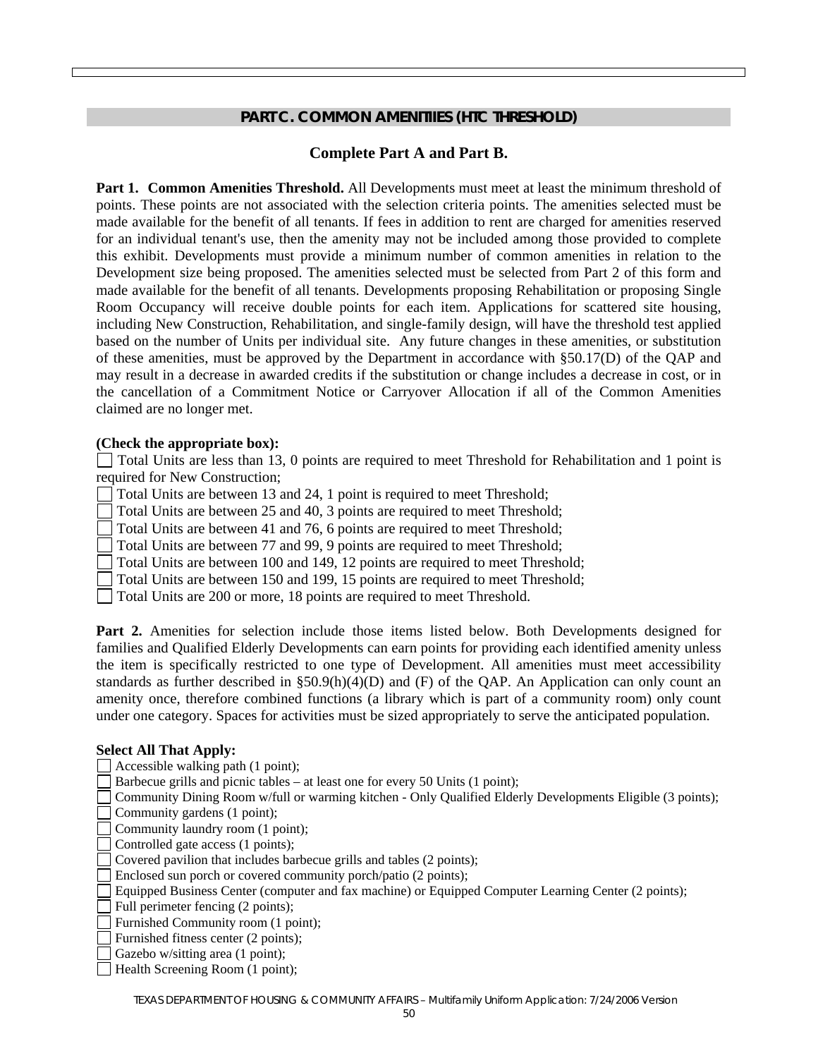## PART C. COMMON AMENITIIES (HTC THRESHOLD)

**Complete Part A and Part B.**

**Part 1. Common Amenities Threshold.** All Developments must meet at least the minimum threshold of points. These points are not associated with the selection criteria points. The amenities selected must be made available for the benefit of all tenants. If fees in addition to rent are charged for amenities reserved for an individual tenant's use, then the amenity may not be included among those provided to complete this exhibit. Developments must provide a minimum number of common amenities in relation to the Development size being proposed. The amenities selected must be selected from Part 2 of this form and made available for the benefit of all tenants. Developments proposing Rehabilitation or proposing Single Room Occupancy will receive double points for each item. Applications for scattered site housing, including New Construction, Rehabilitation, and single-family design, will have the threshold test applied based on the number of Units per individual site. Any future changes in these amenities, or substitution of these amenities, must be approved by the Department in accordance with §50.17(D) of the QAP and may result in a decrease in awarded credits if the substitution or change includes a decrease in cost, or in the cancellation of a Commitment Notice or Carryover Allocation if all of the Common Amenities claimed are no longer met.

**(Check the appropriate box):**

- ☐ Total Units are less than 13, 0 points are required to meet Threshold for Rehabilitation and 1 point is required for New Construction;
- ☐ Total Units are between 13 and 24, 1 point is required to meet Threshold;
- ☐ Total Units are between 25 and 40, 3 points are required to meet Threshold;
- ☐ Total Units are between 41 and 76, 6 points are required to meet Threshold;
- ☐ Total Units are between 77 and 99, 9 points are required to meet Threshold;
- ☐ Total Units are between 100 and 149, 12 points are required to meet Threshold;
- ☐ Total Units are between 150 and 199, 15 points are required to meet Threshold;
- ☐ Total Units are 200 or more, 18 points are required to meet Threshold.

**Part 2.** Amenities for selection include those items listed below. Both Developments designed for families and Qualified Elderly Developments can earn points for providing each identified amenity unless the item is specifically restricted to one type of Development. All amenities must meet accessibility standards as further described in §50.9(h)(4)(D) and (F) of the QAP. An Application can only count an amenity once, therefore combined functions (a library which is part of a community room) only count under one category. Spaces for activities must be sized appropriately to serve the anticipated population.

**Select All That Apply:**

- ☐ Accessible walking path (1 point);
- ☐ Barbecue grills and picnic tables – at least one for every 50 Units (1 point);
- ☐ Community Dining Room w/full or warming kitchen - Only Qualified Elderly Developments Eligible (3 points);
- ☐ Community gardens (1 point);
- ☐ Community laundry room (1 point);
- ☐ Controlled gate access (1 points);
- ☐ Covered pavilion that includes barbecue grills and tables (2 points);
- ☐ Enclosed sun porch or covered community porch/patio (2 points);
- ☐ Equipped Business Center (computer and fax machine) or Equipped Computer Learning Center (2 points);
- ☐ Full perimeter fencing (2 points);
- ☐ Furnished Community room (1 point);
- ☐ Furnished fitness center (2 points);
- ☐ Gazebo w/sitting area (1 point);
- ☐ Health Screening Room (1 point);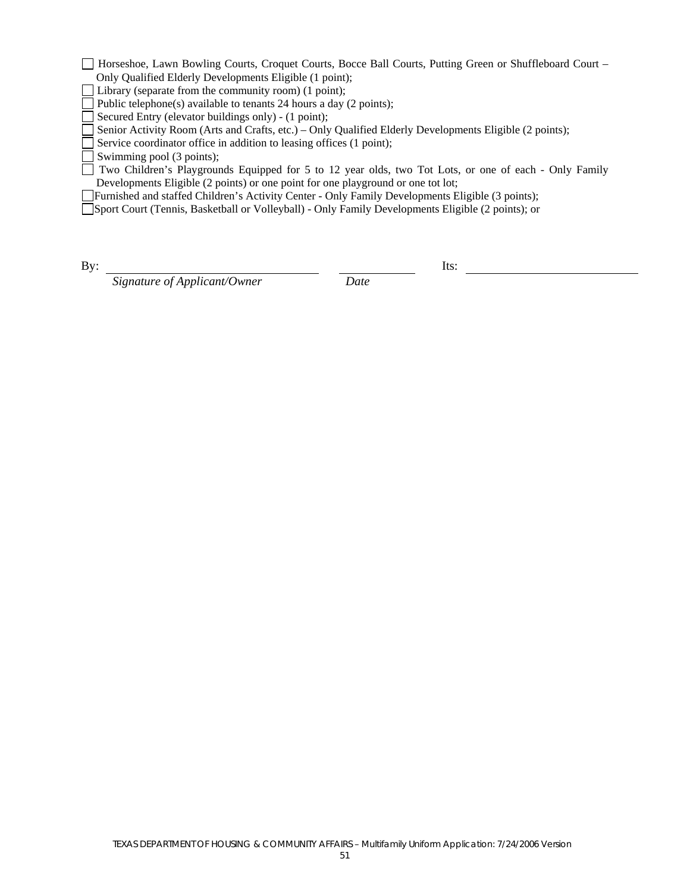- [ ] Horseshoe, Lawn Bowling Courts, Croquet Courts, Bocce Ball Courts, Putting Green or Shuffleboard Court – Only Qualified Elderly Developments Eligible (1 point);
- [ ] Library (separate from the community room) (1 point);
- [ ] Public telephone(s) available to tenants 24 hours a day (2 points);
- [ ] Secured Entry (elevator buildings only) - (1 point);
- [ ] Senior Activity Room (Arts and Crafts, etc.) – Only Qualified Elderly Developments Eligible (2 points);
- [ ] Service coordinator office in addition to leasing offices (1 point);
- [ ] Swimming pool (3 points);
- [ ] Two Children's Playgrounds Equipped for 5 to 12 year olds, two Tot Lots, or one of each - Only Family Developments Eligible (2 points) or one point for one playground or one tot lot;
- [ ] Furnished and staffed Children's Activity Center - Only Family Developments Eligible (3 points);
- [ ] Sport Court (Tennis, Basketball or Volleyball) - Only Family Developments Eligible (2 points); or

By: \_\_\_\_\_\_\_\_\_\_\_\_\_\_\_\_\_\_\_\_\_\_\_\_\_\_\_\_\_\_ \_\_\_\_\_\_\_\_\_\_\_\_ Its: \_\_\_\_\_\_\_\_\_\_\_\_\_\_\_\_\_\_\_\_\_\_\_\_\_\_

*Signature of Applicant/Owner* *Date*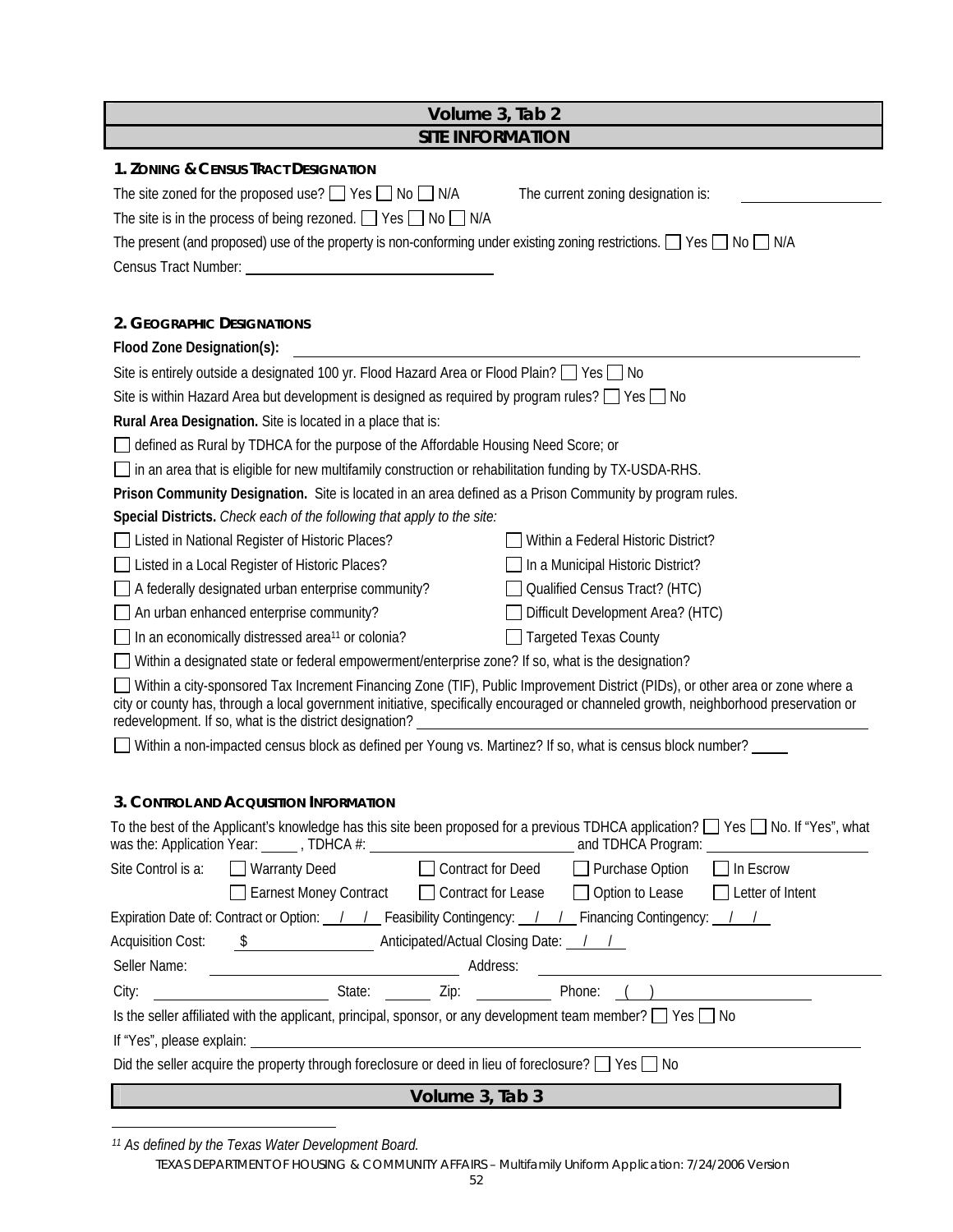## Volume 3, Tab 2

## SITE INFORMATION

### 1. Zoning & Census Tract Designation

The site zoned for the proposed use? ☐ Yes ☐ No ☐ N/A    The current zoning designation is: ____________

The site is in the process of being rezoned. ☐ Yes ☐ No ☐ N/A

The present (and proposed) use of the property is non-conforming under existing zoning restrictions. ☐ Yes ☐ No ☐ N/A

Census Tract Number: ____________________

### 2. Geographic Designations

**Flood Zone Designation(s):** ________________________________________

Site is entirely outside a designated 100 yr. Flood Hazard Area or Flood Plain? ☐ Yes ☐ No

Site is within Hazard Area but development is designed as required by program rules? ☐ Yes ☐ No

**Rural Area Designation.** Site is located in a place that is:

☐ defined as Rural by TDHCA for the purpose of the Affordable Housing Need Score; or

☐ in an area that is eligible for new multifamily construction or rehabilitation funding by TX-USDA-RHS.

**Prison Community Designation.** Site is located in an area defined as a Prison Community by program rules.

**Special Districts.** *Check each of the following that apply to the site:*

☐ Listed in National Register of Historic Places?

☐ Within a Federal Historic District?

☐ Listed in a Local Register of Historic Places?

☐ In a Municipal Historic District?

☐ A federally designated urban enterprise community?

☐ Qualified Census Tract? (HTC)

☐ An urban enhanced enterprise community?

☐ Difficult Development Area? (HTC)

☐ In an economically distressed area[11] or colonia?

☐ Targeted Texas County

☐ Within a designated state or federal empowerment/enterprise zone? If so, what is the designation?

☐ Within a city-sponsored Tax Increment Financing Zone (TIF), Public Improvement District (PIDs), or other area or zone where a city or county has, through a local government initiative, specifically encouraged or channeled growth, neighborhood preservation or redevelopment. If so, what is the district designation? ____________________

☐ Within a non-impacted census block as defined per Young vs. Martinez? If so, what is census block number? _____

### 3. Control and Acquisition Information

To the best of the Applicant's knowledge has this site been proposed for a previous TDHCA application? ☐ Yes ☐ No. If "Yes", what was the: Application Year: _____ , TDHCA #: ____________________ and TDHCA Program: ____________

Site Control is a: ☐ Warranty Deed ☐ Contract for Deed ☐ Purchase Option ☐ In Escrow ☐ Earnest Money Contract ☐ Contract for Lease ☐ Option to Lease ☐ Letter of Intent

Expiration Date of: Contract or Option: __/__/__ Feasibility Contingency: __/__/__ Financing Contingency: __/__/__

Acquisition Cost: $ ____________ Anticipated/Actual Closing Date: __/__/__

Seller Name: ____________________ Address: ____________________

City: ____________ State: ______ Zip: ________ Phone: (   ) ____________

Is the seller affiliated with the applicant, principal, sponsor, or any development team member? ☐ Yes ☐ No

If "Yes", please explain: ________________________________________

Did the seller acquire the property through foreclosure or deed in lieu of foreclosure? ☐ Yes ☐ No

## Volume 3, Tab 3

---

[11] *As defined by the Texas Water Development Board.*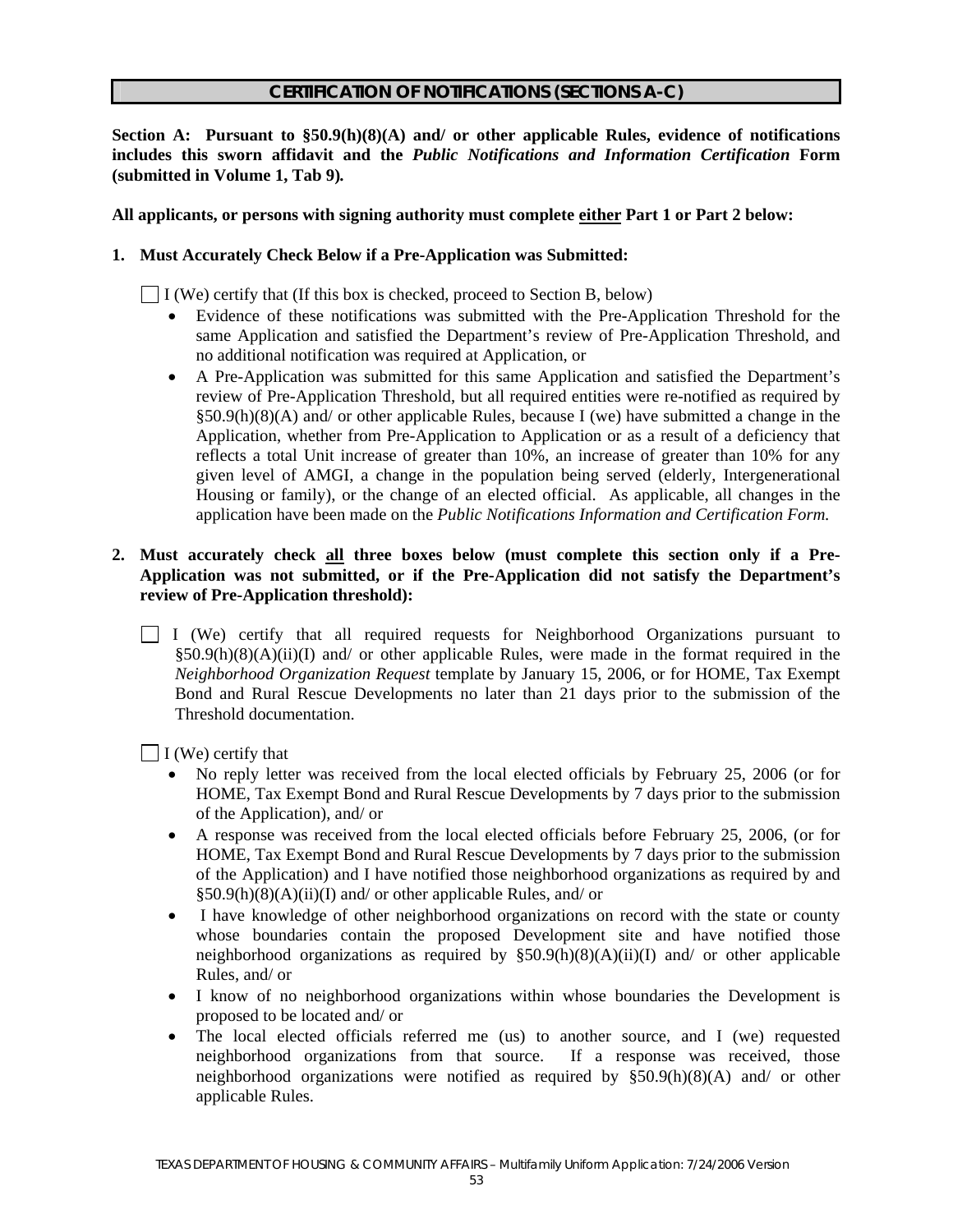## CERTIFICATION OF NOTIFICATIONS (SECTIONS A-C)

**Section A: Pursuant to §50.9(h)(8)(A) and/ or other applicable Rules, evidence of notifications includes this sworn affidavit and the *Public Notifications and Information Certification* Form (submitted in Volume 1, Tab 9).**

**All applicants, or persons with signing authority must complete <u>either</u> Part 1 or Part 2 below:**

**1. Must Accurately Check Below if a Pre-Application was Submitted:**

☐ I (We) certify that (If this box is checked, proceed to Section B, below)

- Evidence of these notifications was submitted with the Pre-Application Threshold for the same Application and satisfied the Department's review of Pre-Application Threshold, and no additional notification was required at Application, or
- A Pre-Application was submitted for this same Application and satisfied the Department's review of Pre-Application Threshold, but all required entities were re-notified as required by §50.9(h)(8)(A) and/ or other applicable Rules, because I (we) have submitted a change in the Application, whether from Pre-Application to Application or as a result of a deficiency that reflects a total Unit increase of greater than 10%, an increase of greater than 10% for any given level of AMGI, a change in the population being served (elderly, Intergenerational Housing or family), or the change of an elected official. As applicable, all changes in the application have been made on the *Public Notifications Information and Certification Form.*

**2. Must accurately check <u>all</u> three boxes below (must complete this section only if a Pre-Application was not submitted, or if the Pre-Application did not satisfy the Department's review of Pre-Application threshold):**

☐ I (We) certify that all required requests for Neighborhood Organizations pursuant to §50.9(h)(8)(A)(ii)(I) and/ or other applicable Rules, were made in the format required in the *Neighborhood Organization Request* template by January 15, 2006, or for HOME, Tax Exempt Bond and Rural Rescue Developments no later than 21 days prior to the submission of the Threshold documentation.

☐ I (We) certify that

- No reply letter was received from the local elected officials by February 25, 2006 (or for HOME, Tax Exempt Bond and Rural Rescue Developments by 7 days prior to the submission of the Application), and/ or
- A response was received from the local elected officials before February 25, 2006, (or for HOME, Tax Exempt Bond and Rural Rescue Developments by 7 days prior to the submission of the Application) and I have notified those neighborhood organizations as required by and §50.9(h)(8)(A)(ii)(I) and/ or other applicable Rules, and/ or
- I have knowledge of other neighborhood organizations on record with the state or county whose boundaries contain the proposed Development site and have notified those neighborhood organizations as required by §50.9(h)(8)(A)(ii)(I) and/ or other applicable Rules, and/ or
- I know of no neighborhood organizations within whose boundaries the Development is proposed to be located and/ or
- The local elected officials referred me (us) to another source, and I (we) requested neighborhood organizations from that source. If a response was received, those neighborhood organizations were notified as required by §50.9(h)(8)(A) and/ or other applicable Rules.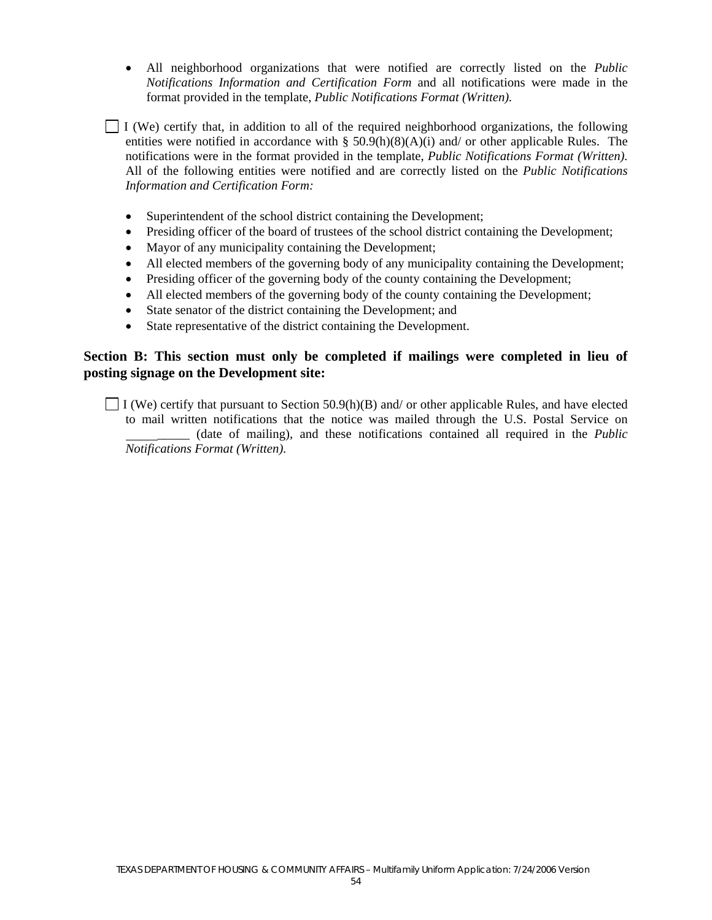- All neighborhood organizations that were notified are correctly listed on the *Public Notifications Information and Certification Form* and all notifications were made in the format provided in the template, *Public Notifications Format (Written).*

☐ I (We) certify that, in addition to all of the required neighborhood organizations, the following entities were notified in accordance with § 50.9(h)(8)(A)(i) and/ or other applicable Rules. The notifications were in the format provided in the template, *Public Notifications Format (Written).* All of the following entities were notified and are correctly listed on the *Public Notifications Information and Certification Form:*

- Superintendent of the school district containing the Development;
- Presiding officer of the board of trustees of the school district containing the Development;
- Mayor of any municipality containing the Development;
- All elected members of the governing body of any municipality containing the Development;
- Presiding officer of the governing body of the county containing the Development;
- All elected members of the governing body of the county containing the Development;
- State senator of the district containing the Development; and
- State representative of the district containing the Development.

**Section B: This section must only be completed if mailings were completed in lieu of posting signage on the Development site:**

☐ I (We) certify that pursuant to Section 50.9(h)(B) and/ or other applicable Rules, and have elected to mail written notifications that the notice was mailed through the U.S. Postal Service on __________ (date of mailing), and these notifications contained all required in the *Public Notifications Format (Written).*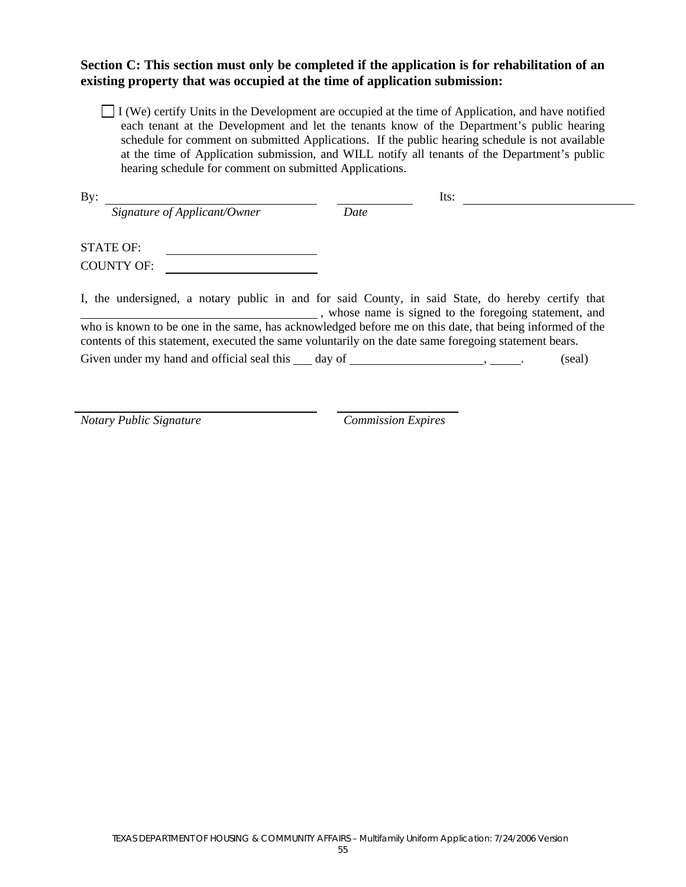**Section C: This section must only be completed if the application is for rehabilitation of an existing property that was occupied at the time of application submission:**

☐ I (We) certify Units in the Development are occupied at the time of Application, and have notified each tenant at the Development and let the tenants know of the Department's public hearing schedule for comment on submitted Applications. If the public hearing schedule is not available at the time of Application submission, and WILL notify all tenants of the Department's public hearing schedule for comment on submitted Applications.

By: ______________________________ ____________ Its: ______________________________

*Signature of Applicant/Owner* *Date*

STATE OF: ______________________

COUNTY OF: ______________________

I, the undersigned, a notary public in and for said County, in said State, do hereby certify that ______________________________ , whose name is signed to the foregoing statement, and who is known to be one in the same, has acknowledged before me on this date, that being informed of the contents of this statement, executed the same voluntarily on the date same foregoing statement bears.

Given under my hand and official seal this ___ day of ____________________, _____. (seal)

______________________________ ____________________

*Notary Public Signature* *Commission Expires*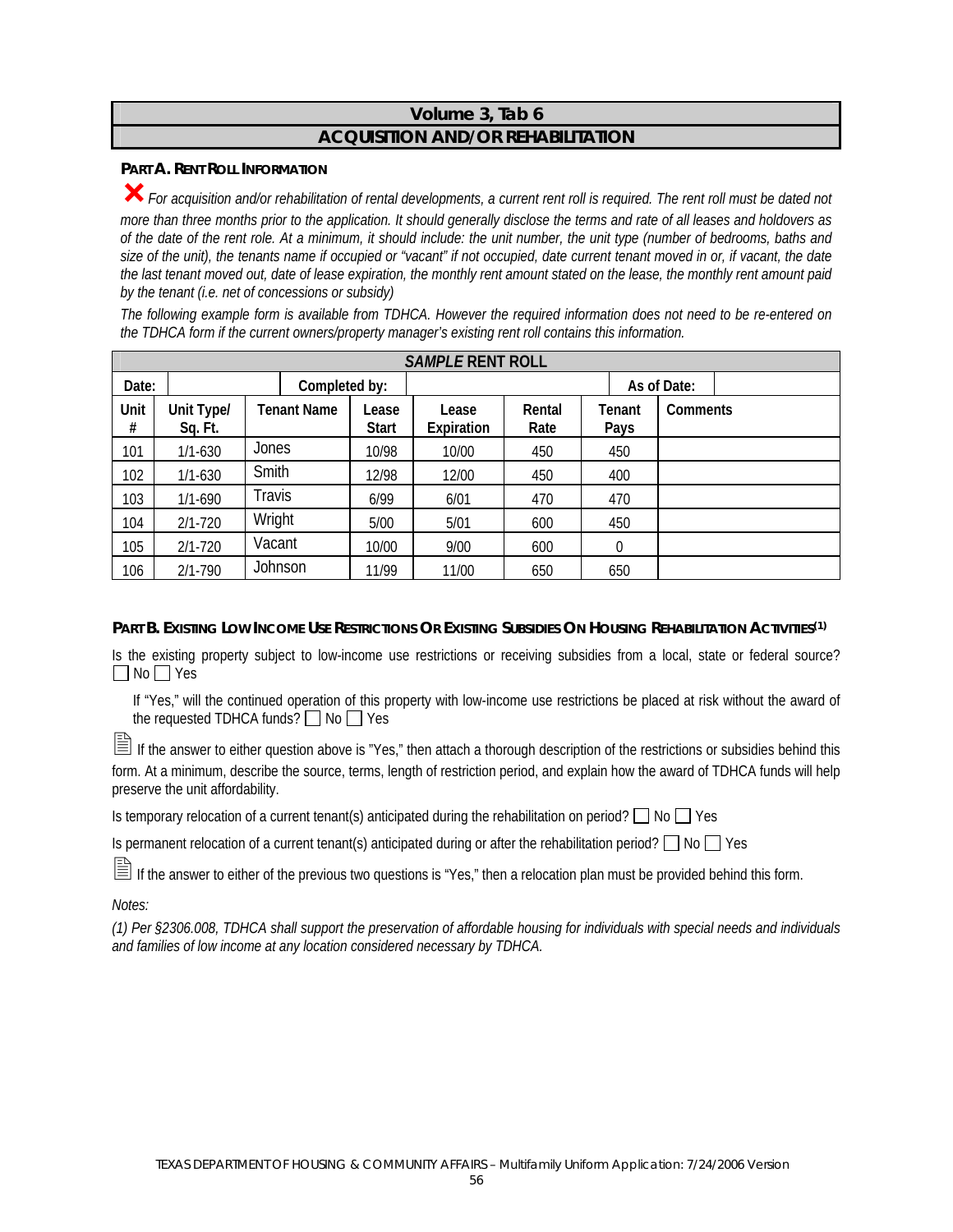# Volume 3, Tab 6

## ACQUISITION AND/OR REHABILITATION

### PART A. RENT ROLL INFORMATION

✗ *For acquisition and/or rehabilitation of rental developments, a current rent roll is required. The rent roll must be dated not more than three months prior to the application. It should generally disclose the terms and rate of all leases and holdovers as of the date of the rent role. At a minimum, it should include: the unit number, the unit type (number of bedrooms, baths and size of the unit), the tenants name if occupied or "vacant" if not occupied, date current tenant moved in or, if vacant, the date the last tenant moved out, date of lease expiration, the monthly rent amount stated on the lease, the monthly rent amount paid by the tenant (i.e. net of concessions or subsidy)*

*The following example form is available from TDHCA. However the required information does not need to be re-entered on the TDHCA form if the current owners/property manager's existing rent roll contains this information.*

| *SAMPLE* RENT ROLL | | | | | | | |
|---|---|---|---|---|---|---|---|
| Date: | | Completed by: | | | | As of Date: | |
| Unit # | Unit Type/ Sq. Ft. | Tenant Name | Lease Start | Lease Expiration | Rental Rate | Tenant Pays | Comments |
| 101 | 1/1-630 | Jones | 10/98 | 10/00 | 450 | 450 | |
| 102 | 1/1-630 | Smith | 12/98 | 12/00 | 450 | 400 | |
| 103 | 1/1-690 | Travis | 6/99 | 6/01 | 470 | 470 | |
| 104 | 2/1-720 | Wright | 5/00 | 5/01 | 600 | 450 | |
| 105 | 2/1-720 | Vacant | 10/00 | 9/00 | 600 | 0 | |
| 106 | 2/1-790 | Johnson | 11/99 | 11/00 | 650 | 650 | |

### PART B. EXISTING LOW INCOME USE RESTRICTIONS OR EXISTING SUBSIDIES ON HOUSING REHABILITATION ACTIVITIES[1]

Is the existing property subject to low-income use restrictions or receiving subsidies from a local, state or federal source? ☐ No ☐ Yes

If "Yes," will the continued operation of this property with low-income use restrictions be placed at risk without the award of the requested TDHCA funds? ☐ No ☐ Yes

If the answer to either question above is "Yes," then attach a thorough description of the restrictions or subsidies behind this form. At a minimum, describe the source, terms, length of restriction period, and explain how the award of TDHCA funds will help preserve the unit affordability.

Is temporary relocation of a current tenant(s) anticipated during the rehabilitation on period? ☐ No ☐ Yes

Is permanent relocation of a current tenant(s) anticipated during or after the rehabilitation period? ☐ No ☐ Yes

If the answer to either of the previous two questions is "Yes," then a relocation plan must be provided behind this form.

*Notes:*

*(1) Per §2306.008, TDHCA shall support the preservation of affordable housing for individuals with special needs and individuals and families of low income at any location considered necessary by TDHCA.*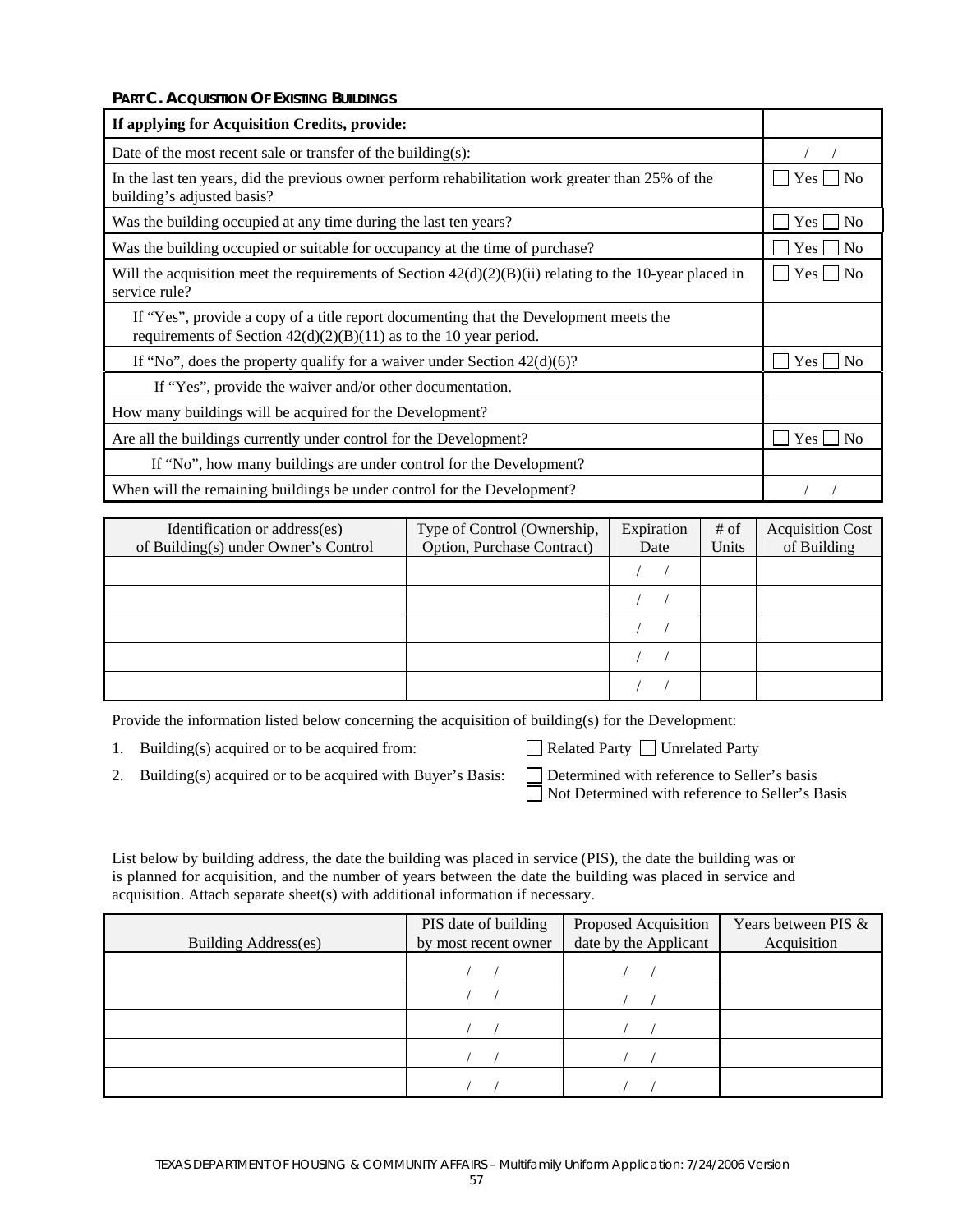**PART C. ACQUISITION OF EXISTING BUILDINGS**

| If applying for Acquisition Credits, provide: | |
|---|---|
| Date of the most recent sale or transfer of the building(s): | / / |
| In the last ten years, did the previous owner perform rehabilitation work greater than 25% of the building's adjusted basis? | ☐ Yes ☐ No |
| Was the building occupied at any time during the last ten years? | ☐ Yes ☐ No |
| Was the building occupied or suitable for occupancy at the time of purchase? | ☐ Yes ☐ No |
| Will the acquisition meet the requirements of Section 42(d)(2)(B)(ii) relating to the 10-year placed in service rule? | ☐ Yes ☐ No |
| If "Yes", provide a copy of a title report documenting that the Development meets the requirements of Section 42(d)(2)(B)(11) as to the 10 year period. | |
| If "No", does the property qualify for a waiver under Section 42(d)(6)? | ☐ Yes ☐ No |
| If "Yes", provide the waiver and/or other documentation. | |
| How many buildings will be acquired for the Development? | |
| Are all the buildings currently under control for the Development? | ☐ Yes ☐ No |
| If "No", how many buildings are under control for the Development? | |
| When will the remaining buildings be under control for the Development? | / / |

| Identification or address(es) of Building(s) under Owner's Control | Type of Control (Ownership, Option, Purchase Contract) | Expiration Date | # of Units | Acquisition Cost of Building |
|---|---|---|---|---|
| | | / / | | |
| | | / / | | |
| | | / / | | |
| | | / / | | |
| | | / / | | |

Provide the information listed below concerning the acquisition of building(s) for the Development:

1. Building(s) acquired or to be acquired from: ☐ Related Party ☐ Unrelated Party
2. Building(s) acquired or to be acquired with Buyer's Basis: ☐ Determined with reference to Seller's basis ☐ Not Determined with reference to Seller's Basis

List below by building address, the date the building was placed in service (PIS), the date the building was or is planned for acquisition, and the number of years between the date the building was placed in service and acquisition. Attach separate sheet(s) with additional information if necessary.

| Building Address(es) | PIS date of building by most recent owner | Proposed Acquisition date by the Applicant | Years between PIS & Acquisition |
|---|---|---|---|
| | / / | / / | |
| | / / | / / | |
| | / / | / / | |
| | / / | / / | |
| | / / | / / | |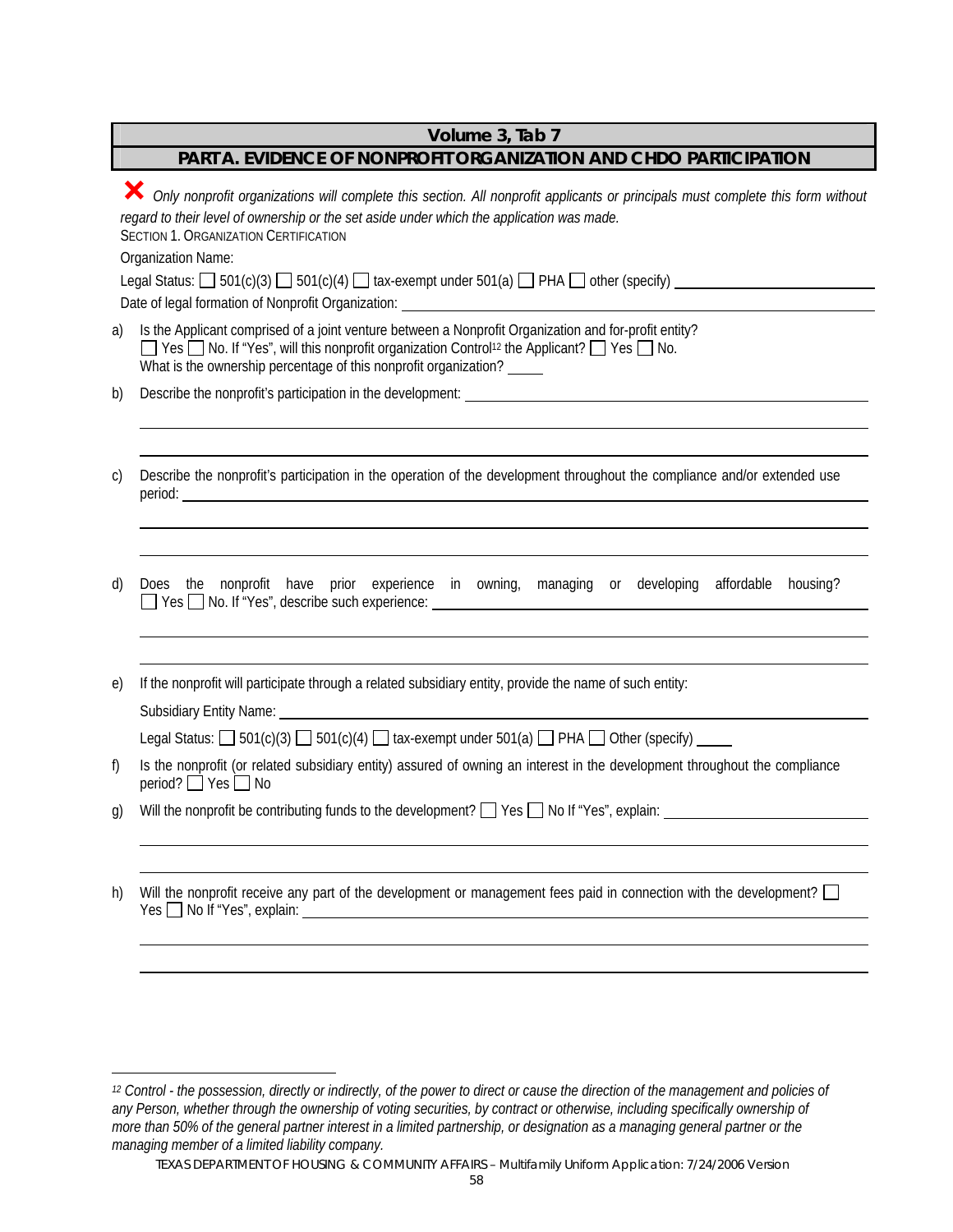# Volume 3, Tab 7

## PART A. EVIDENCE OF NONPROFIT ORGANIZATION AND CHDO PARTICIPATION

✘ *Only nonprofit organizations will complete this section. All nonprofit applicants or principals must complete this form without regard to their level of ownership or the set aside under which the application was made.*

SECTION 1. ORGANIZATION CERTIFICATION

Organization Name:

Legal Status: ☐ 501(c)(3) ☐ 501(c)(4) ☐ tax-exempt under 501(a) ☐ PHA ☐ other (specify) ____________________

Date of legal formation of Nonprofit Organization: ____________________

a) Is the Applicant comprised of a joint venture between a Nonprofit Organization and for-profit entity?
☐ Yes ☐ No. If "Yes", will this nonprofit organization Control[12] the Applicant? ☐ Yes ☐ No.
What is the ownership percentage of this nonprofit organization? _____

b) Describe the nonprofit's participation in the development: ____________________

c) Describe the nonprofit's participation in the operation of the development throughout the compliance and/or extended use period: ____________________

d) Does the nonprofit have prior experience in owning, managing or developing affordable housing?
☐ Yes ☐ No. If "Yes", describe such experience: ____________________

e) If the nonprofit will participate through a related subsidiary entity, provide the name of such entity:

Subsidiary Entity Name: ____________________

Legal Status: ☐ 501(c)(3) ☐ 501(c)(4) ☐ tax-exempt under 501(a) ☐ PHA ☐ Other (specify) _____

f) Is the nonprofit (or related subsidiary entity) assured of owning an interest in the development throughout the compliance period? ☐ Yes ☐ No

g) Will the nonprofit be contributing funds to the development? ☐ Yes ☐ No If "Yes", explain: ____________________

h) Will the nonprofit receive any part of the development or management fees paid in connection with the development? ☐ Yes ☐ No If "Yes", explain: ____________________

---

[12] *Control - the possession, directly or indirectly, of the power to direct or cause the direction of the management and policies of any Person, whether through the ownership of voting securities, by contract or otherwise, including specifically ownership of more than 50% of the general partner interest in a limited partnership, or designation as a managing general partner or the managing member of a limited liability company.*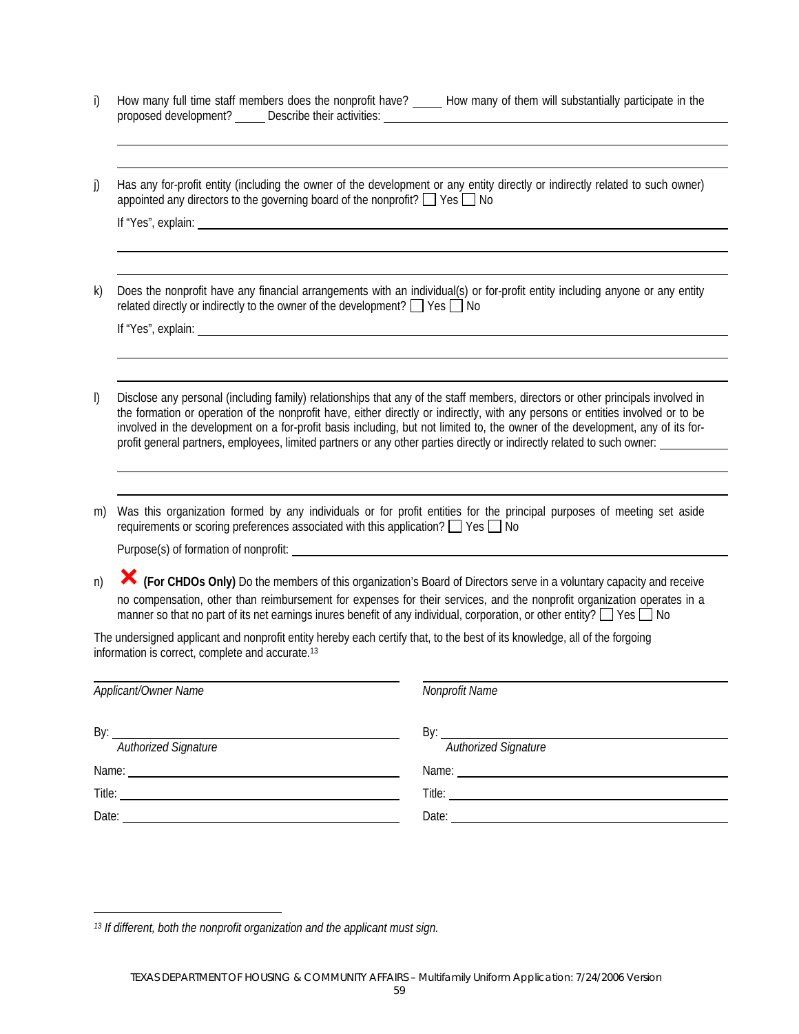i) How many full time staff members does the nonprofit have? _____ How many of them will substantially participate in the proposed development? _____ Describe their activities: ______________________________

______________________________________________________________________________

______________________________________________________________________________

j) Has any for-profit entity (including the owner of the development or any entity directly or indirectly related to such owner) appointed any directors to the governing board of the nonprofit? ☐ Yes ☐ No

If "Yes", explain: ______________________________________________________________

______________________________________________________________________________

______________________________________________________________________________

k) Does the nonprofit have any financial arrangements with an individual(s) or for-profit entity including anyone or any entity related directly or indirectly to the owner of the development? ☐ Yes ☐ No

If "Yes", explain: ______________________________________________________________

______________________________________________________________________________

______________________________________________________________________________

l) Disclose any personal (including family) relationships that any of the staff members, directors or other principals involved in the formation or operation of the nonprofit have, either directly or indirectly, with any persons or entities involved or to be involved in the development on a for-profit basis including, but not limited to, the owner of the development, any of its for-profit general partners, employees, limited partners or any other parties directly or indirectly related to such owner: __________

______________________________________________________________________________

______________________________________________________________________________

m) Was this organization formed by any individuals or for profit entities for the principal purposes of meeting set aside requirements or scoring preferences associated with this application? ☐ Yes ☐ No

Purpose(s) of formation of nonprofit: ____________________________________________

n) ✗ **(For CHDOs Only)** Do the members of this organization's Board of Directors serve in a voluntary capacity and receive no compensation, other than reimbursement for expenses for their services, and the nonprofit organization operates in a manner so that no part of its net earnings inures benefit of any individual, corporation, or other entity? ☐ Yes ☐ No

The undersigned applicant and nonprofit entity hereby each certify that, to the best of its knowledge, all of the forgoing information is correct, complete and accurate.[13]

______________________________
*Applicant/Owner Name*

By: ___________________________
*Authorized Signature*

Name: _________________________

Title: __________________________

Date: __________________________

______________________________
*Nonprofit Name*

By: ___________________________
*Authorized Signature*

Name: _________________________

Title: __________________________

Date: __________________________

---

[13] *If different, both the nonprofit organization and the applicant must sign.*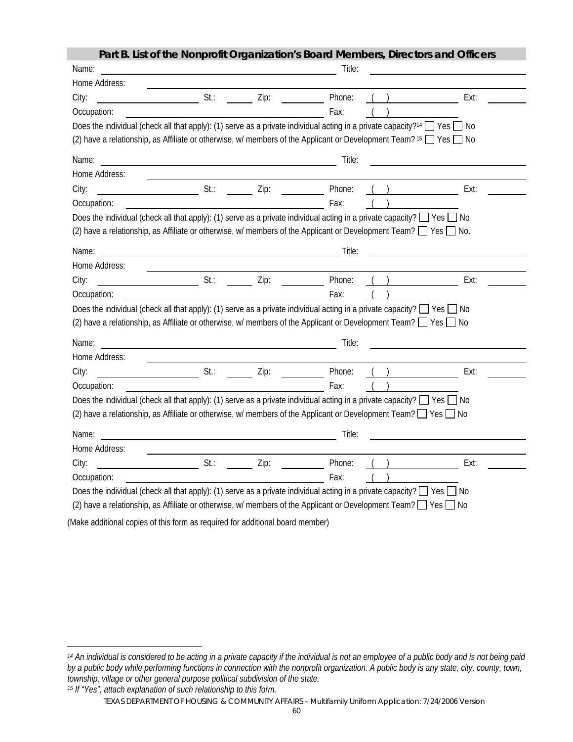## Part B. List of the Nonprofit Organization's Board Members, Directors and Officers

Name: ______________________ Title: ______________________

Home Address: ______________________

City: ____________ St.: ______ Zip: ________ Phone: ( ) ____________ Ext: ______

Occupation: ______________________ Fax: ( ) ____________

Does the individual (check all that apply): (1) serve as a private individual acting in a private capacity?[14] ☐ Yes ☐ No

(2) have a relationship, as Affiliate or otherwise, w/ members of the Applicant or Development Team? [15] ☐ Yes ☐ No

Name: ______________________ Title: ______________________

Home Address: ______________________

City: ____________ St.: ______ Zip: ________ Phone: ( ) ____________ Ext: ______

Occupation: ______________________ Fax: ( ) ____________

Does the individual (check all that apply): (1) serve as a private individual acting in a private capacity? ☐ Yes ☐ No

(2) have a relationship, as Affiliate or otherwise, w/ members of the Applicant or Development Team? ☐ Yes ☐ No.

Name: ______________________ Title: ______________________

Home Address: ______________________

City: ____________ St.: ______ Zip: ________ Phone: ( ) ____________ Ext: ______

Occupation: ______________________ Fax: ( ) ____________

Does the individual (check all that apply): (1) serve as a private individual acting in a private capacity? ☐ Yes ☐ No

(2) have a relationship, as Affiliate or otherwise, w/ members of the Applicant or Development Team? ☐ Yes ☐ No

Name: ______________________ Title: ______________________

Home Address: ______________________

City: ____________ St.: ______ Zip: ________ Phone: ( ) ____________ Ext: ______

Occupation: ______________________ Fax: ( ) ____________

Does the individual (check all that apply): (1) serve as a private individual acting in a private capacity? ☐ Yes ☐ No

(2) have a relationship, as Affiliate or otherwise, w/ members of the Applicant or Development Team? ☐ Yes ☐ No

Name: ______________________ Title: ______________________

Home Address: ______________________

City: ____________ St.: ______ Zip: ________ Phone: ( ) ____________ Ext: ______

Occupation: ______________________ Fax: ( ) ____________

Does the individual (check all that apply): (1) serve as a private individual acting in a private capacity? ☐ Yes ☐ No

(2) have a relationship, as Affiliate or otherwise, w/ members of the Applicant or Development Team? ☐ Yes ☐ No

(Make additional copies of this form as required for additional board member)

---

*[14] An individual is considered to be acting in a private capacity if the individual is not an employee of a public body and is not being paid by a public body while performing functions in connection with the nonprofit organization. A public body is any state, city, county, town, township, village or other general purpose political subdivision of the state.*

*[15] If "Yes", attach explanation of such relationship to this form.*